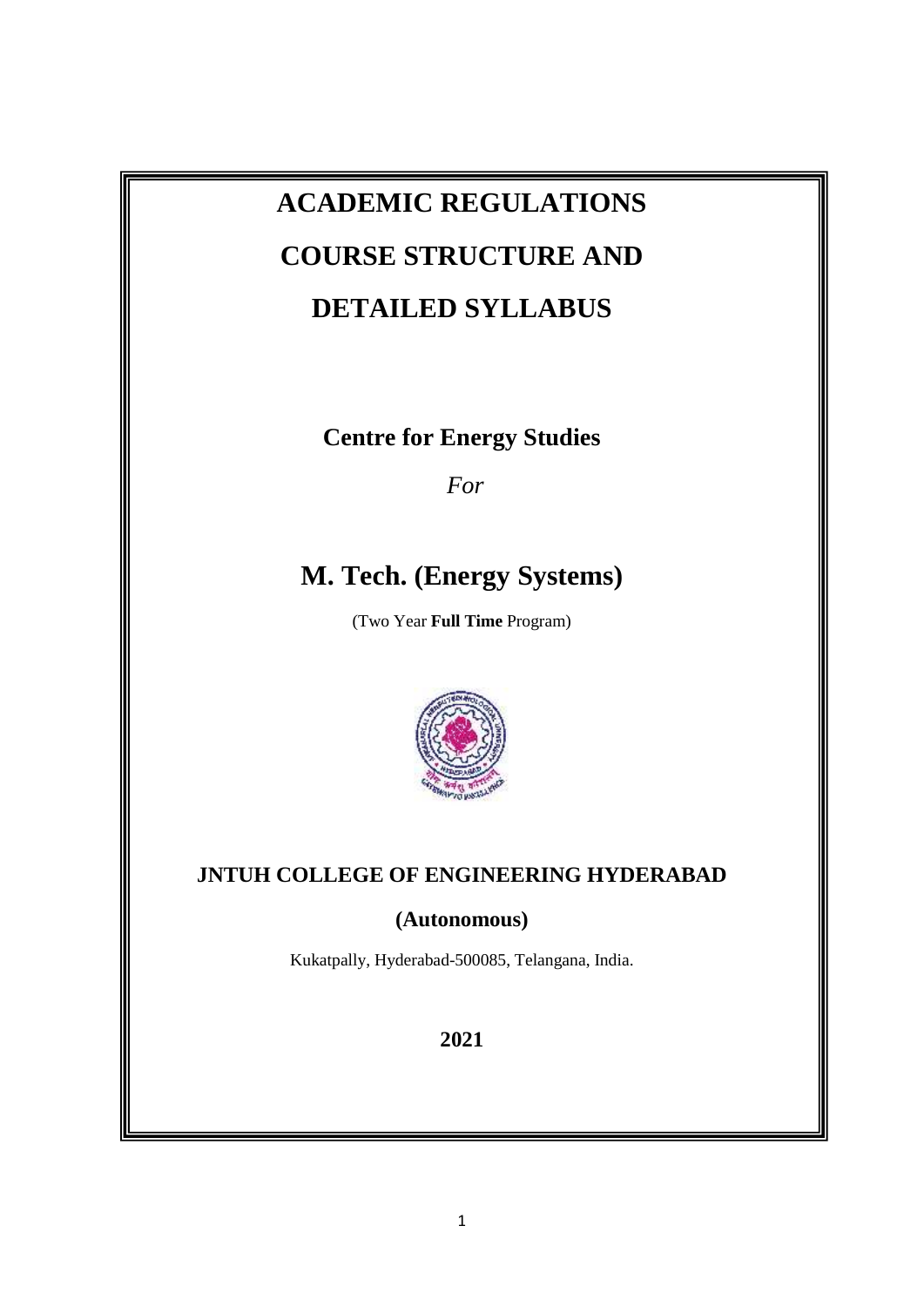# ACADEMIC REGULATIONS

# COURSE STRUCTURE AND

# DETAILED SYLLABUS

**Centre for Energy Studies**

*For*

## M. Tech. (Energy Systems)

(Two Year **Full Time** Program)

**JNTUH COLLEGE OF ENGINEERING HYDERABAD**

**(Autonomous)**

Kukatpally, Hyderabad-500085, Telangana, India.

**2021**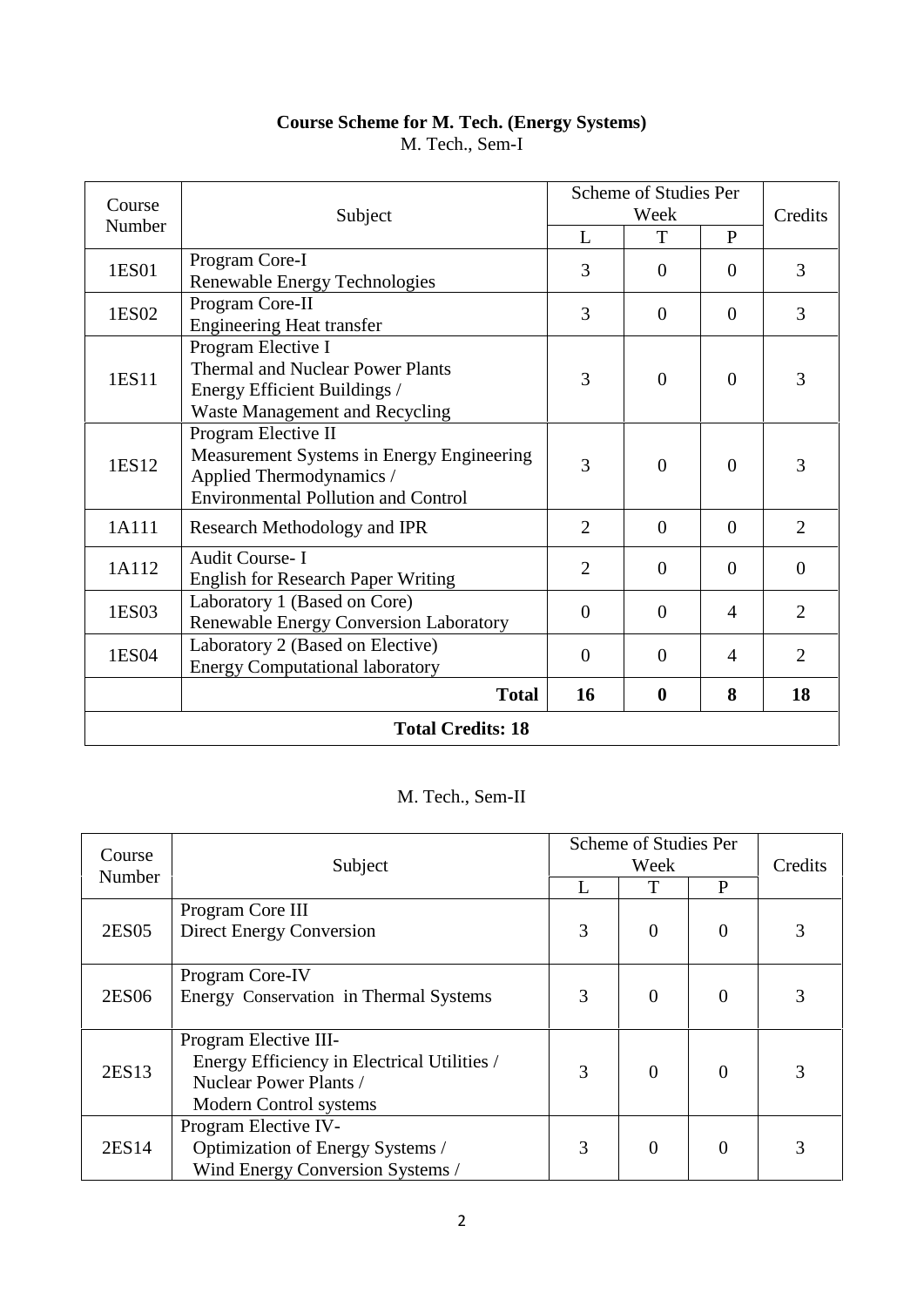## Course Scheme for M. Tech. (Energy Systems)

M. Tech., Sem-I

| Course Number | Subject | Scheme of Studies Per Week | | | Credits |
|---|---|---|---|---|---|
| | | L | T | P | |
| 1ES01 | Program Core-I<br>Renewable Energy Technologies | 3 | 0 | 0 | 3 |
| 1ES02 | Program Core-II<br>Engineering Heat transfer | 3 | 0 | 0 | 3 |
| 1ES11 | Program Elective I<br>Thermal and Nuclear Power Plants<br>Energy Efficient Buildings /<br>Waste Management and Recycling | 3 | 0 | 0 | 3 |
| 1ES12 | Program Elective II<br>Measurement Systems in Energy Engineering<br>Applied Thermodynamics /<br>Environmental Pollution and Control | 3 | 0 | 0 | 3 |
| 1A111 | Research Methodology and IPR | 2 | 0 | 0 | 2 |
| 1A112 | Audit Course- I<br>English for Research Paper Writing | 2 | 0 | 0 | 0 |
| 1ES03 | Laboratory 1 (Based on Core)<br>Renewable Energy Conversion Laboratory | 0 | 0 | 4 | 2 |
| 1ES04 | Laboratory 2 (Based on Elective)<br>Energy Computational laboratory | 0 | 0 | 4 | 2 |
| | **Total** | **16** | **0** | **8** | **18** |
| **Total Credits: 18** | | | | | |

M. Tech., Sem-II

| Course Number | Subject | Scheme of Studies Per Week | | | Credits |
|---|---|---|---|---|---|
| | | L | T | P | |
| 2ES05 | Program Core III<br>Direct Energy Conversion | 3 | 0 | 0 | 3 |
| 2ES06 | Program Core-IV<br>Energy Conservation in Thermal Systems | 3 | 0 | 0 | 3 |
| 2ES13 | Program Elective III-<br>Energy Efficiency in Electrical Utilities /<br>Nuclear Power Plants /<br>Modern Control systems | 3 | 0 | 0 | 3 |
| 2ES14 | Program Elective IV-<br>Optimization of Energy Systems /<br>Wind Energy Conversion Systems / | 3 | 0 | 0 | 3 |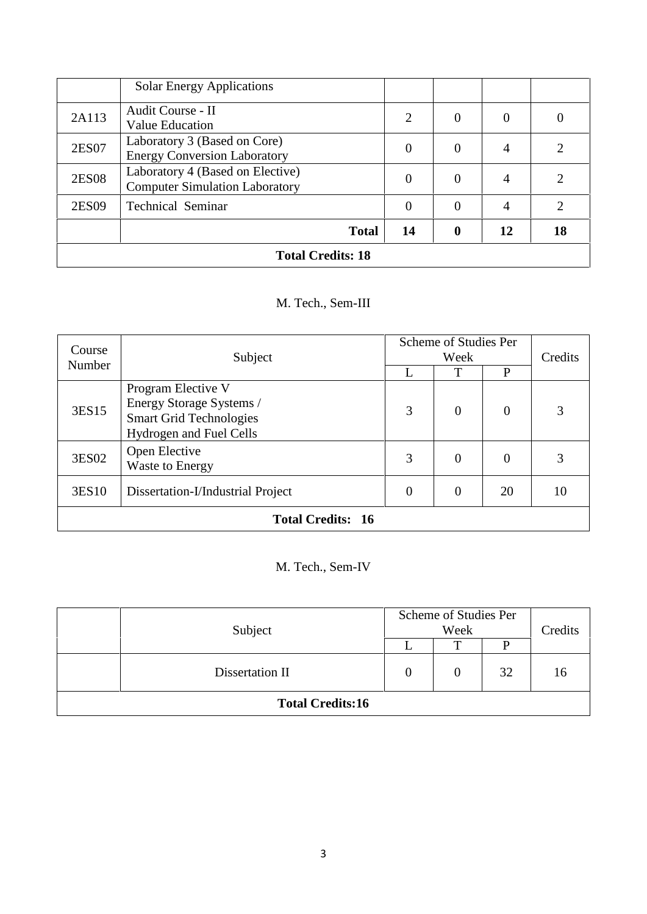| | Subject | L | T | P | Credits |
|---|---|---|---|---|---|
| | Solar Energy Applications | | | | |
| 2A113 | Audit Course - II<br>Value Education | 2 | 0 | 0 | 0 |
| 2ES07 | Laboratory 3 (Based on Core)<br>Energy Conversion Laboratory | 0 | 0 | 4 | 2 |
| 2ES08 | Laboratory 4 (Based on Elective)<br>Computer Simulation Laboratory | 0 | 0 | 4 | 2 |
| 2ES09 | Technical Seminar | 0 | 0 | 4 | 2 |
| | **Total** | **14** | **0** | **12** | **18** |
| **Total Credits: 18** | | | | | |

M. Tech., Sem-III

| Course Number | Subject | Scheme of Studies Per Week | | | Credits |
|---|---|---|---|---|---|
| | | L | T | P | |
| 3ES15 | Program Elective V<br>Energy Storage Systems /<br>Smart Grid Technologies<br>Hydrogen and Fuel Cells | 3 | 0 | 0 | 3 |
| 3ES02 | Open Elective<br>Waste to Energy | 3 | 0 | 0 | 3 |
| 3ES10 | Dissertation-I/Industrial Project | 0 | 0 | 20 | 10 |
| **Total Credits: 16** | | | | | |

M. Tech., Sem-IV

| | Subject | Scheme of Studies Per Week | | | Credits |
|---|---|---|---|---|---|
| | | L | T | P | |
| | Dissertation II | 0 | 0 | 32 | 16 |
| **Total Credits:16** | | | | | |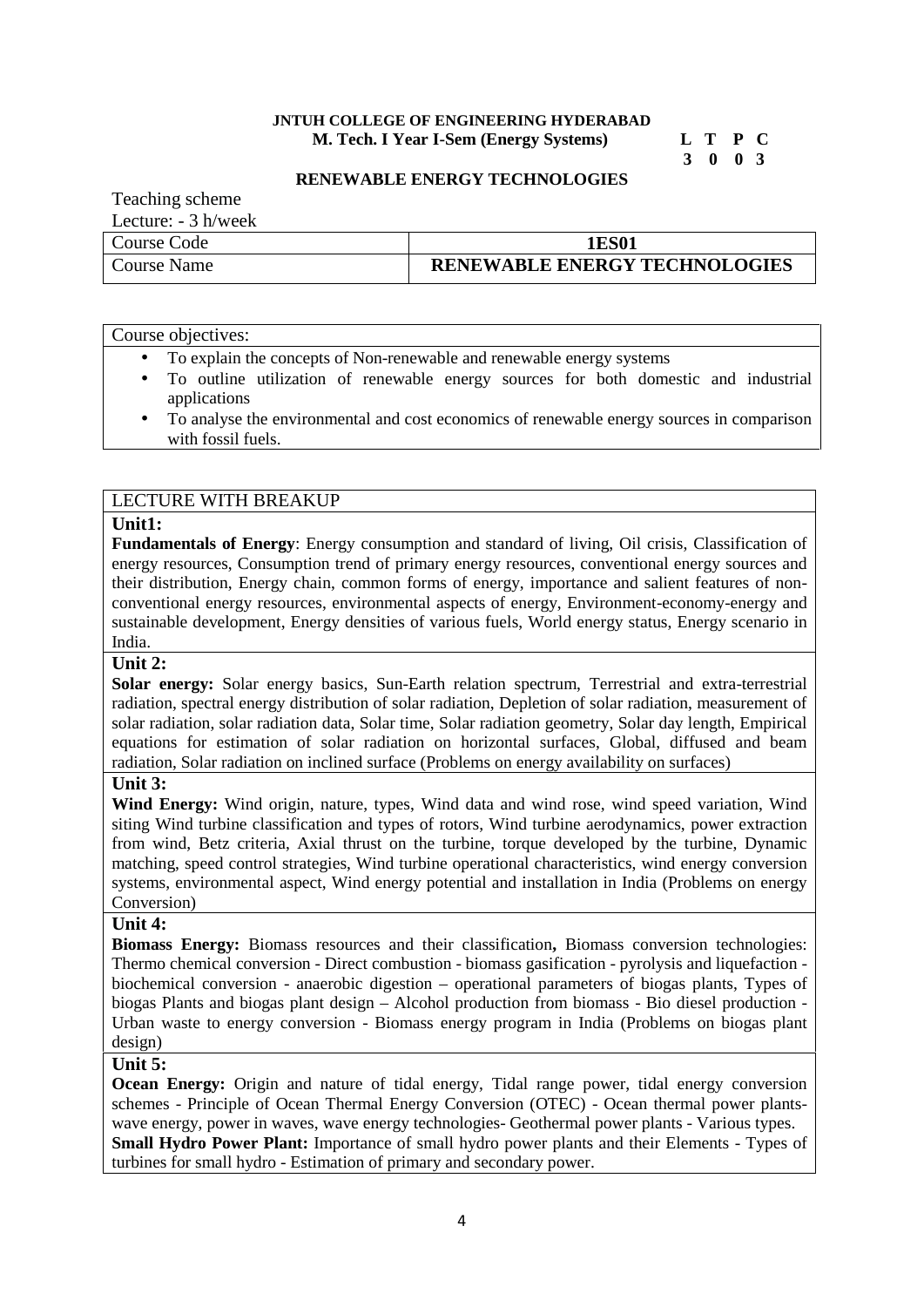**JNTUH COLLEGE OF ENGINEERING HYDERABAD**

**M. Tech. I Year I-Sem (Energy Systems)**

| L | T | P | C |
|---|---|---|---|
| 3 | 0 | 0 | 3 |

## RENEWABLE ENERGY TECHNOLOGIES

Teaching scheme

Lecture: - 3 h/week

| Course Code | **1ES01** |
|---|---|
| Course Name | **RENEWABLE ENERGY TECHNOLOGIES** |

Course objectives:

- To explain the concepts of Non-renewable and renewable energy systems
- To outline utilization of renewable energy sources for both domestic and industrial applications
- To analyse the environmental and cost economics of renewable energy sources in comparison with fossil fuels.

LECTURE WITH BREAKUP

**Unit1:**

**Fundamentals of Energy**: Energy consumption and standard of living, Oil crisis, Classification of energy resources, Consumption trend of primary energy resources, conventional energy sources and their distribution, Energy chain, common forms of energy, importance and salient features of non-conventional energy resources, environmental aspects of energy, Environment-economy-energy and sustainable development, Energy densities of various fuels, World energy status, Energy scenario in India.

**Unit 2:**

**Solar energy:** Solar energy basics, Sun-Earth relation spectrum, Terrestrial and extra-terrestrial radiation, spectral energy distribution of solar radiation, Depletion of solar radiation, measurement of solar radiation, solar radiation data, Solar time, Solar radiation geometry, Solar day length, Empirical equations for estimation of solar radiation on horizontal surfaces, Global, diffused and beam radiation, Solar radiation on inclined surface (Problems on energy availability on surfaces)

**Unit 3:**

**Wind Energy:** Wind origin, nature, types, Wind data and wind rose, wind speed variation, Wind siting Wind turbine classification and types of rotors, Wind turbine aerodynamics, power extraction from wind, Betz criteria, Axial thrust on the turbine, torque developed by the turbine, Dynamic matching, speed control strategies, Wind turbine operational characteristics, wind energy conversion systems, environmental aspect, Wind energy potential and installation in India (Problems on energy Conversion)

**Unit 4:**

**Biomass Energy:** Biomass resources and their classification**,** Biomass conversion technologies: Thermo chemical conversion - Direct combustion - biomass gasification - pyrolysis and liquefaction - biochemical conversion – anaerobic digestion – operational parameters of biogas plants, Types of biogas Plants and biogas plant design – Alcohol production from biomass - Bio diesel production - Urban waste to energy conversion - Biomass energy program in India (Problems on biogas plant design)

**Unit 5:**

**Ocean Energy:** Origin and nature of tidal energy, Tidal range power, tidal energy conversion schemes - Principle of Ocean Thermal Energy Conversion (OTEC) - Ocean thermal power plants-wave energy, power in waves, wave energy technologies- Geothermal power plants - Various types.

**Small Hydro Power Plant:** Importance of small hydro power plants and their Elements - Types of turbines for small hydro - Estimation of primary and secondary power.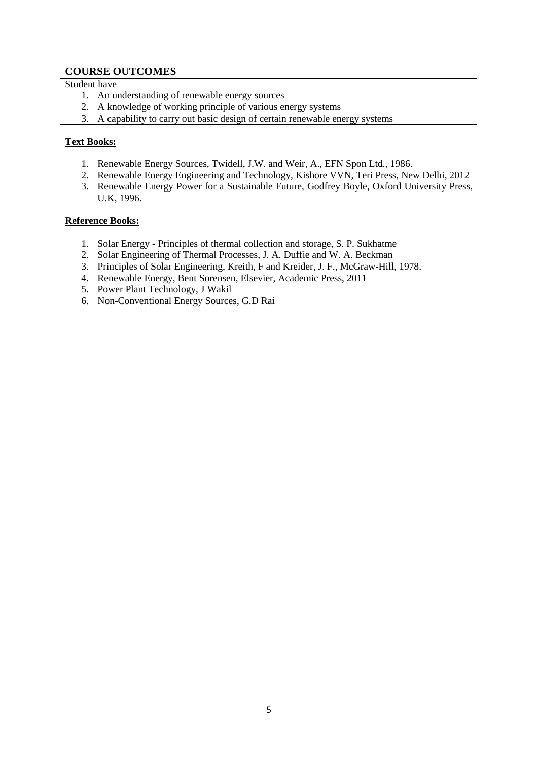| COURSE OUTCOMES | |
|---|---|

Student have

1. An understanding of renewable energy sources
2. A knowledge of working principle of various energy systems
3. A capability to carry out basic design of certain renewable energy systems

**Text Books:**

1. Renewable Energy Sources, Twidell, J.W. and Weir, A., EFN Spon Ltd., 1986.
2. Renewable Energy Engineering and Technology, Kishore VVN, Teri Press, New Delhi, 2012
3. Renewable Energy Power for a Sustainable Future, Godfrey Boyle, Oxford University Press, U.K, 1996.

**Reference Books:**

1. Solar Energy - Principles of thermal collection and storage, S. P. Sukhatme
2. Solar Engineering of Thermal Processes, J. A. Duffie and W. A. Beckman
3. Principles of Solar Engineering, Kreith, F and Kreider, J. F., McGraw-Hill, 1978.
4. Renewable Energy, Bent Sorensen, Elsevier, Academic Press, 2011
5. Power Plant Technology, J Wakil
6. Non-Conventional Energy Sources, G.D Rai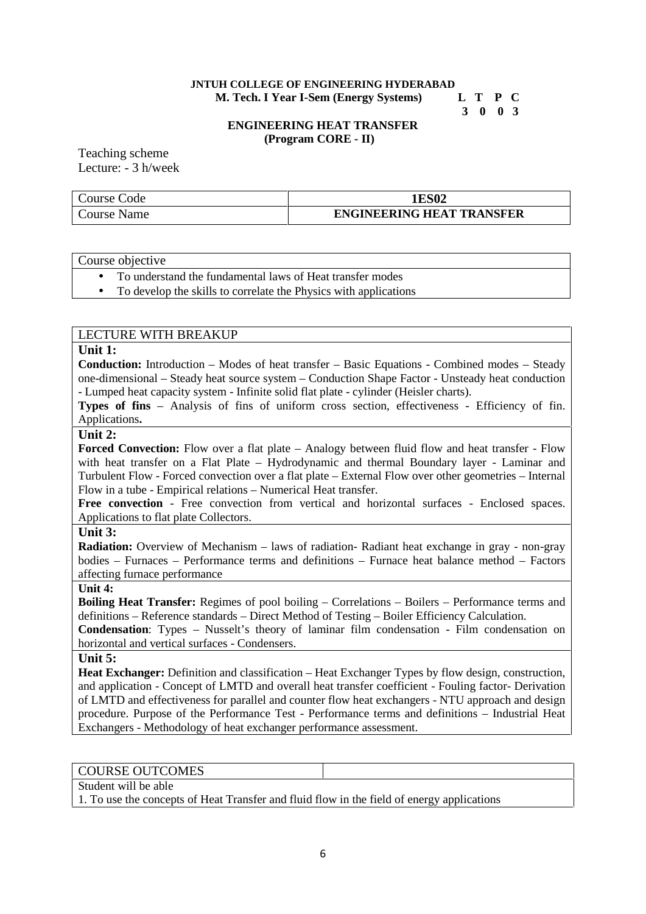**JNTUH COLLEGE OF ENGINEERING HYDERABAD**

**M. Tech. I Year I-Sem (Energy Systems)**

| L | T | P | C |
|---|---|---|---|
| 3 | 0 | 0 | 3 |

**ENGINEERING HEAT TRANSFER**
**(Program CORE - II)**

Teaching scheme
Lecture: - 3 h/week

| Course Code | **1ES02** |
|---|---|
| Course Name | **ENGINEERING HEAT TRANSFER** |

Course objective

- To understand the fundamental laws of Heat transfer modes
- To develop the skills to correlate the Physics with applications

LECTURE WITH BREAKUP

**Unit 1:**

**Conduction:** Introduction – Modes of heat transfer – Basic Equations - Combined modes – Steady one-dimensional – Steady heat source system – Conduction Shape Factor - Unsteady heat conduction - Lumped heat capacity system - Infinite solid flat plate - cylinder (Heisler charts).

**Types of fins** – Analysis of fins of uniform cross section, effectiveness - Efficiency of fin. Applications**.**

**Unit 2:**

**Forced Convection:** Flow over a flat plate – Analogy between fluid flow and heat transfer - Flow with heat transfer on a Flat Plate – Hydrodynamic and thermal Boundary layer - Laminar and Turbulent Flow - Forced convection over a flat plate – External Flow over other geometries – Internal Flow in a tube - Empirical relations – Numerical Heat transfer.

**Free convection** - Free convection from vertical and horizontal surfaces - Enclosed spaces. Applications to flat plate Collectors.

**Unit 3:**

**Radiation:** Overview of Mechanism – laws of radiation- Radiant heat exchange in gray - non-gray bodies – Furnaces – Performance terms and definitions – Furnace heat balance method – Factors affecting furnace performance

**Unit 4:**

**Boiling Heat Transfer:** Regimes of pool boiling – Correlations – Boilers – Performance terms and definitions – Reference standards – Direct Method of Testing – Boiler Efficiency Calculation.

**Condensation**: Types – Nusselt's theory of laminar film condensation - Film condensation on horizontal and vertical surfaces - Condensers.

**Unit 5:**

**Heat Exchanger:** Definition and classification – Heat Exchanger Types by flow design, construction, and application - Concept of LMTD and overall heat transfer coefficient - Fouling factor- Derivation of LMTD and effectiveness for parallel and counter flow heat exchangers - NTU approach and design procedure. Purpose of the Performance Test - Performance terms and definitions – Industrial Heat Exchangers - Methodology of heat exchanger performance assessment.

COURSE OUTCOMES

Student will be able

1. To use the concepts of Heat Transfer and fluid flow in the field of energy applications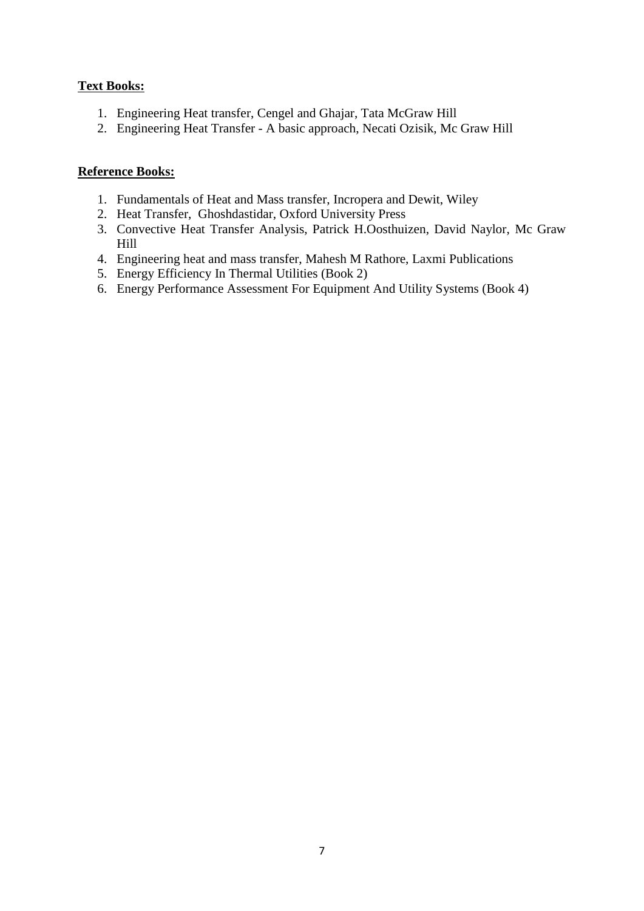**Text Books:**

1. Engineering Heat transfer, Cengel and Ghajar, Tata McGraw Hill
2. Engineering Heat Transfer - A basic approach, Necati Ozisik, Mc Graw Hill

**Reference Books:**

1. Fundamentals of Heat and Mass transfer, Incropera and Dewit, Wiley
2. Heat Transfer, Ghoshdastidar, Oxford University Press
3. Convective Heat Transfer Analysis, Patrick H.Oosthuizen, David Naylor, Mc Graw Hill
4. Engineering heat and mass transfer, Mahesh M Rathore, Laxmi Publications
5. Energy Efficiency In Thermal Utilities (Book 2)
6. Energy Performance Assessment For Equipment And Utility Systems (Book 4)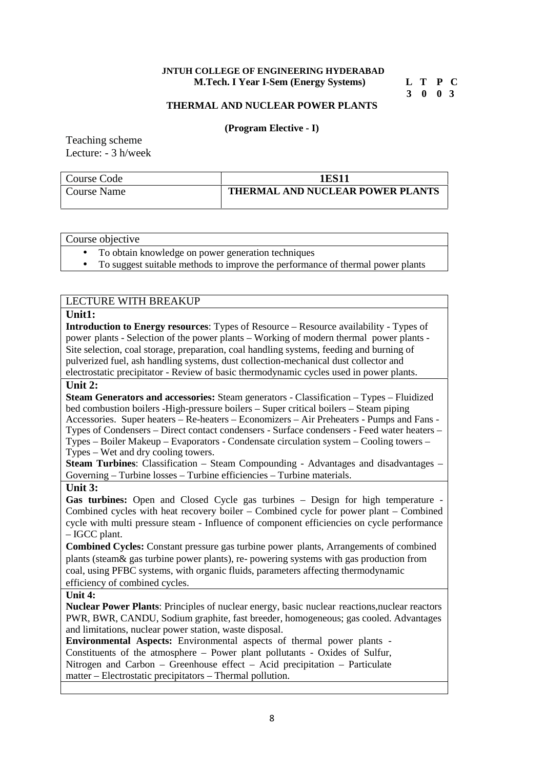**JNTUH COLLEGE OF ENGINEERING HYDERABAD**

**M.Tech. I Year I-Sem (Energy Systems)**

| L | T | P | C |
|---|---|---|---|
| 3 | 0 | 0 | 3 |

## THERMAL AND NUCLEAR POWER PLANTS

**(Program Elective - I)**

Teaching scheme
Lecture: - 3 h/week

| Course Code | **1ES11** |
|---|---|
| Course Name | **THERMAL AND NUCLEAR POWER PLANTS** |

| Course objective |
|---|
| • To obtain knowledge on power generation techniques<br>• To suggest suitable methods to improve the performance of thermal power plants |

LECTURE WITH BREAKUP

**Unit1:**

**Introduction to Energy resources**: Types of Resource – Resource availability - Types of power plants - Selection of the power plants – Working of modern thermal power plants - Site selection, coal storage, preparation, coal handling systems, feeding and burning of pulverized fuel, ash handling systems, dust collection-mechanical dust collector and electrostatic precipitator - Review of basic thermodynamic cycles used in power plants.

**Unit 2:**

**Steam Generators and accessories:** Steam generators - Classification – Types – Fluidized bed combustion boilers -High-pressure boilers – Super critical boilers – Steam piping Accessories. Super heaters – Re-heaters – Economizers – Air Preheaters - Pumps and Fans - Types of Condensers – Direct contact condensers - Surface condensers - Feed water heaters – Types – Boiler Makeup – Evaporators - Condensate circulation system – Cooling towers – Types – Wet and dry cooling towers.

**Steam Turbines**: Classification – Steam Compounding - Advantages and disadvantages – Governing – Turbine losses – Turbine efficiencies – Turbine materials.

**Unit 3:**

**Gas turbines:** Open and Closed Cycle gas turbines – Design for high temperature - Combined cycles with heat recovery boiler – Combined cycle for power plant – Combined cycle with multi pressure steam - Influence of component efficiencies on cycle performance – IGCC plant.

**Combined Cycles:** Constant pressure gas turbine power plants, Arrangements of combined plants (steam& gas turbine power plants), re- powering systems with gas production from coal, using PFBC systems, with organic fluids, parameters affecting thermodynamic efficiency of combined cycles.

**Unit 4:**

**Nuclear Power Plants**: Principles of nuclear energy, basic nuclear reactions,nuclear reactors PWR, BWR, CANDU, Sodium graphite, fast breeder, homogeneous; gas cooled. Advantages and limitations, nuclear power station, waste disposal.

**Environmental Aspects:** Environmental aspects of thermal power plants - Constituents of the atmosphere – Power plant pollutants - Oxides of Sulfur, Nitrogen and Carbon – Greenhouse effect – Acid precipitation – Particulate matter – Electrostatic precipitators – Thermal pollution.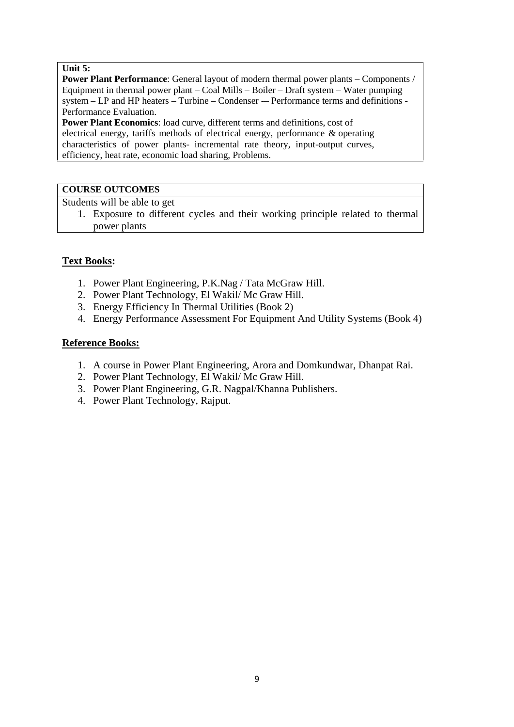**Unit 5:**

**Power Plant Performance**: General layout of modern thermal power plants – Components / Equipment in thermal power plant – Coal Mills – Boiler – Draft system – Water pumping system – LP and HP heaters – Turbine – Condenser -– Performance terms and definitions - Performance Evaluation.

**Power Plant Economics**: load curve, different terms and definitions, cost of electrical energy, tariffs methods of electrical energy, performance & operating characteristics of power plants- incremental rate theory, input-output curves, efficiency, heat rate, economic load sharing, Problems.

| **COURSE OUTCOMES** | |
| --- | --- |

Students will be able to get

1. Exposure to different cycles and their working principle related to thermal power plants

## **Text Books:**

1. Power Plant Engineering, P.K.Nag / Tata McGraw Hill.
2. Power Plant Technology, El Wakil/ Mc Graw Hill.
3. Energy Efficiency In Thermal Utilities (Book 2)
4. Energy Performance Assessment For Equipment And Utility Systems (Book 4)

## **Reference Books:**

1. A course in Power Plant Engineering, Arora and Domkundwar, Dhanpat Rai.
2. Power Plant Technology, El Wakil/ Mc Graw Hill.
3. Power Plant Engineering, G.R. Nagpal/Khanna Publishers.
4. Power Plant Technology, Rajput.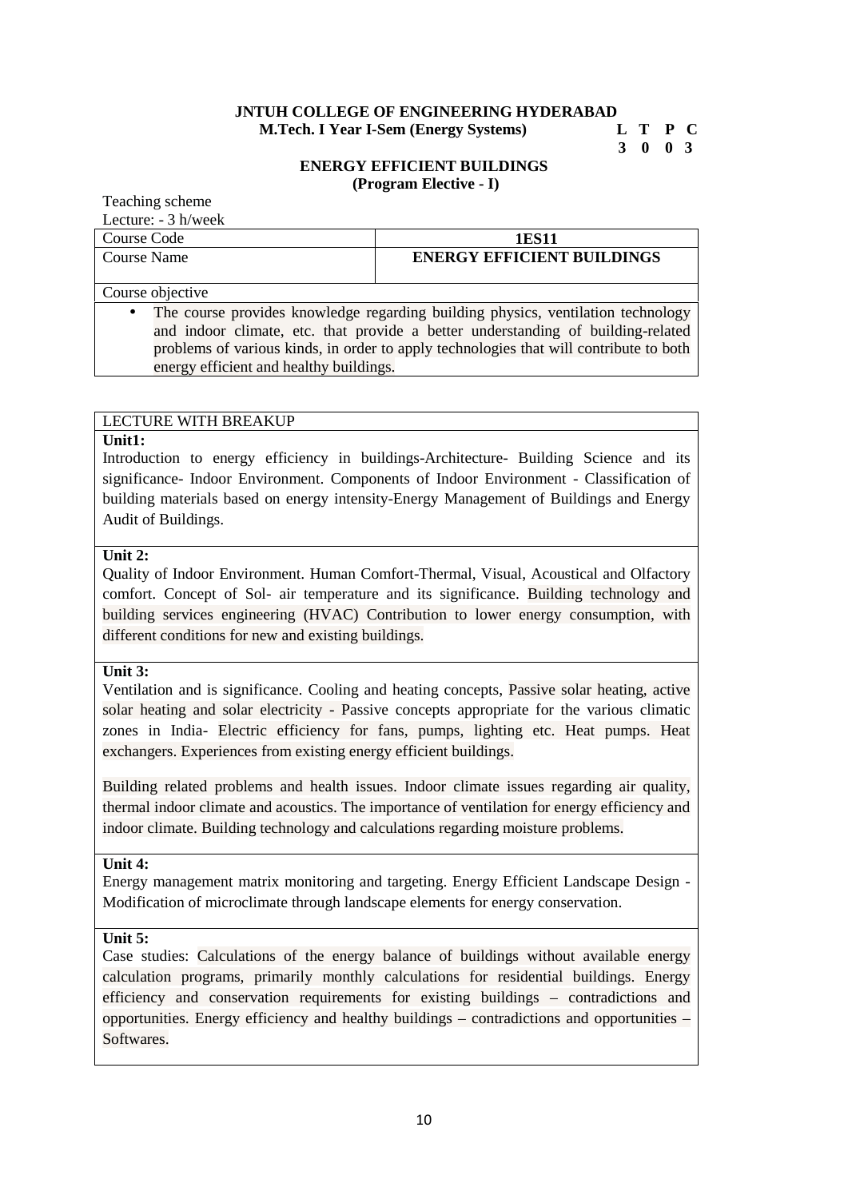**JNTUH COLLEGE OF ENGINEERING HYDERABAD**

**M.Tech. I Year I-Sem (Energy Systems)**

| L | T | P | C |
|---|---|---|---|
| 3 | 0 | 0 | 3 |

**ENERGY EFFICIENT BUILDINGS**

**(Program Elective - I)**

Teaching scheme

Lecture: - 3 h/week

| Course Code | **1ES11** |
|---|---|
| Course Name | **ENERGY EFFICIENT BUILDINGS** |

Course objective

- The course provides knowledge regarding building physics, ventilation technology and indoor climate, etc. that provide a better understanding of building-related problems of various kinds, in order to apply technologies that will contribute to both energy efficient and healthy buildings.

LECTURE WITH BREAKUP

**Unit1:**

Introduction to energy efficiency in buildings-Architecture- Building Science and its significance- Indoor Environment. Components of Indoor Environment - Classification of building materials based on energy intensity-Energy Management of Buildings and Energy Audit of Buildings.

**Unit 2:**

Quality of Indoor Environment. Human Comfort-Thermal, Visual, Acoustical and Olfactory comfort. Concept of Sol- air temperature and its significance. Building technology and building services engineering (HVAC) Contribution to lower energy consumption, with different conditions for new and existing buildings.

**Unit 3:**

Ventilation and is significance. Cooling and heating concepts, Passive solar heating, active solar heating and solar electricity - Passive concepts appropriate for the various climatic zones in India- Electric efficiency for fans, pumps, lighting etc. Heat pumps. Heat exchangers. Experiences from existing energy efficient buildings.

Building related problems and health issues. Indoor climate issues regarding air quality, thermal indoor climate and acoustics. The importance of ventilation for energy efficiency and indoor climate. Building technology and calculations regarding moisture problems.

**Unit 4:**

Energy management matrix monitoring and targeting. Energy Efficient Landscape Design - Modification of microclimate through landscape elements for energy conservation.

**Unit 5:**

Case studies: Calculations of the energy balance of buildings without available energy calculation programs, primarily monthly calculations for residential buildings. Energy efficiency and conservation requirements for existing buildings – contradictions and opportunities. Energy efficiency and healthy buildings – contradictions and opportunities – Softwares.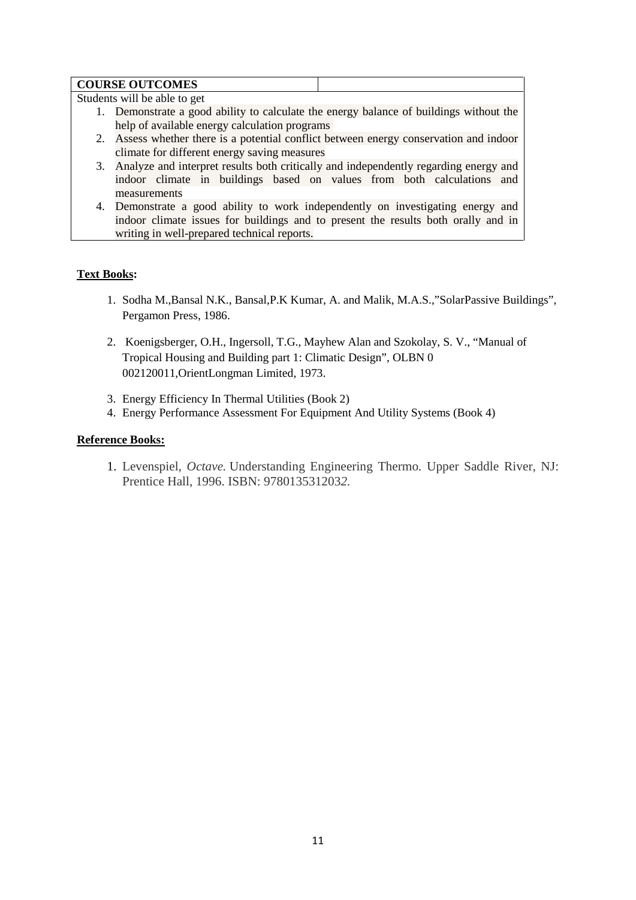| COURSE OUTCOMES | |
|---|---|

Students will be able to get

1. Demonstrate a good ability to calculate the energy balance of buildings without the help of available energy calculation programs
2. Assess whether there is a potential conflict between energy conservation and indoor climate for different energy saving measures
3. Analyze and interpret results both critically and independently regarding energy and indoor climate in buildings based on values from both calculations and measurements
4. Demonstrate a good ability to work independently on investigating energy and indoor climate issues for buildings and to present the results both orally and in writing in well-prepared technical reports.

**Text Books:**

1. Sodha M.,Bansal N.K., Bansal,P.K Kumar, A. and Malik, M.A.S.,"SolarPassive Buildings", Pergamon Press, 1986.
2. Koenigsberger, O.H., Ingersoll, T.G., Mayhew Alan and Szokolay, S. V., "Manual of Tropical Housing and Building part 1: Climatic Design", OLBN 0 002120011,OrientLongman Limited, 1973.
3. Energy Efficiency In Thermal Utilities (Book 2)
4. Energy Performance Assessment For Equipment And Utility Systems (Book 4)

**Reference Books:**

1. Levenspiel, *Octave.* Understanding Engineering Thermo. Upper Saddle River, NJ: Prentice Hall, 1996. ISBN: 9780135312032.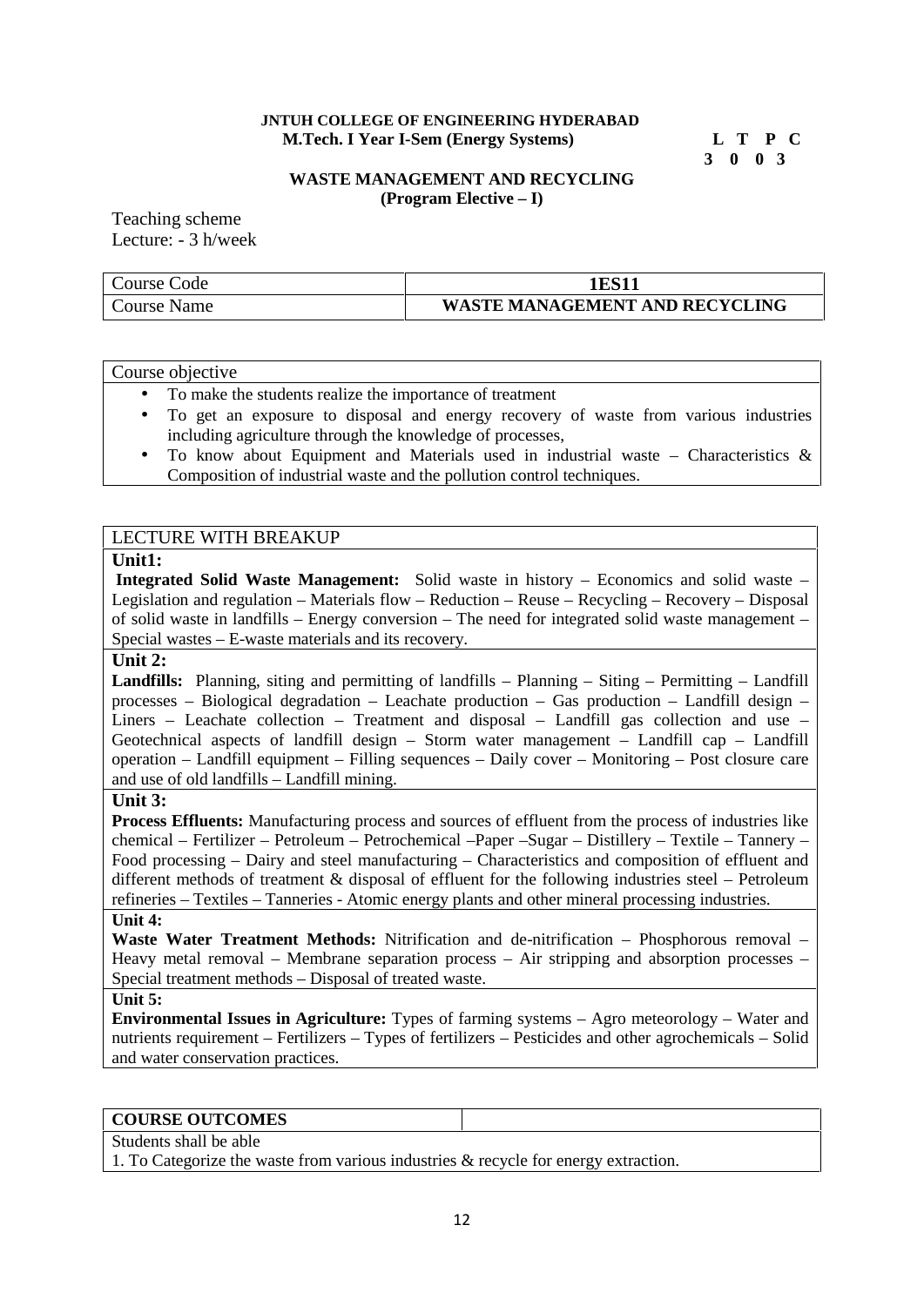**JNTUH COLLEGE OF ENGINEERING HYDERABAD**
**M.Tech. I Year I-Sem (Energy Systems)**

| L | T | P | C |
|---|---|---|---|
| 3 | 0 | 0 | 3 |

## WASTE MANAGEMENT AND RECYCLING
**(Program Elective – I)**

Teaching scheme
Lecture: - 3 h/week

| Course Code | **1ES11** |
|---|---|
| Course Name | **WASTE MANAGEMENT AND RECYCLING** |

Course objective

- To make the students realize the importance of treatment
- To get an exposure to disposal and energy recovery of waste from various industries including agriculture through the knowledge of processes,
- To know about Equipment and Materials used in industrial waste – Characteristics & Composition of industrial waste and the pollution control techniques.

LECTURE WITH BREAKUP

**Unit1:**
**Integrated Solid Waste Management:** Solid waste in history – Economics and solid waste – Legislation and regulation – Materials flow – Reduction – Reuse – Recycling – Recovery – Disposal of solid waste in landfills – Energy conversion – The need for integrated solid waste management – Special wastes – E-waste materials and its recovery.

**Unit 2:**
**Landfills:** Planning, siting and permitting of landfills – Planning – Siting – Permitting – Landfill processes – Biological degradation – Leachate production – Gas production – Landfill design – Liners – Leachate collection – Treatment and disposal – Landfill gas collection and use – Geotechnical aspects of landfill design – Storm water management – Landfill cap – Landfill operation – Landfill equipment – Filling sequences – Daily cover – Monitoring – Post closure care and use of old landfills – Landfill mining.

**Unit 3:**
**Process Effluents:** Manufacturing process and sources of effluent from the process of industries like chemical – Fertilizer – Petroleum – Petrochemical –Paper –Sugar – Distillery – Textile – Tannery – Food processing – Dairy and steel manufacturing – Characteristics and composition of effluent and different methods of treatment & disposal of effluent for the following industries steel – Petroleum refineries – Textiles – Tanneries - Atomic energy plants and other mineral processing industries.

**Unit 4:**
**Waste Water Treatment Methods:** Nitrification and de-nitrification – Phosphorous removal – Heavy metal removal – Membrane separation process – Air stripping and absorption processes – Special treatment methods – Disposal of treated waste.

**Unit 5:**
**Environmental Issues in Agriculture:** Types of farming systems – Agro meteorology – Water and nutrients requirement – Fertilizers – Types of fertilizers – Pesticides and other agrochemicals – Solid and water conservation practices.

**COURSE OUTCOMES**

Students shall be able

1. To Categorize the waste from various industries & recycle for energy extraction.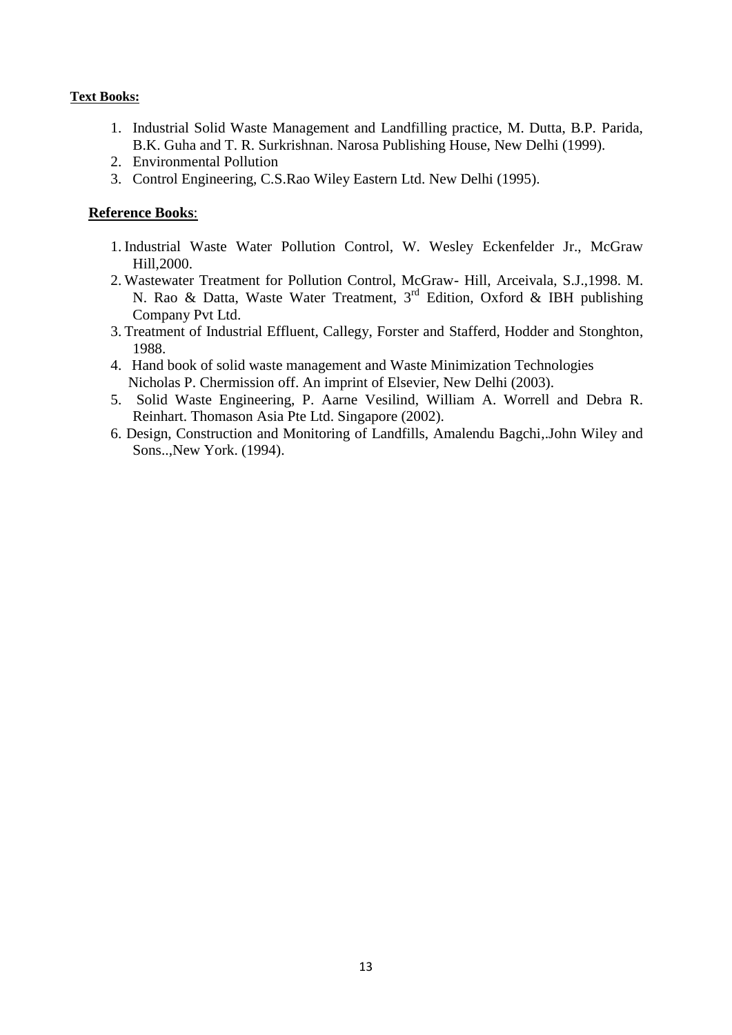**Text Books:**

1. Industrial Solid Waste Management and Landfilling practice, M. Dutta, B.P. Parida, B.K. Guha and T. R. Surkrishnan. Narosa Publishing House, New Delhi (1999).
2. Environmental Pollution
3. Control Engineering, C.S.Rao Wiley Eastern Ltd. New Delhi (1995).

**Reference Books**:

1. Industrial Waste Water Pollution Control, W. Wesley Eckenfelder Jr., McGraw Hill,2000.
2. Wastewater Treatment for Pollution Control, McGraw- Hill, Arceivala, S.J.,1998. M. N. Rao & Datta, Waste Water Treatment, 3rd Edition, Oxford & IBH publishing Company Pvt Ltd.
3. Treatment of Industrial Effluent, Callegy, Forster and Stafferd, Hodder and Stonghton, 1988.
4. Hand book of solid waste management and Waste Minimization Technologies Nicholas P. Chermission off. An imprint of Elsevier, New Delhi (2003).
5. Solid Waste Engineering, P. Aarne Vesilind, William A. Worrell and Debra R. Reinhart. Thomason Asia Pte Ltd. Singapore (2002).
6. Design, Construction and Monitoring of Landfills, Amalendu Bagchi,.John Wiley and Sons..,New York. (1994).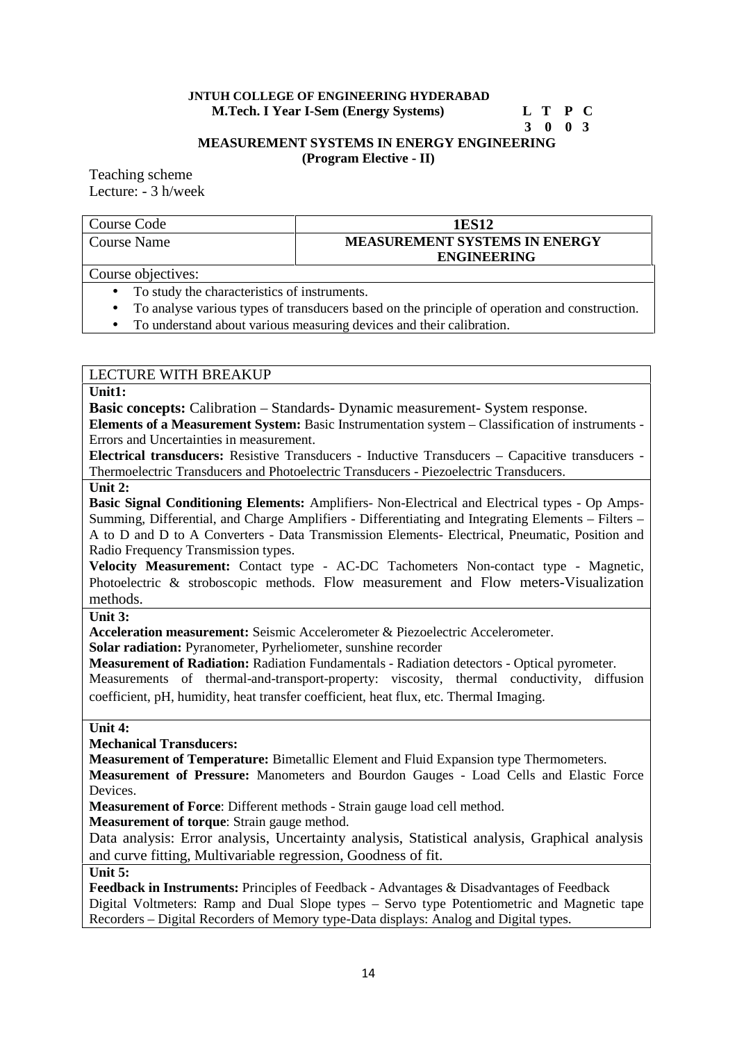**JNTUH COLLEGE OF ENGINEERING HYDERABAD**
**M.Tech. I Year I-Sem (Energy Systems)**

| L | T | P | C |
|---|---|---|---|
| 3 | 0 | 0 | 3 |

## MEASUREMENT SYSTEMS IN ENERGY ENGINEERING
**(Program Elective - II)**

Teaching scheme
Lecture: - 3 h/week

| Course Code | **1ES12** |
|---|---|
| Course Name | **MEASUREMENT SYSTEMS IN ENERGY ENGINEERING** |

Course objectives:

- To study the characteristics of instruments.
- To analyse various types of transducers based on the principle of operation and construction.
- To understand about various measuring devices and their calibration.

LECTURE WITH BREAKUP

**Unit1:**

**Basic concepts:** Calibration – Standards- Dynamic measurement- System response.
**Elements of a Measurement System:** Basic Instrumentation system – Classification of instruments - Errors and Uncertainties in measurement.
**Electrical transducers:** Resistive Transducers - Inductive Transducers – Capacitive transducers - Thermoelectric Transducers and Photoelectric Transducers - Piezoelectric Transducers.

**Unit 2:**

**Basic Signal Conditioning Elements:** Amplifiers- Non-Electrical and Electrical types - Op Amps- Summing, Differential, and Charge Amplifiers - Differentiating and Integrating Elements – Filters – A to D and D to A Converters - Data Transmission Elements- Electrical, Pneumatic, Position and Radio Frequency Transmission types.
**Velocity Measurement:** Contact type - AC-DC Tachometers Non-contact type - Magnetic, Photoelectric & stroboscopic methods. Flow measurement and Flow meters-Visualization methods.

**Unit 3:**

**Acceleration measurement:** Seismic Accelerometer & Piezoelectric Accelerometer.
**Solar radiation:** Pyranometer, Pyrheliometer, sunshine recorder
**Measurement of Radiation:** Radiation Fundamentals - Radiation detectors - Optical pyrometer.
Measurements of thermal-and-transport-property: viscosity, thermal conductivity, diffusion coefficient, pH, humidity, heat transfer coefficient, heat flux, etc. Thermal Imaging.

**Unit 4:**

**Mechanical Transducers:**
**Measurement of Temperature:** Bimetallic Element and Fluid Expansion type Thermometers.
**Measurement of Pressure:** Manometers and Bourdon Gauges - Load Cells and Elastic Force Devices.
**Measurement of Force**: Different methods - Strain gauge load cell method.
**Measurement of torque**: Strain gauge method.
Data analysis: Error analysis, Uncertainty analysis, Statistical analysis, Graphical analysis and curve fitting, Multivariable regression, Goodness of fit.

**Unit 5:**

**Feedback in Instruments:** Principles of Feedback - Advantages & Disadvantages of Feedback
Digital Voltmeters: Ramp and Dual Slope types – Servo type Potentiometric and Magnetic tape Recorders – Digital Recorders of Memory type-Data displays: Analog and Digital types.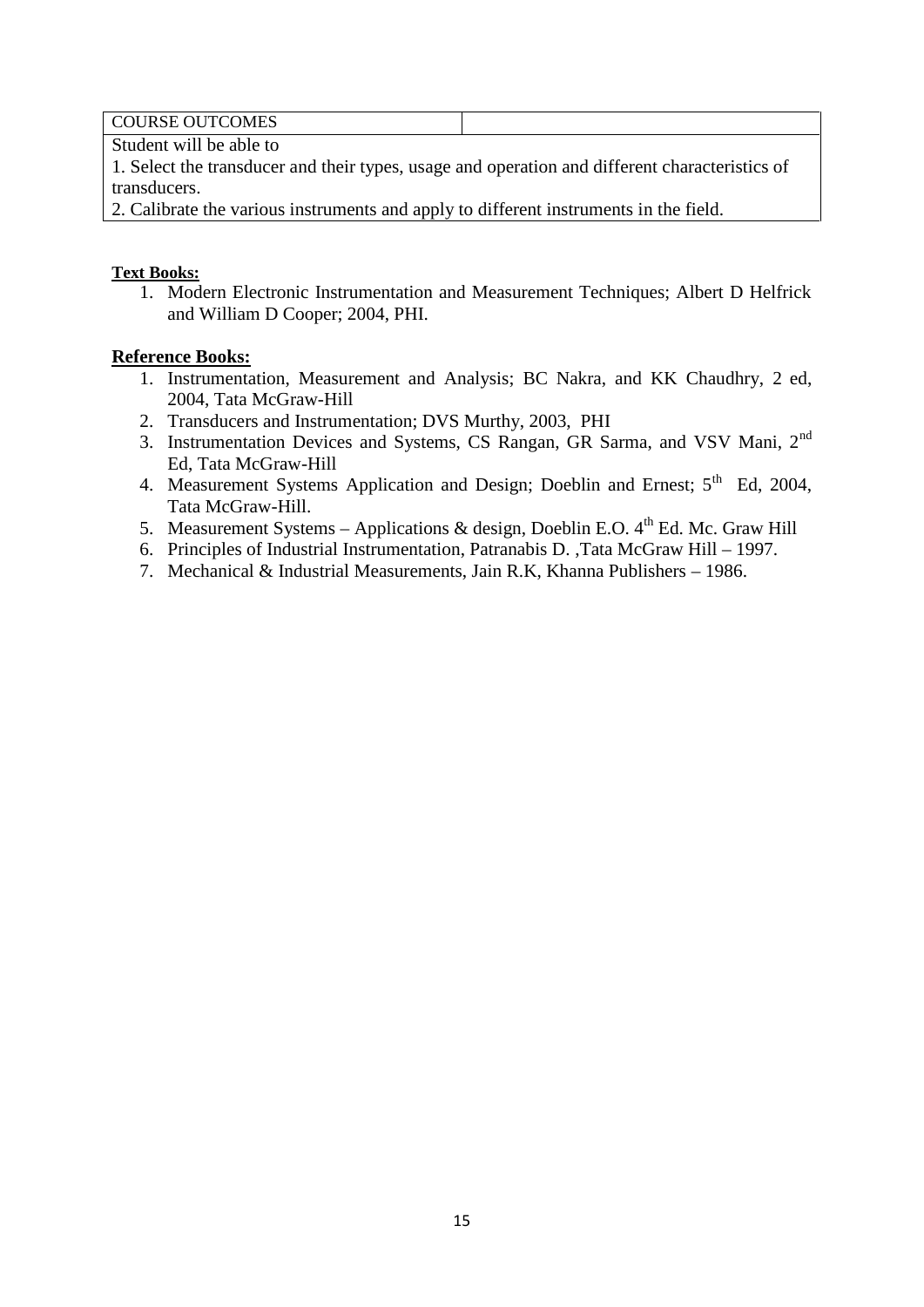| COURSE OUTCOMES | |
|---|---|
| Student will be able to<br>1. Select the transducer and their types, usage and operation and different characteristics of transducers.<br>2. Calibrate the various instruments and apply to different instruments in the field. | |

**Text Books:**

1. Modern Electronic Instrumentation and Measurement Techniques; Albert D Helfrick and William D Cooper; 2004, PHI.

**Reference Books:**

1. Instrumentation, Measurement and Analysis; BC Nakra, and KK Chaudhry, 2 ed, 2004, Tata McGraw-Hill
2. Transducers and Instrumentation; DVS Murthy, 2003, PHI
3. Instrumentation Devices and Systems, CS Rangan, GR Sarma, and VSV Mani, 2nd Ed, Tata McGraw-Hill
4. Measurement Systems Application and Design; Doeblin and Ernest; 5th Ed, 2004, Tata McGraw-Hill.
5. Measurement Systems – Applications & design, Doeblin E.O. 4th Ed. Mc. Graw Hill
6. Principles of Industrial Instrumentation, Patranabis D. ,Tata McGraw Hill – 1997.
7. Mechanical & Industrial Measurements, Jain R.K, Khanna Publishers – 1986.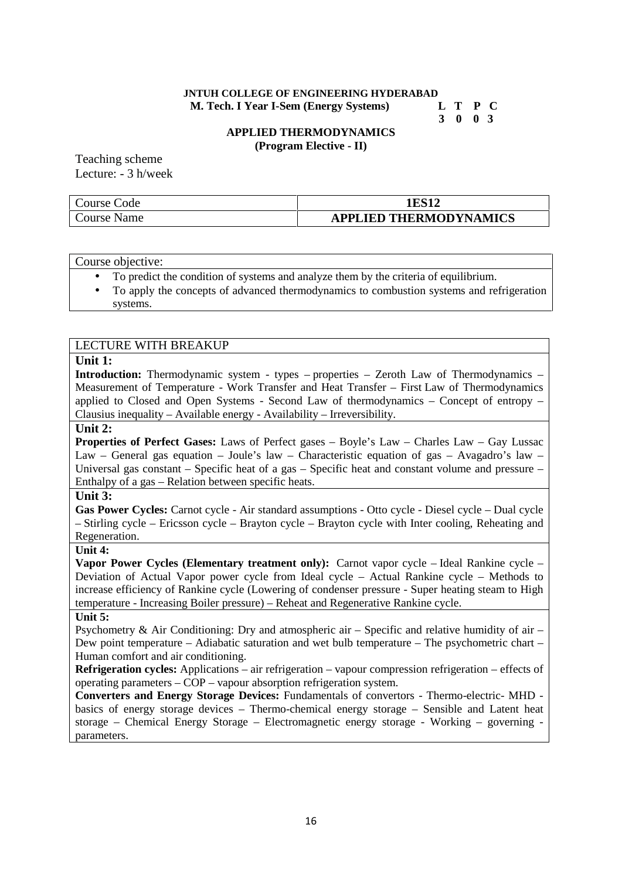**JNTUH COLLEGE OF ENGINEERING HYDERABAD**

**M. Tech. I Year I-Sem (Energy Systems)**

| L | T | P | C |
|---|---|---|---|
| 3 | 0 | 0 | 3 |

## APPLIED THERMODYNAMICS

**(Program Elective - II)**

Teaching scheme

Lecture: - 3 h/week

| Course Code | **1ES12** |
|---|---|
| Course Name | **APPLIED THERMODYNAMICS** |

Course objective:

- To predict the condition of systems and analyze them by the criteria of equilibrium.
- To apply the concepts of advanced thermodynamics to combustion systems and refrigeration systems.

LECTURE WITH BREAKUP

**Unit 1:**

**Introduction:** Thermodynamic system - types – properties – Zeroth Law of Thermodynamics – Measurement of Temperature - Work Transfer and Heat Transfer – First Law of Thermodynamics applied to Closed and Open Systems - Second Law of thermodynamics – Concept of entropy – Clausius inequality – Available energy - Availability – Irreversibility.

**Unit 2:**

**Properties of Perfect Gases:** Laws of Perfect gases – Boyle's Law – Charles Law – Gay Lussac Law – General gas equation – Joule's law – Characteristic equation of gas – Avagadro's law – Universal gas constant – Specific heat of a gas – Specific heat and constant volume and pressure – Enthalpy of a gas – Relation between specific heats.

**Unit 3:**

**Gas Power Cycles:** Carnot cycle - Air standard assumptions - Otto cycle - Diesel cycle – Dual cycle – Stirling cycle – Ericsson cycle – Brayton cycle – Brayton cycle with Inter cooling, Reheating and Regeneration.

**Unit 4:**

**Vapor Power Cycles (Elementary treatment only):** Carnot vapor cycle – Ideal Rankine cycle – Deviation of Actual Vapor power cycle from Ideal cycle – Actual Rankine cycle – Methods to increase efficiency of Rankine cycle (Lowering of condenser pressure - Super heating steam to High temperature - Increasing Boiler pressure) – Reheat and Regenerative Rankine cycle.

**Unit 5:**

Psychometry & Air Conditioning: Dry and atmospheric air – Specific and relative humidity of air – Dew point temperature – Adiabatic saturation and wet bulb temperature – The psychometric chart – Human comfort and air conditioning.

**Refrigeration cycles:** Applications – air refrigeration – vapour compression refrigeration – effects of operating parameters – COP – vapour absorption refrigeration system.

**Converters and Energy Storage Devices:** Fundamentals of convertors - Thermo-electric- MHD - basics of energy storage devices – Thermo-chemical energy storage – Sensible and Latent heat storage – Chemical Energy Storage – Electromagnetic energy storage - Working – governing - parameters.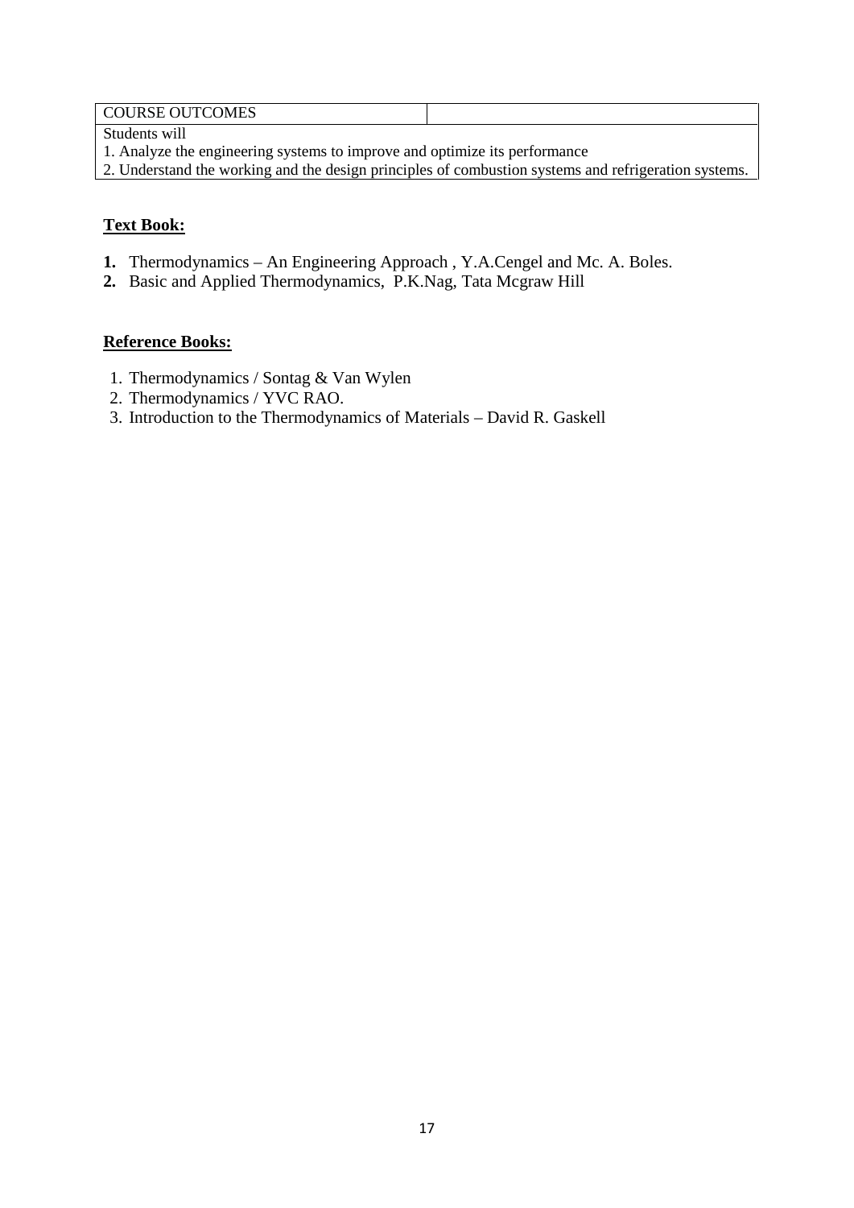| COURSE OUTCOMES | |
|---|---|
| Students will<br>1. Analyze the engineering systems to improve and optimize its performance<br>2. Understand the working and the design principles of combustion systems and refrigeration systems. | |

**Text Book:**

1. Thermodynamics – An Engineering Approach , Y.A.Cengel and Mc. A. Boles.
2. Basic and Applied Thermodynamics, P.K.Nag, Tata Mcgraw Hill

**Reference Books:**

1. Thermodynamics / Sontag & Van Wylen
2. Thermodynamics / YVC RAO.
3. Introduction to the Thermodynamics of Materials – David R. Gaskell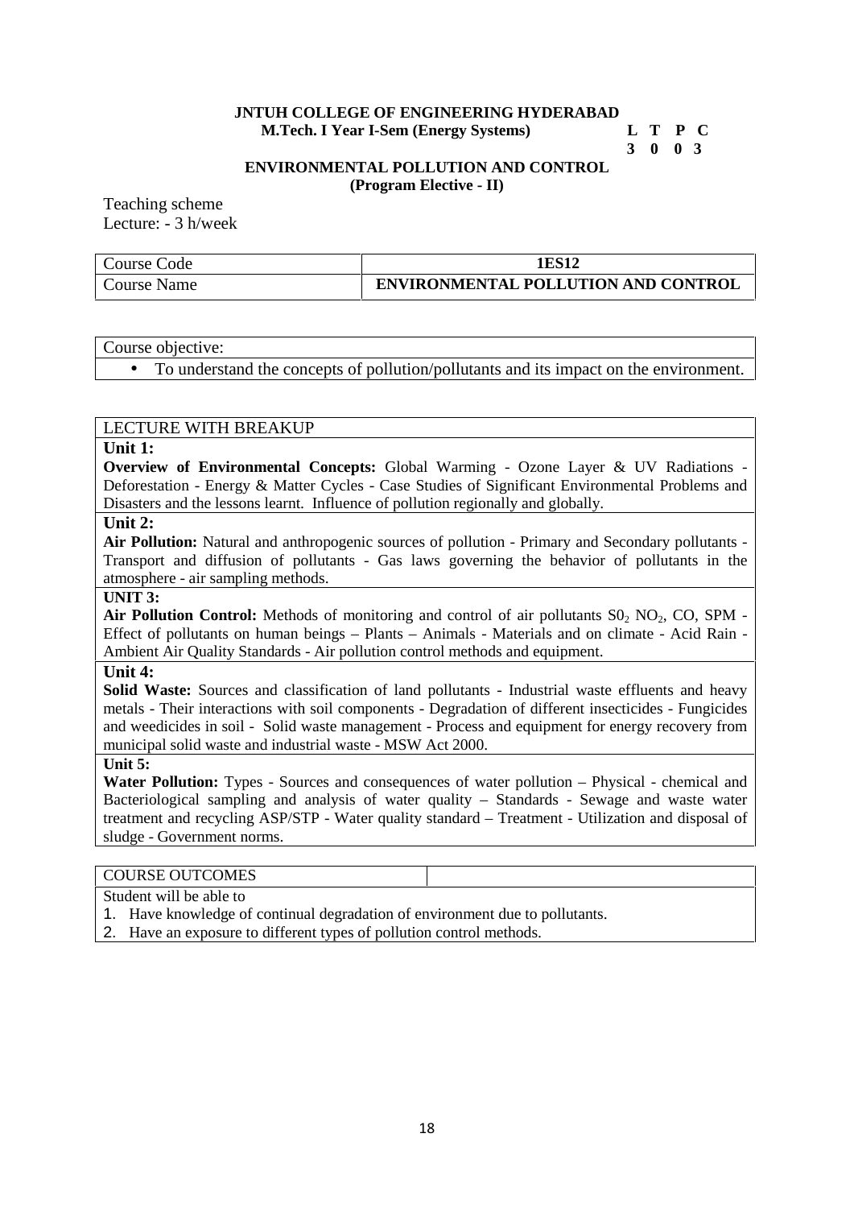**JNTUH COLLEGE OF ENGINEERING HYDERABAD**

**M.Tech. I Year I-Sem (Energy Systems)**

| L | T | P | C |
|---|---|---|---|
| 3 | 0 | 0 | 3 |

**ENVIRONMENTAL POLLUTION AND CONTROL**

**(Program Elective - II)**

Teaching scheme
Lecture: - 3 h/week

| Course Code | **1ES12** |
|---|---|
| Course Name | **ENVIRONMENTAL POLLUTION AND CONTROL** |

| Course objective: |
|---|
| • To understand the concepts of pollution/pollutants and its impact on the environment. |

LECTURE WITH BREAKUP

**Unit 1:**

**Overview of Environmental Concepts:** Global Warming - Ozone Layer & UV Radiations - Deforestation - Energy & Matter Cycles - Case Studies of Significant Environmental Problems and Disasters and the lessons learnt. Influence of pollution regionally and globally.

**Unit 2:**

**Air Pollution:** Natural and anthropogenic sources of pollution - Primary and Secondary pollutants - Transport and diffusion of pollutants - Gas laws governing the behavior of pollutants in the atmosphere - air sampling methods.

**UNIT 3:**

**Air Pollution Control:** Methods of monitoring and control of air pollutants $S0_2$ $NO_2$, CO, SPM - Effect of pollutants on human beings – Plants – Animals - Materials and on climate - Acid Rain - Ambient Air Quality Standards - Air pollution control methods and equipment.

**Unit 4:**

**Solid Waste:** Sources and classification of land pollutants - Industrial waste effluents and heavy metals - Their interactions with soil components - Degradation of different insecticides - Fungicides and weedicides in soil - Solid waste management - Process and equipment for energy recovery from municipal solid waste and industrial waste - MSW Act 2000.

**Unit 5:**

**Water Pollution:** Types - Sources and consequences of water pollution – Physical - chemical and Bacteriological sampling and analysis of water quality – Standards - Sewage and waste water treatment and recycling ASP/STP - Water quality standard – Treatment - Utilization and disposal of sludge - Government norms.

COURSE OUTCOMES

Student will be able to

1. Have knowledge of continual degradation of environment due to pollutants.
2. Have an exposure to different types of pollution control methods.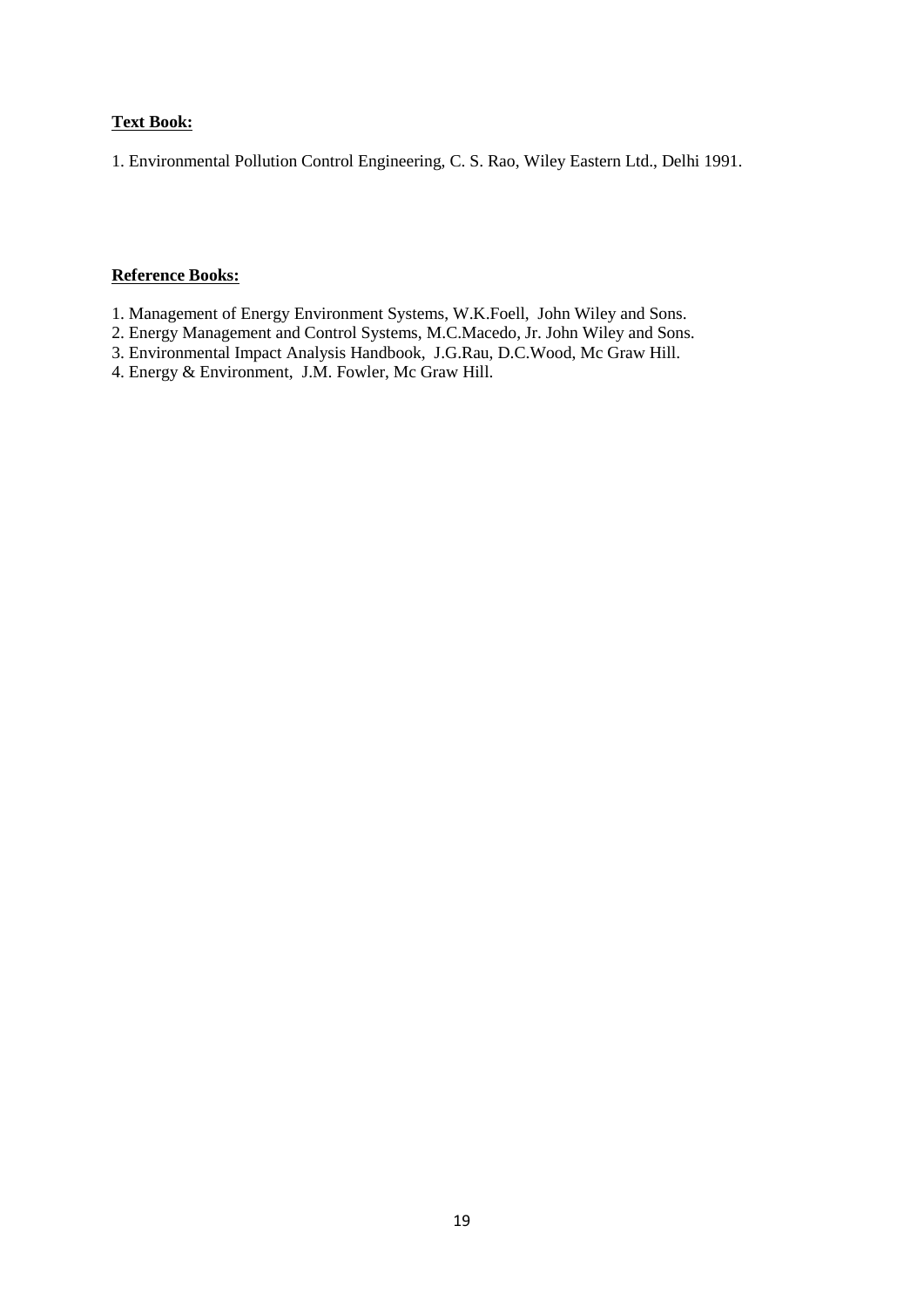**Text Book:**

1. Environmental Pollution Control Engineering, C. S. Rao, Wiley Eastern Ltd., Delhi 1991.

**Reference Books:**

1. Management of Energy Environment Systems, W.K.Foell, John Wiley and Sons.
2. Energy Management and Control Systems, M.C.Macedo, Jr. John Wiley and Sons.
3. Environmental Impact Analysis Handbook, J.G.Rau, D.C.Wood, Mc Graw Hill.
4. Energy & Environment, J.M. Fowler, Mc Graw Hill.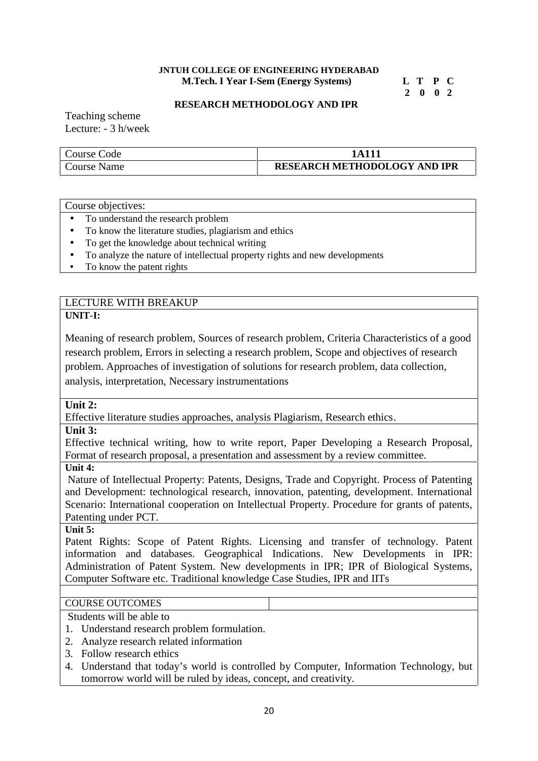**JNTUH COLLEGE OF ENGINEERING HYDERABAD**
**M.Tech. I Year I-Sem (Energy Systems)**

| L | T | P | C |
|---|---|---|---|
| 2 | 0 | 0 | 2 |

## RESEARCH METHODOLOGY AND IPR

Teaching scheme
Lecture: - 3 h/week

| Course Code | **1A111** |
|---|---|
| Course Name | **RESEARCH METHODOLOGY AND IPR** |

Course objectives:

- To understand the research problem
- To know the literature studies, plagiarism and ethics
- To get the knowledge about technical writing
- To analyze the nature of intellectual property rights and new developments
- To know the patent rights

LECTURE WITH BREAKUP

**UNIT-I:**

Meaning of research problem, Sources of research problem, Criteria Characteristics of a good research problem, Errors in selecting a research problem, Scope and objectives of research problem. Approaches of investigation of solutions for research problem, data collection, analysis, interpretation, Necessary instrumentations

**Unit 2:**

Effective literature studies approaches, analysis Plagiarism, Research ethics.

**Unit 3:**

Effective technical writing, how to write report, Paper Developing a Research Proposal, Format of research proposal, a presentation and assessment by a review committee.

**Unit 4:**

Nature of Intellectual Property: Patents, Designs, Trade and Copyright. Process of Patenting and Development: technological research, innovation, patenting, development. International Scenario: International cooperation on Intellectual Property. Procedure for grants of patents, Patenting under PCT.

**Unit 5:**

Patent Rights: Scope of Patent Rights. Licensing and transfer of technology. Patent information and databases. Geographical Indications. New Developments in IPR: Administration of Patent System. New developments in IPR; IPR of Biological Systems, Computer Software etc. Traditional knowledge Case Studies, IPR and IITs

COURSE OUTCOMES

Students will be able to

1. Understand research problem formulation.
2. Analyze research related information
3. Follow research ethics
4. Understand that today's world is controlled by Computer, Information Technology, but tomorrow world will be ruled by ideas, concept, and creativity.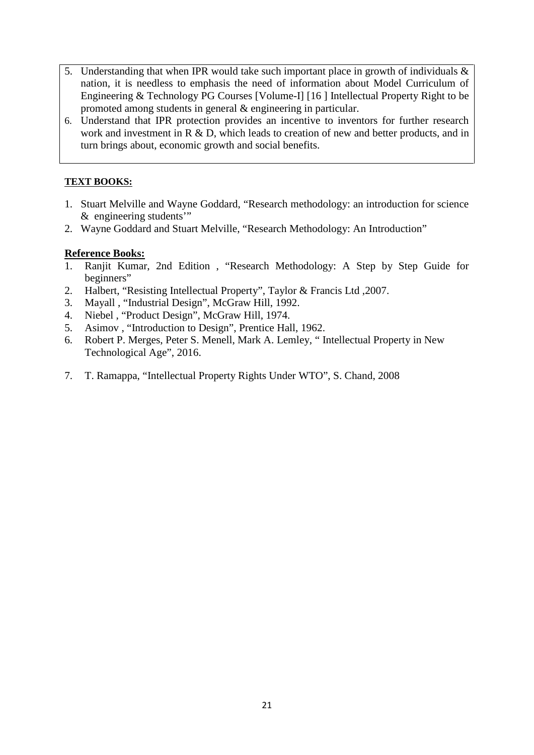5. Understanding that when IPR would take such important place in growth of individuals & nation, it is needless to emphasis the need of information about Model Curriculum of Engineering & Technology PG Courses [Volume-I] [16 ] Intellectual Property Right to be promoted among students in general & engineering in particular.
6. Understand that IPR protection provides an incentive to inventors for further research work and investment in R & D, which leads to creation of new and better products, and in turn brings about, economic growth and social benefits.

**TEXT BOOKS:**

1. Stuart Melville and Wayne Goddard, "Research methodology: an introduction for science & engineering students'"
2. Wayne Goddard and Stuart Melville, "Research Methodology: An Introduction"

**Reference Books:**

1. Ranjit Kumar, 2nd Edition , "Research Methodology: A Step by Step Guide for beginners"
2. Halbert, "Resisting Intellectual Property", Taylor & Francis Ltd ,2007.
3. Mayall , "Industrial Design", McGraw Hill, 1992.
4. Niebel , "Product Design", McGraw Hill, 1974.
5. Asimov , "Introduction to Design", Prentice Hall, 1962.
6. Robert P. Merges, Peter S. Menell, Mark A. Lemley, " Intellectual Property in New Technological Age", 2016.
7. T. Ramappa, "Intellectual Property Rights Under WTO", S. Chand, 2008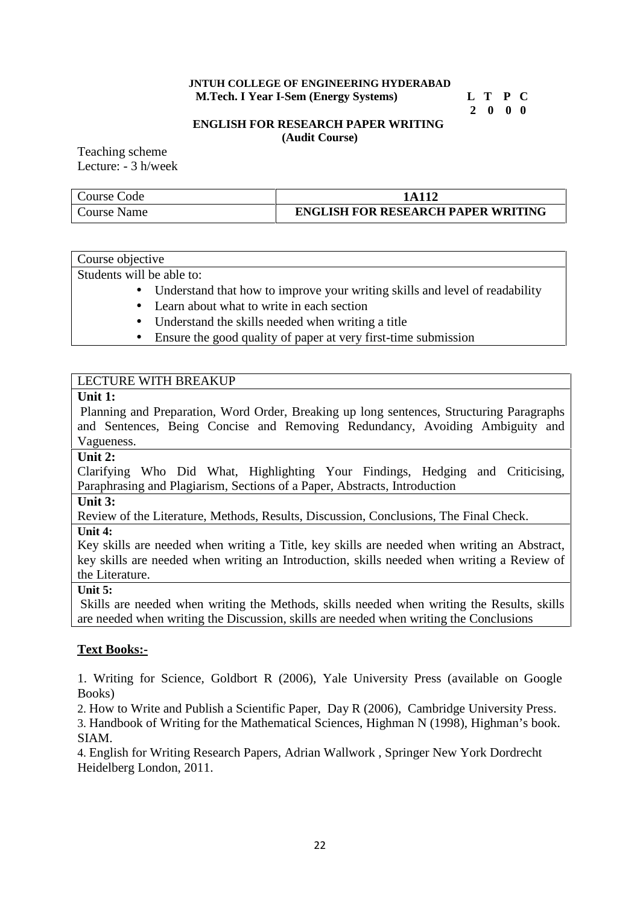**JNTUH COLLEGE OF ENGINEERING HYDERABAD**
**M.Tech. I Year I-Sem (Energy Systems)**

| L | T | P | C |
|---|---|---|---|
| 2 | 0 | 0 | 0 |

## ENGLISH FOR RESEARCH PAPER WRITING
**(Audit Course)**

Teaching scheme
Lecture: - 3 h/week

| Course Code | **1A112** |
|---|---|
| Course Name | **ENGLISH FOR RESEARCH PAPER WRITING** |

| Course objective |
|---|
| Students will be able to:<br>• Understand that how to improve your writing skills and level of readability<br>• Learn about what to write in each section<br>• Understand the skills needed when writing a title<br>• Ensure the good quality of paper at very first-time submission |

| LECTURE WITH BREAKUP |
|---|
| **Unit 1:** |
| Planning and Preparation, Word Order, Breaking up long sentences, Structuring Paragraphs and Sentences, Being Concise and Removing Redundancy, Avoiding Ambiguity and Vagueness. |
| **Unit 2:** |
| Clarifying Who Did What, Highlighting Your Findings, Hedging and Criticising, Paraphrasing and Plagiarism, Sections of a Paper, Abstracts, Introduction |
| **Unit 3:** |
| Review of the Literature, Methods, Results, Discussion, Conclusions, The Final Check. |
| **Unit 4:** |
| Key skills are needed when writing a Title, key skills are needed when writing an Abstract, key skills are needed when writing an Introduction, skills needed when writing a Review of the Literature. |
| **Unit 5:** |
| Skills are needed when writing the Methods, skills needed when writing the Results, skills are needed when writing the Discussion, skills are needed when writing the Conclusions |

**Text Books:-**

1. Writing for Science, Goldbort R (2006), Yale University Press (available on Google Books)
2. How to Write and Publish a Scientific Paper, Day R (2006), Cambridge University Press.
3. Handbook of Writing for the Mathematical Sciences, Highman N (1998), Highman's book. SIAM.
4. English for Writing Research Papers, Adrian Wallwork , Springer New York Dordrecht Heidelberg London, 2011.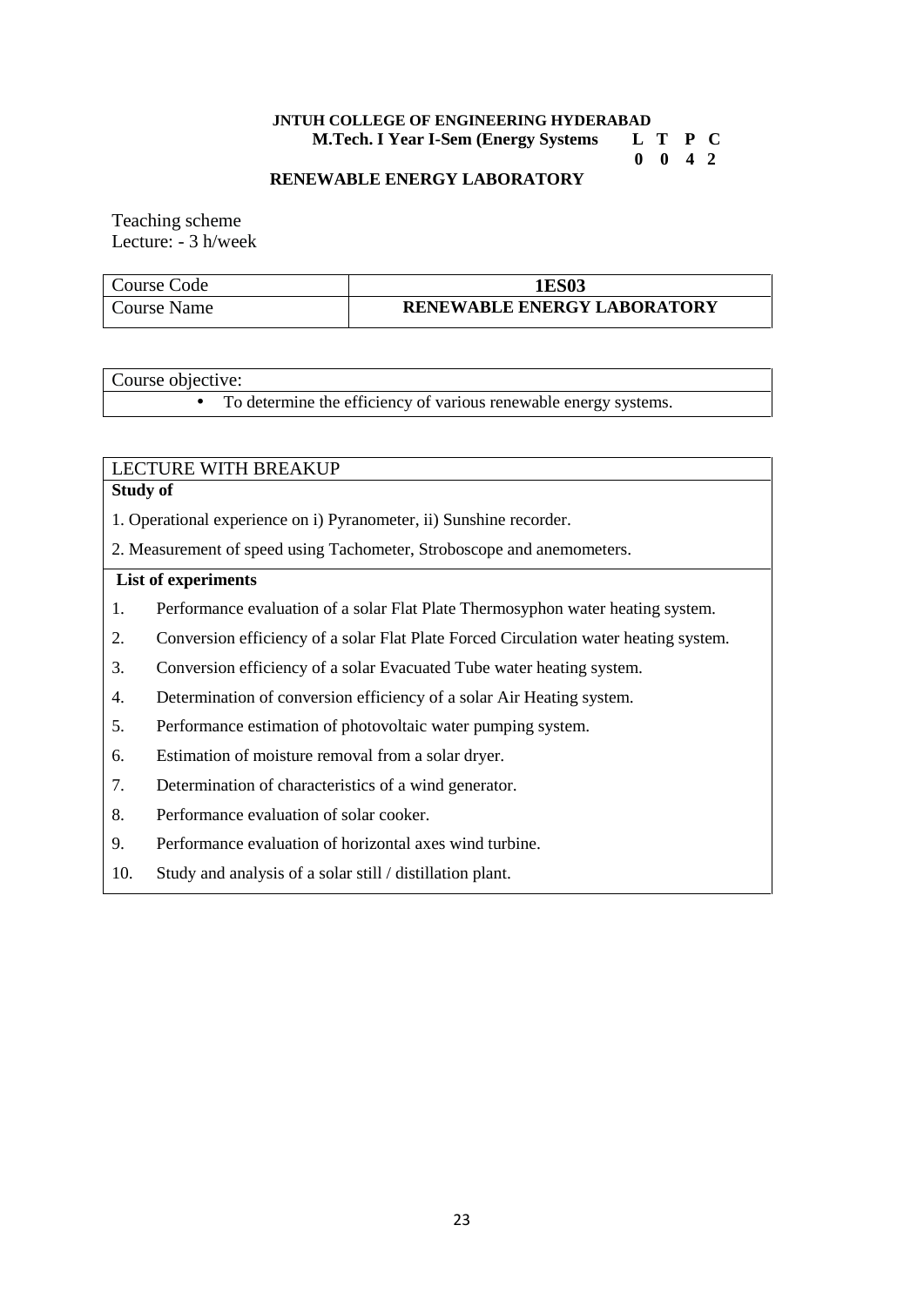**JNTUH COLLEGE OF ENGINEERING HYDERABAD**

**M.Tech. I Year I-Sem (Energy Systems**

| L | T | P | C |
|---|---|---|---|
| 0 | 0 | 4 | 2 |

**RENEWABLE ENERGY LABORATORY**

Teaching scheme
Lecture: - 3 h/week

| Course Code | **1ES03** |
|---|---|
| Course Name | **RENEWABLE ENERGY LABORATORY** |

| Course objective: |
|---|
| • To determine the efficiency of various renewable energy systems. |

LECTURE WITH BREAKUP

**Study of**

1. Operational experience on i) Pyranometer, ii) Sunshine recorder.
2. Measurement of speed using Tachometer, Stroboscope and anemometers.

**List of experiments**

1. Performance evaluation of a solar Flat Plate Thermosyphon water heating system.
2. Conversion efficiency of a solar Flat Plate Forced Circulation water heating system.
3. Conversion efficiency of a solar Evacuated Tube water heating system.
4. Determination of conversion efficiency of a solar Air Heating system.
5. Performance estimation of photovoltaic water pumping system.
6. Estimation of moisture removal from a solar dryer.
7. Determination of characteristics of a wind generator.
8. Performance evaluation of solar cooker.
9. Performance evaluation of horizontal axes wind turbine.
10. Study and analysis of a solar still / distillation plant.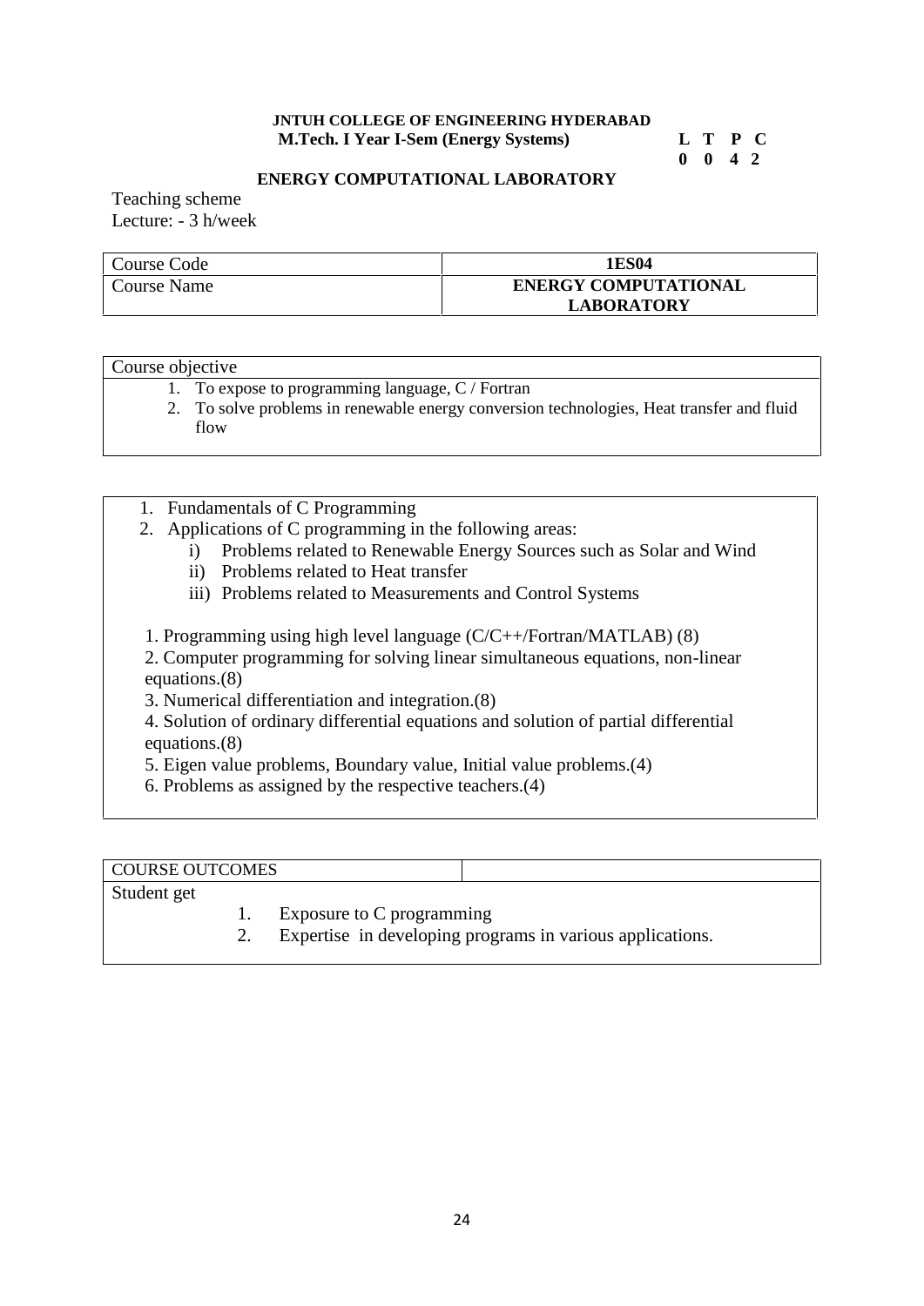**JNTUH COLLEGE OF ENGINEERING HYDERABAD**

**M.Tech. I Year I-Sem (Energy Systems)**

| L | T | P | C |
|---|---|---|---|
| 0 | 0 | 4 | 2 |

## ENERGY COMPUTATIONAL LABORATORY

Teaching scheme
Lecture: - 3 h/week

| Course Code | **1ES04** |
|---|---|
| Course Name | **ENERGY COMPUTATIONAL LABORATORY** |

| Course objective |
|---|
| 1. To expose to programming language, C / Fortran<br>2. To solve problems in renewable energy conversion technologies, Heat transfer and fluid flow |

1. Fundamentals of C Programming
2. Applications of C programming in the following areas:
    i) Problems related to Renewable Energy Sources such as Solar and Wind
    ii) Problems related to Heat transfer
    iii) Problems related to Measurements and Control Systems

1. Programming using high level language (C/C++/Fortran/MATLAB) (8)
2. Computer programming for solving linear simultaneous equations, non-linear equations.(8)
3. Numerical differentiation and integration.(8)
4. Solution of ordinary differential equations and solution of partial differential equations.(8)
5. Eigen value problems, Boundary value, Initial value problems.(4)
6. Problems as assigned by the respective teachers.(4)

| COURSE OUTCOMES | |
|---|---|

Student get

1. Exposure to C programming
2. Expertise in developing programs in various applications.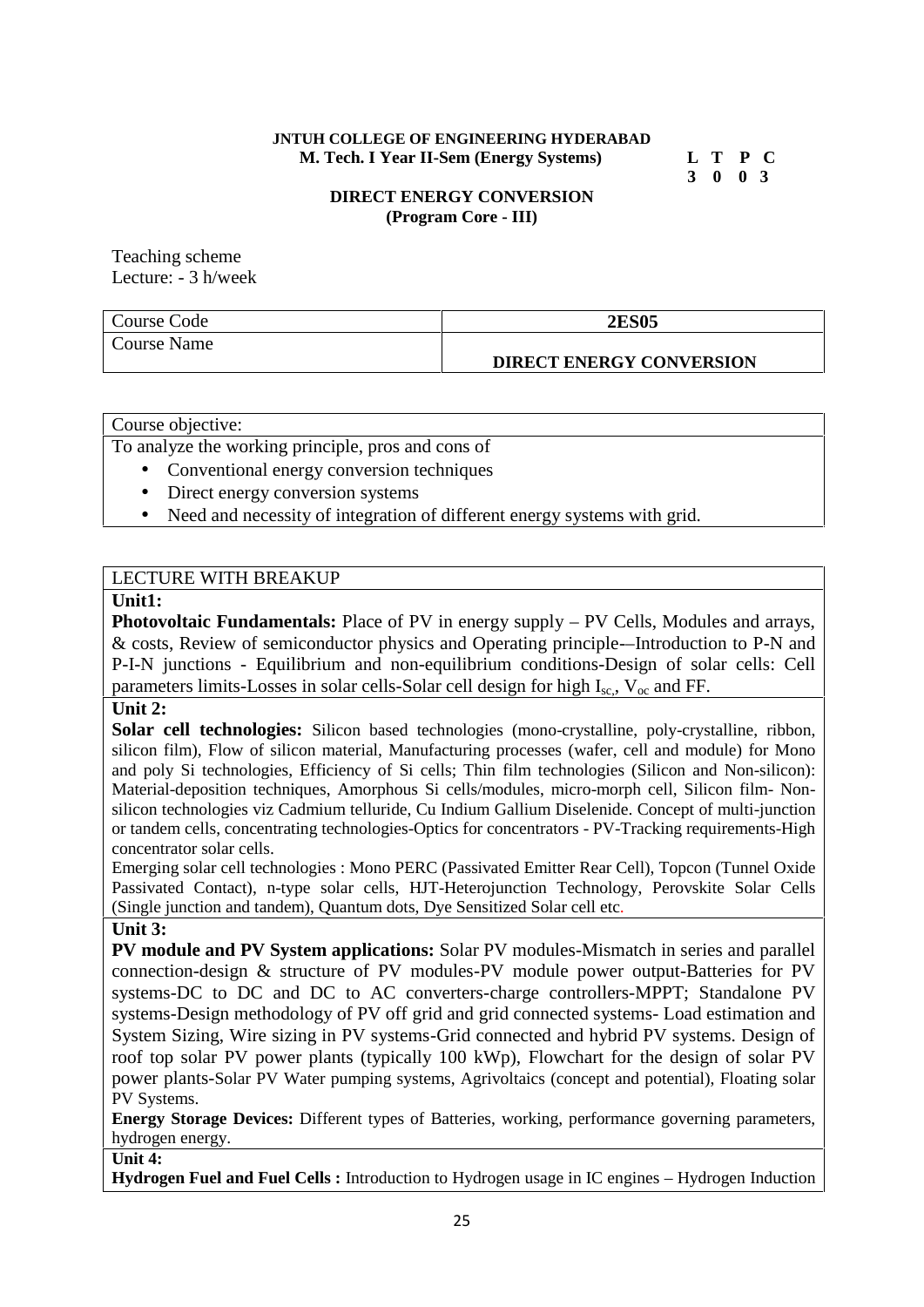**JNTUH COLLEGE OF ENGINEERING HYDERABAD**
**M. Tech. I Year II-Sem (Energy Systems)**

| L | T | P | C |
|---|---|---|---|
| 3 | 0 | 0 | 3 |

## DIRECT ENERGY CONVERSION
**(Program Core - III)**

Teaching scheme
Lecture: - 3 h/week

| Course Code | **2ES05** |
|---|---|
| Course Name | **DIRECT ENERGY CONVERSION** |

Course objective:

To analyze the working principle, pros and cons of

- Conventional energy conversion techniques
- Direct energy conversion systems
- Need and necessity of integration of different energy systems with grid.

LECTURE WITH BREAKUP

**Unit1:**

**Photovoltaic Fundamentals:** Place of PV in energy supply – PV Cells, Modules and arrays, & costs, Review of semiconductor physics and Operating principle-–Introduction to P-N and P-I-N junctions - Equilibrium and non-equilibrium conditions-Design of solar cells: Cell parameters limits-Losses in solar cells-Solar cell design for high $I_{sc}$, $V_{oc}$ and FF.

**Unit 2:**

**Solar cell technologies:** Silicon based technologies (mono-crystalline, poly-crystalline, ribbon, silicon film), Flow of silicon material, Manufacturing processes (wafer, cell and module) for Mono and poly Si technologies, Efficiency of Si cells; Thin film technologies (Silicon and Non-silicon): Material-deposition techniques, Amorphous Si cells/modules, micro-morph cell, Silicon film- Non-silicon technologies viz Cadmium telluride, Cu Indium Gallium Diselenide. Concept of multi-junction or tandem cells, concentrating technologies-Optics for concentrators - PV-Tracking requirements-High concentrator solar cells.

Emerging solar cell technologies : Mono PERC (Passivated Emitter Rear Cell), Topcon (Tunnel Oxide Passivated Contact), n-type solar cells, HJT-Heterojunction Technology, Perovskite Solar Cells (Single junction and tandem), Quantum dots, Dye Sensitized Solar cell etc.

**Unit 3:**

**PV module and PV System applications:** Solar PV modules-Mismatch in series and parallel connection-design & structure of PV modules-PV module power output-Batteries for PV systems-DC to DC and DC to AC converters-charge controllers-MPPT; Standalone PV systems-Design methodology of PV off grid and grid connected systems- Load estimation and System Sizing, Wire sizing in PV systems-Grid connected and hybrid PV systems. Design of roof top solar PV power plants (typically 100 kWp), Flowchart for the design of solar PV power plants-Solar PV Water pumping systems, Agrivoltaics (concept and potential), Floating solar PV Systems.

**Energy Storage Devices:** Different types of Batteries, working, performance governing parameters, hydrogen energy.

**Unit 4:**

**Hydrogen Fuel and Fuel Cells :** Introduction to Hydrogen usage in IC engines – Hydrogen Induction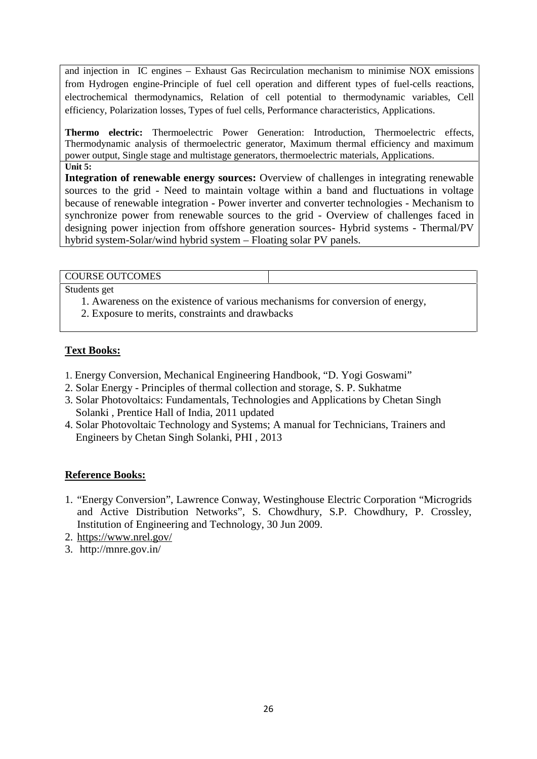and injection in IC engines – Exhaust Gas Recirculation mechanism to minimise NOX emissions from Hydrogen engine-Principle of fuel cell operation and different types of fuel-cells reactions, electrochemical thermodynamics, Relation of cell potential to thermodynamic variables, Cell efficiency, Polarization losses, Types of fuel cells, Performance characteristics, Applications.

**Thermo electric:** Thermoelectric Power Generation: Introduction, Thermoelectric effects, Thermodynamic analysis of thermoelectric generator, Maximum thermal efficiency and maximum power output, Single stage and multistage generators, thermoelectric materials, Applications.

**Unit 5:**

**Integration of renewable energy sources:** Overview of challenges in integrating renewable sources to the grid - Need to maintain voltage within a band and fluctuations in voltage because of renewable integration - Power inverter and converter technologies - Mechanism to synchronize power from renewable sources to the grid - Overview of challenges faced in designing power injection from offshore generation sources- Hybrid systems - Thermal/PV hybrid system-Solar/wind hybrid system – Floating solar PV panels.

| COURSE OUTCOMES | |
|---|---|

Students get

1. Awareness on the existence of various mechanisms for conversion of energy,
2. Exposure to merits, constraints and drawbacks

## Text Books:

1. Energy Conversion, Mechanical Engineering Handbook, "D. Yogi Goswami"
2. Solar Energy - Principles of thermal collection and storage, S. P. Sukhatme
3. Solar Photovoltaics: Fundamentals, Technologies and Applications by Chetan Singh Solanki , Prentice Hall of India, 2011 updated
4. Solar Photovoltaic Technology and Systems; A manual for Technicians, Trainers and Engineers by Chetan Singh Solanki, PHI , 2013

## Reference Books:

1. "Energy Conversion", Lawrence Conway, Westinghouse Electric Corporation "Microgrids and Active Distribution Networks", S. Chowdhury, S.P. Chowdhury, P. Crossley, Institution of Engineering and Technology, 30 Jun 2009.
2. https://www.nrel.gov/
3. http://mnre.gov.in/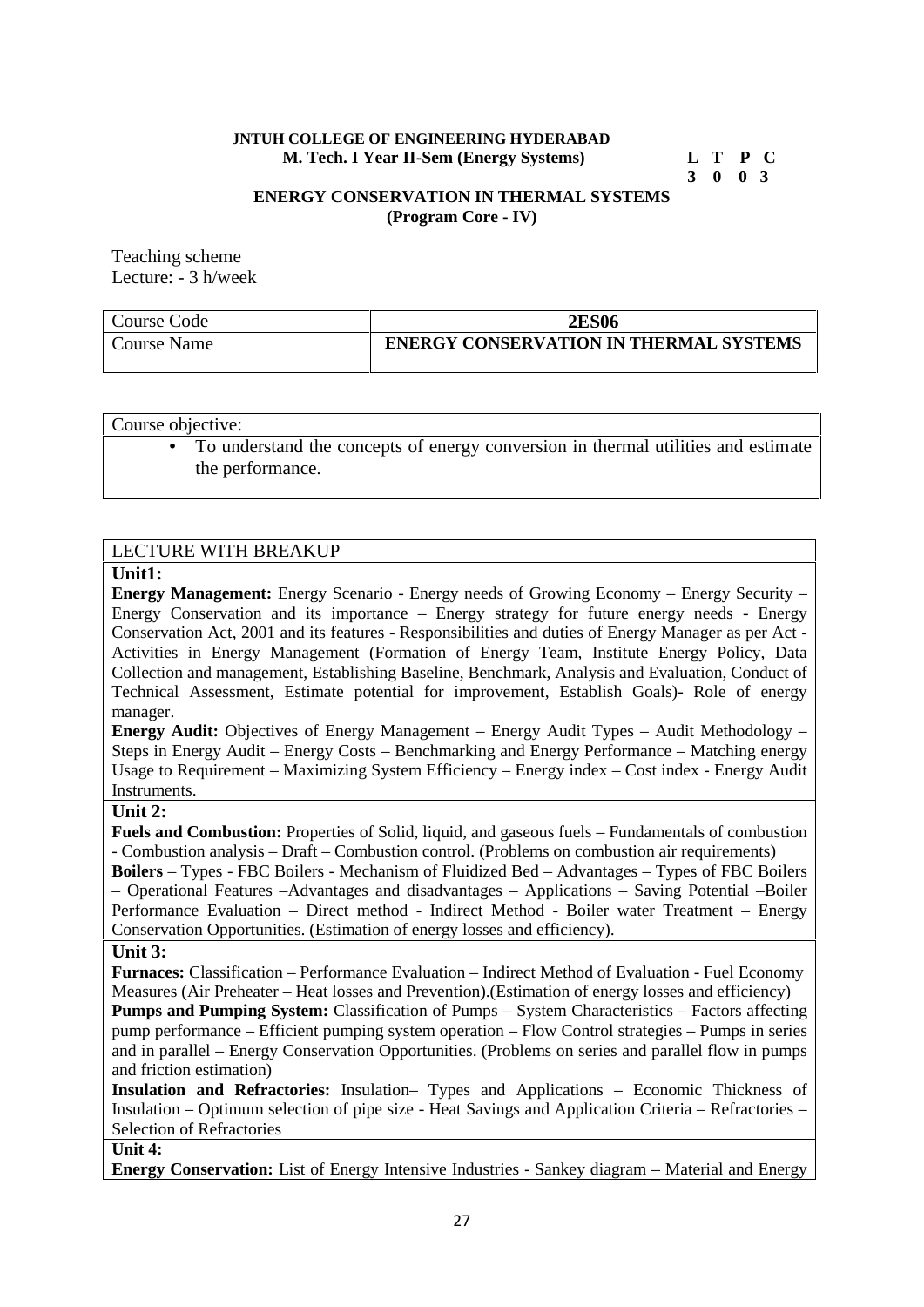**JNTUH COLLEGE OF ENGINEERING HYDERABAD**
**M. Tech. I Year II-Sem (Energy Systems)**

| L | T | P | C |
|---|---|---|---|
| 3 | 0 | 0 | 3 |

## ENERGY CONSERVATION IN THERMAL SYSTEMS
**(Program Core - IV)**

Teaching scheme
Lecture: - 3 h/week

| Course Code | **2ES06** |
|---|---|
| Course Name | **ENERGY CONSERVATION IN THERMAL SYSTEMS** |

Course objective:

- To understand the concepts of energy conversion in thermal utilities and estimate the performance.

LECTURE WITH BREAKUP

**Unit1:**

**Energy Management:** Energy Scenario - Energy needs of Growing Economy – Energy Security – Energy Conservation and its importance – Energy strategy for future energy needs - Energy Conservation Act, 2001 and its features - Responsibilities and duties of Energy Manager as per Act - Activities in Energy Management (Formation of Energy Team, Institute Energy Policy, Data Collection and management, Establishing Baseline, Benchmark, Analysis and Evaluation, Conduct of Technical Assessment, Estimate potential for improvement, Establish Goals)- Role of energy manager.

**Energy Audit:** Objectives of Energy Management – Energy Audit Types – Audit Methodology – Steps in Energy Audit – Energy Costs – Benchmarking and Energy Performance – Matching energy Usage to Requirement – Maximizing System Efficiency – Energy index – Cost index - Energy Audit Instruments.

**Unit 2:**

**Fuels and Combustion:** Properties of Solid, liquid, and gaseous fuels – Fundamentals of combustion - Combustion analysis – Draft – Combustion control. (Problems on combustion air requirements)

**Boilers** – Types - FBC Boilers - Mechanism of Fluidized Bed – Advantages – Types of FBC Boilers – Operational Features –Advantages and disadvantages – Applications – Saving Potential –Boiler Performance Evaluation – Direct method - Indirect Method - Boiler water Treatment – Energy Conservation Opportunities. (Estimation of energy losses and efficiency).

**Unit 3:**

**Furnaces:** Classification – Performance Evaluation – Indirect Method of Evaluation - Fuel Economy Measures (Air Preheater – Heat losses and Prevention).(Estimation of energy losses and efficiency)

**Pumps and Pumping System:** Classification of Pumps – System Characteristics – Factors affecting pump performance – Efficient pumping system operation – Flow Control strategies – Pumps in series and in parallel – Energy Conservation Opportunities. (Problems on series and parallel flow in pumps and friction estimation)

**Insulation and Refractories:** Insulation– Types and Applications – Economic Thickness of Insulation – Optimum selection of pipe size - Heat Savings and Application Criteria – Refractories – Selection of Refractories

**Unit 4:**

**Energy Conservation:** List of Energy Intensive Industries - Sankey diagram – Material and Energy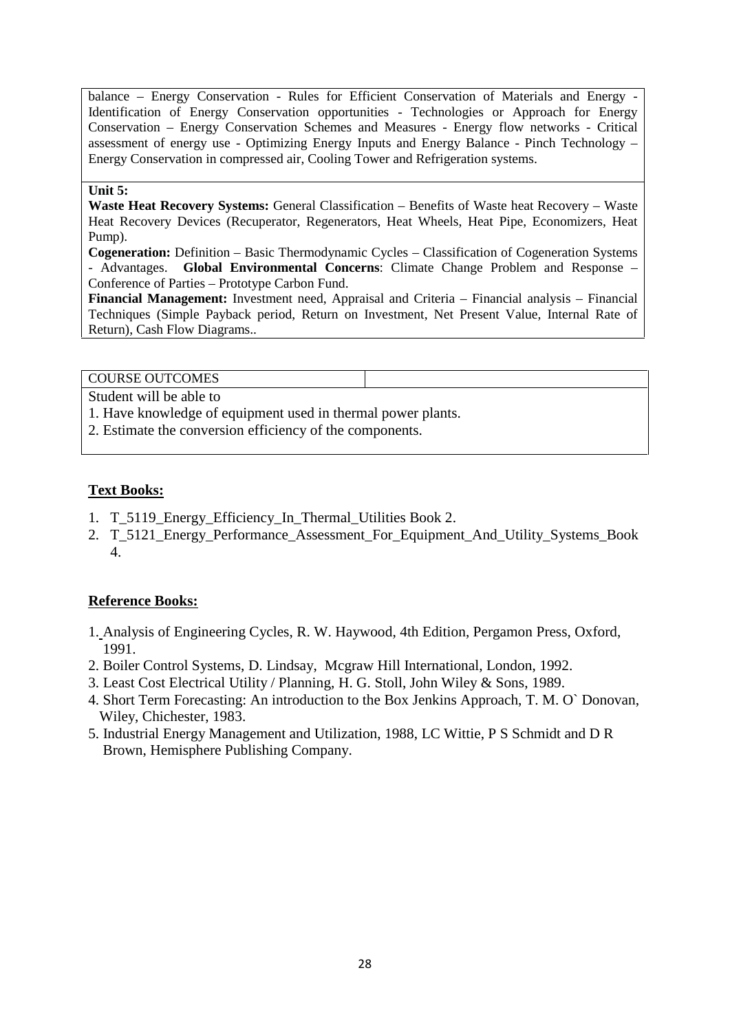balance – Energy Conservation - Rules for Efficient Conservation of Materials and Energy - Identification of Energy Conservation opportunities - Technologies or Approach for Energy Conservation – Energy Conservation Schemes and Measures - Energy flow networks - Critical assessment of energy use - Optimizing Energy Inputs and Energy Balance - Pinch Technology – Energy Conservation in compressed air, Cooling Tower and Refrigeration systems.

**Unit 5:**

**Waste Heat Recovery Systems:** General Classification – Benefits of Waste heat Recovery – Waste Heat Recovery Devices (Recuperator, Regenerators, Heat Wheels, Heat Pipe, Economizers, Heat Pump).

**Cogeneration:** Definition – Basic Thermodynamic Cycles – Classification of Cogeneration Systems - Advantages. **Global Environmental Concerns**: Climate Change Problem and Response – Conference of Parties – Prototype Carbon Fund.

**Financial Management:** Investment need, Appraisal and Criteria – Financial analysis – Financial Techniques (Simple Payback period, Return on Investment, Net Present Value, Internal Rate of Return), Cash Flow Diagrams..

| COURSE OUTCOMES | |
|---|---|

Student will be able to

1. Have knowledge of equipment used in thermal power plants.
2. Estimate the conversion efficiency of the components.

## Text Books:

1. T_5119_Energy_Efficiency_In_Thermal_Utilities Book 2.
2. T_5121_Energy_Performance_Assessment_For_Equipment_And_Utility_Systems_Book 4.

## Reference Books:

1. Analysis of Engineering Cycles, R. W. Haywood, 4th Edition, Pergamon Press, Oxford, 1991.
2. Boiler Control Systems, D. Lindsay, Mcgraw Hill International, London, 1992.
3. Least Cost Electrical Utility / Planning, H. G. Stoll, John Wiley & Sons, 1989.
4. Short Term Forecasting: An introduction to the Box Jenkins Approach, T. M. O` Donovan, Wiley, Chichester, 1983.
5. Industrial Energy Management and Utilization, 1988, LC Wittie, P S Schmidt and D R Brown, Hemisphere Publishing Company.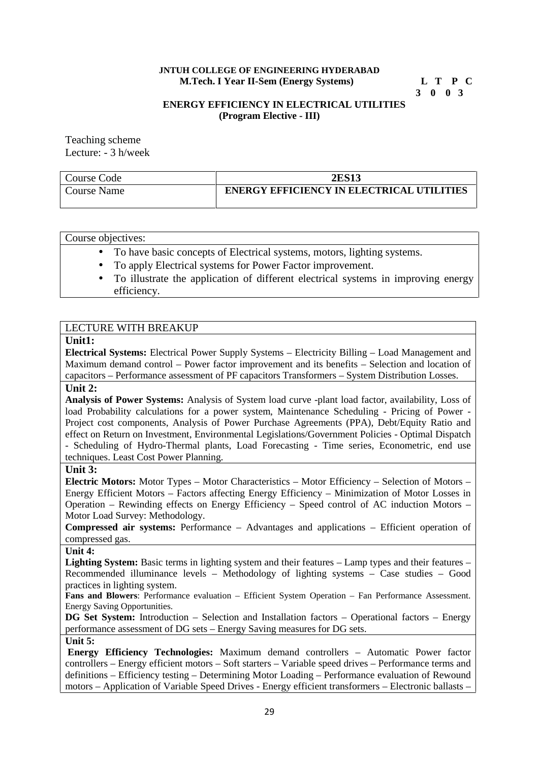**JNTUH COLLEGE OF ENGINEERING HYDERABAD**
**M.Tech. I Year II-Sem (Energy Systems)**

| L | T | P | C |
|---|---|---|---|
| 3 | 0 | 0 | 3 |

**ENERGY EFFICIENCY IN ELECTRICAL UTILITIES**
**(Program Elective - III)**

Teaching scheme
Lecture: - 3 h/week

| Course Code | **2ES13** |
|---|---|
| Course Name | **ENERGY EFFICIENCY IN ELECTRICAL UTILITIES** |

Course objectives:

- To have basic concepts of Electrical systems, motors, lighting systems.
- To apply Electrical systems for Power Factor improvement.
- To illustrate the application of different electrical systems in improving energy efficiency.

LECTURE WITH BREAKUP

**Unit1:**

**Electrical Systems:** Electrical Power Supply Systems – Electricity Billing – Load Management and Maximum demand control – Power factor improvement and its benefits – Selection and location of capacitors – Performance assessment of PF capacitors Transformers – System Distribution Losses.

**Unit 2:**

**Analysis of Power Systems:** Analysis of System load curve -plant load factor, availability, Loss of load Probability calculations for a power system, Maintenance Scheduling - Pricing of Power - Project cost components, Analysis of Power Purchase Agreements (PPA), Debt/Equity Ratio and effect on Return on Investment, Environmental Legislations/Government Policies - Optimal Dispatch - Scheduling of Hydro-Thermal plants, Load Forecasting - Time series, Econometric, end use techniques. Least Cost Power Planning.

**Unit 3:**

**Electric Motors:** Motor Types – Motor Characteristics – Motor Efficiency – Selection of Motors – Energy Efficient Motors – Factors affecting Energy Efficiency – Minimization of Motor Losses in Operation – Rewinding effects on Energy Efficiency – Speed control of AC induction Motors – Motor Load Survey: Methodology.

**Compressed air systems:** Performance – Advantages and applications – Efficient operation of compressed gas.

**Unit 4:**

**Lighting System:** Basic terms in lighting system and their features – Lamp types and their features – Recommended illuminance levels – Methodology of lighting systems – Case studies – Good practices in lighting system.

**Fans and Blowers**: Performance evaluation – Efficient System Operation – Fan Performance Assessment. Energy Saving Opportunities.

**DG Set System:** Introduction – Selection and Installation factors – Operational factors – Energy performance assessment of DG sets – Energy Saving measures for DG sets.

**Unit 5:**

**Energy Efficiency Technologies:** Maximum demand controllers – Automatic Power factor controllers – Energy efficient motors – Soft starters – Variable speed drives – Performance terms and definitions – Efficiency testing – Determining Motor Loading – Performance evaluation of Rewound motors – Application of Variable Speed Drives - Energy efficient transformers – Electronic ballasts –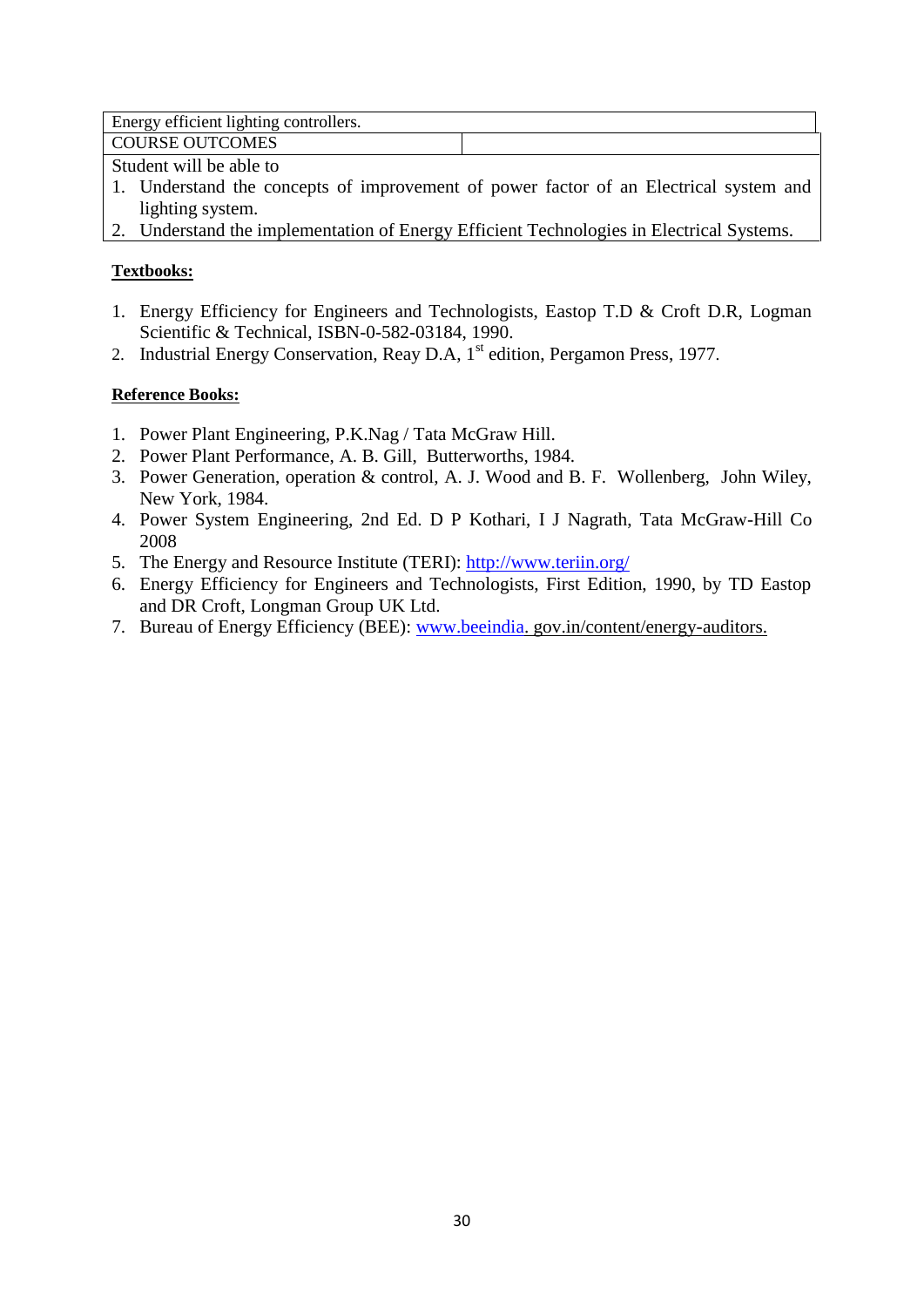| Energy efficient lighting controllers. | |
|---|---|
| COURSE OUTCOMES | |
| Student will be able to<br>1. Understand the concepts of improvement of power factor of an Electrical system and lighting system.<br>2. Understand the implementation of Energy Efficient Technologies in Electrical Systems. | |

**Textbooks:**

1. Energy Efficiency for Engineers and Technologists, Eastop T.D & Croft D.R, Logman Scientific & Technical, ISBN-0-582-03184, 1990.
2. Industrial Energy Conservation, Reay D.A, 1st edition, Pergamon Press, 1977.

**Reference Books:**

1. Power Plant Engineering, P.K.Nag / Tata McGraw Hill.
2. Power Plant Performance, A. B. Gill, Butterworths, 1984.
3. Power Generation, operation & control, A. J. Wood and B. F. Wollenberg, John Wiley, New York, 1984.
4. Power System Engineering, 2nd Ed. D P Kothari, I J Nagrath, Tata McGraw-Hill Co 2008
5. The Energy and Resource Institute (TERI): http://www.teriin.org/
6. Energy Efficiency for Engineers and Technologists, First Edition, 1990, by TD Eastop and DR Croft, Longman Group UK Ltd.
7. Bureau of Energy Efficiency (BEE): www.beeindia. gov.in/content/energy-auditors.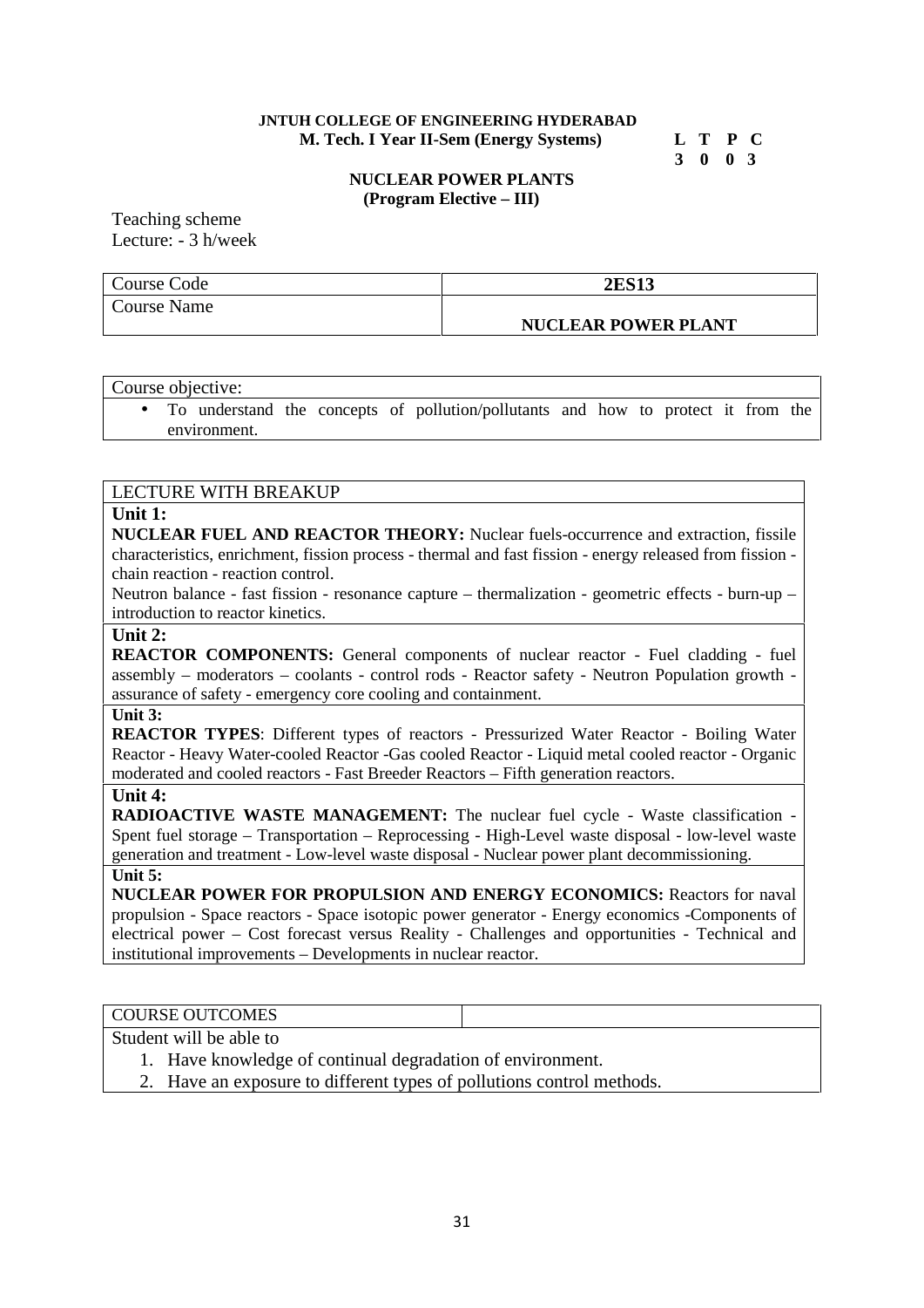**JNTUH COLLEGE OF ENGINEERING HYDERABAD**
**M. Tech. I Year II-Sem (Energy Systems)**

| L | T | P | C |
|---|---|---|---|
| 3 | 0 | 0 | 3 |

## NUCLEAR POWER PLANTS
**(Program Elective – III)**

Teaching scheme
Lecture: - 3 h/week

| Course Code | **2ES13** |
|---|---|
| Course Name | **NUCLEAR POWER PLANT** |

| Course objective: |
|---|
| • To understand the concepts of pollution/pollutants and how to protect it from the environment. |

### LECTURE WITH BREAKUP

**Unit 1:**
**NUCLEAR FUEL AND REACTOR THEORY:** Nuclear fuels-occurrence and extraction, fissile characteristics, enrichment, fission process - thermal and fast fission - energy released from fission - chain reaction - reaction control.
Neutron balance - fast fission - resonance capture – thermalization - geometric effects - burn-up – introduction to reactor kinetics.

**Unit 2:**
**REACTOR COMPONENTS:** General components of nuclear reactor - Fuel cladding - fuel assembly – moderators – coolants - control rods - Reactor safety - Neutron Population growth - assurance of safety - emergency core cooling and containment.

**Unit 3:**
**REACTOR TYPES**: Different types of reactors - Pressurized Water Reactor - Boiling Water Reactor - Heavy Water-cooled Reactor -Gas cooled Reactor - Liquid metal cooled reactor - Organic moderated and cooled reactors - Fast Breeder Reactors – Fifth generation reactors.

**Unit 4:**
**RADIOACTIVE WASTE MANAGEMENT:** The nuclear fuel cycle - Waste classification - Spent fuel storage – Transportation – Reprocessing - High-Level waste disposal - low-level waste generation and treatment - Low-level waste disposal - Nuclear power plant decommissioning.

**Unit 5:**
**NUCLEAR POWER FOR PROPULSION AND ENERGY ECONOMICS:** Reactors for naval propulsion - Space reactors - Space isotopic power generator - Energy economics -Components of electrical power – Cost forecast versus Reality - Challenges and opportunities - Technical and institutional improvements – Developments in nuclear reactor.

### COURSE OUTCOMES

Student will be able to

1. Have knowledge of continual degradation of environment.
2. Have an exposure to different types of pollutions control methods.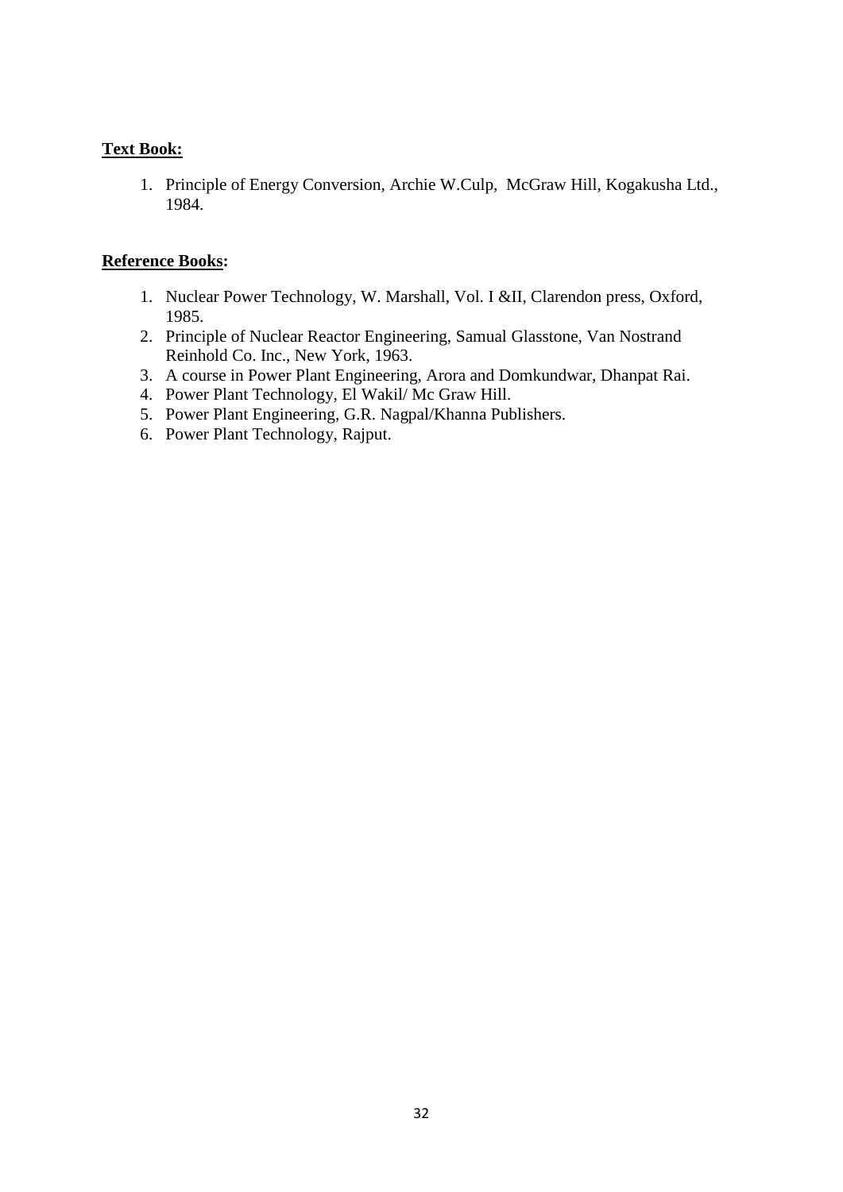**Text Book:**

1. Principle of Energy Conversion, Archie W.Culp, McGraw Hill, Kogakusha Ltd., 1984.

**Reference Books:**

1. Nuclear Power Technology, W. Marshall, Vol. I &II, Clarendon press, Oxford, 1985.
2. Principle of Nuclear Reactor Engineering, Samual Glasstone, Van Nostrand Reinhold Co. Inc., New York, 1963.
3. A course in Power Plant Engineering, Arora and Domkundwar, Dhanpat Rai.
4. Power Plant Technology, El Wakil/ Mc Graw Hill.
5. Power Plant Engineering, G.R. Nagpal/Khanna Publishers.
6. Power Plant Technology, Rajput.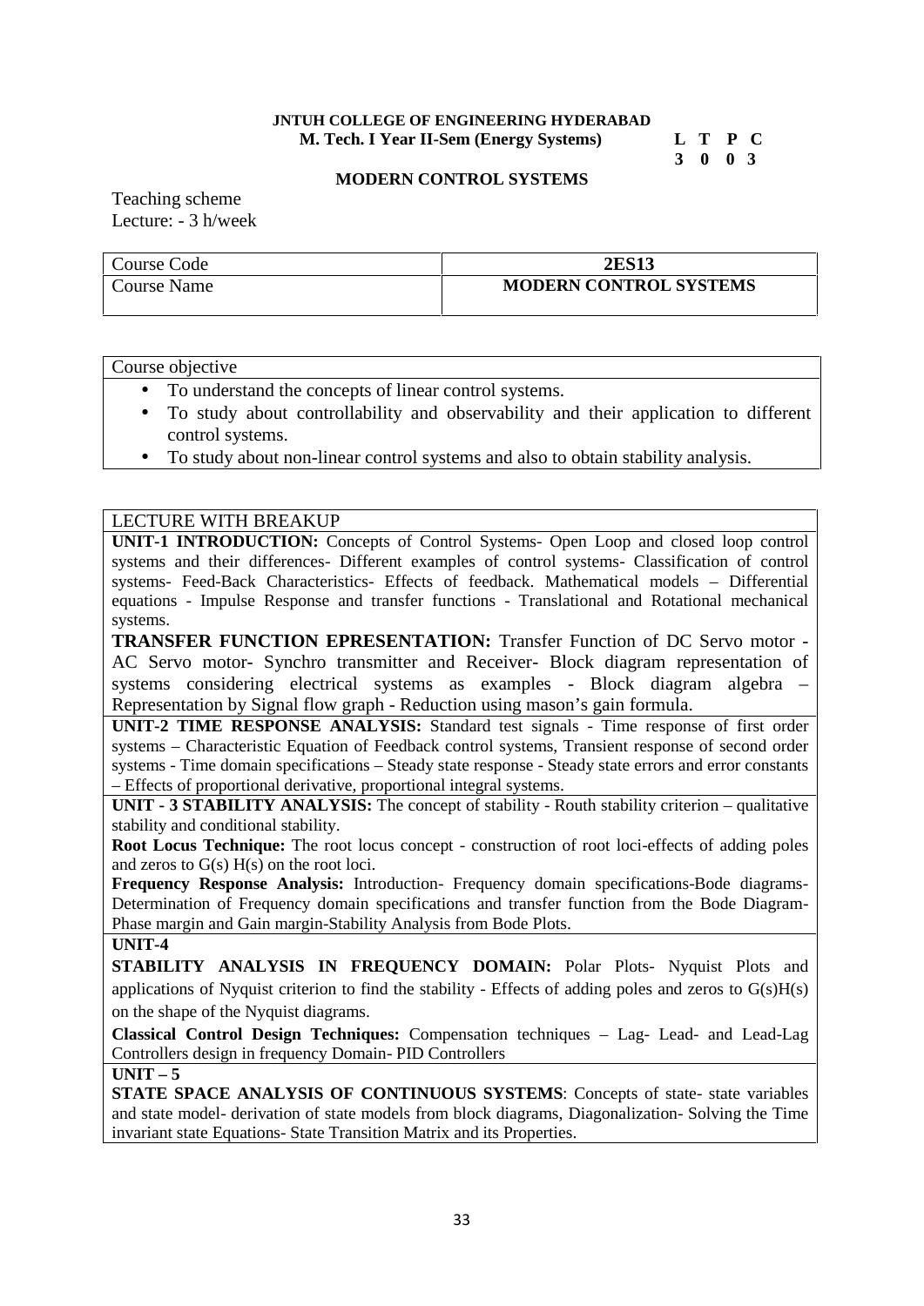**JNTUH COLLEGE OF ENGINEERING HYDERABAD**
**M. Tech. I Year II-Sem (Energy Systems)**

| L | T | P | C |
|---|---|---|---|
| 3 | 0 | 0 | 3 |

**MODERN CONTROL SYSTEMS**

Teaching scheme
Lecture: - 3 h/week

| Course Code | **2ES13** |
|---|---|
| Course Name | **MODERN CONTROL SYSTEMS** |

Course objective

- To understand the concepts of linear control systems.
- To study about controllability and observability and their application to different control systems.
- To study about non-linear control systems and also to obtain stability analysis.

LECTURE WITH BREAKUP

**UNIT-1 INTRODUCTION:** Concepts of Control Systems- Open Loop and closed loop control systems and their differences- Different examples of control systems- Classification of control systems- Feed-Back Characteristics- Effects of feedback. Mathematical models – Differential equations - Impulse Response and transfer functions - Translational and Rotational mechanical systems.

**TRANSFER FUNCTION EPRESENTATION:** Transfer Function of DC Servo motor - AC Servo motor- Synchro transmitter and Receiver- Block diagram representation of systems considering electrical systems as examples - Block diagram algebra – Representation by Signal flow graph - Reduction using mason's gain formula.

**UNIT-2 TIME RESPONSE ANALYSIS:** Standard test signals - Time response of first order systems – Characteristic Equation of Feedback control systems, Transient response of second order systems - Time domain specifications – Steady state response - Steady state errors and error constants – Effects of proportional derivative, proportional integral systems.

**UNIT - 3 STABILITY ANALYSIS:** The concept of stability - Routh stability criterion – qualitative stability and conditional stability.

**Root Locus Technique:** The root locus concept - construction of root loci-effects of adding poles and zeros to G(s) H(s) on the root loci.

**Frequency Response Analysis:** Introduction- Frequency domain specifications-Bode diagrams- Determination of Frequency domain specifications and transfer function from the Bode Diagram- Phase margin and Gain margin-Stability Analysis from Bode Plots.

**UNIT-4**

**STABILITY ANALYSIS IN FREQUENCY DOMAIN:** Polar Plots- Nyquist Plots and applications of Nyquist criterion to find the stability - Effects of adding poles and zeros to G(s)H(s) on the shape of the Nyquist diagrams.

**Classical Control Design Techniques:** Compensation techniques – Lag- Lead- and Lead-Lag Controllers design in frequency Domain- PID Controllers

**UNIT – 5**

**STATE SPACE ANALYSIS OF CONTINUOUS SYSTEMS**: Concepts of state- state variables and state model- derivation of state models from block diagrams, Diagonalization- Solving the Time invariant state Equations- State Transition Matrix and its Properties.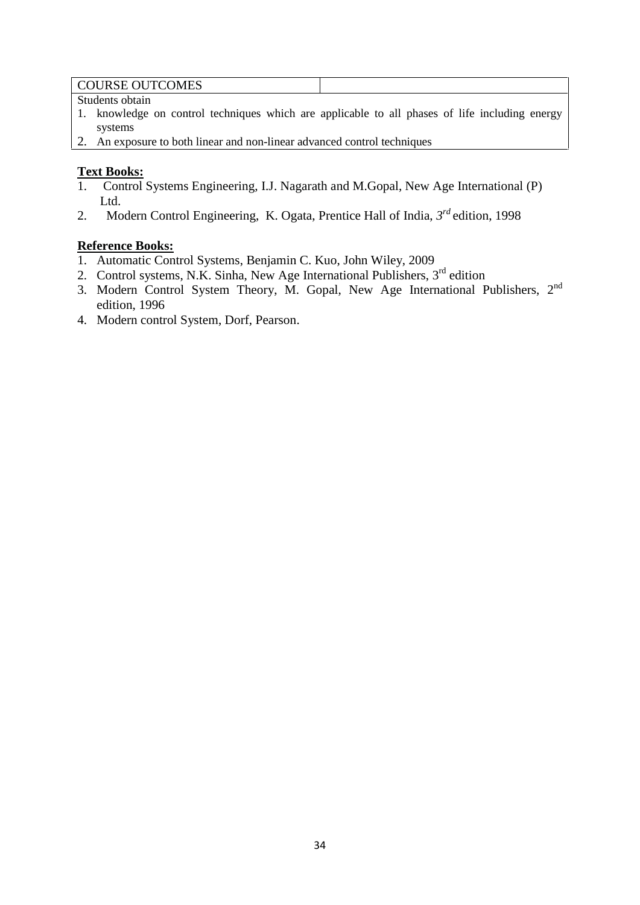| COURSE OUTCOMES | |
|---|---|

Students obtain

1. knowledge on control techniques which are applicable to all phases of life including energy systems
2. An exposure to both linear and non-linear advanced control techniques

**Text Books:**

1. Control Systems Engineering, I.J. Nagarath and M.Gopal, New Age International (P) Ltd.
2. Modern Control Engineering, K. Ogata, Prentice Hall of India, *3rd* edition, 1998

**Reference Books:**

1. Automatic Control Systems, Benjamin C. Kuo, John Wiley, 2009
2. Control systems, N.K. Sinha, New Age International Publishers, 3rd edition
3. Modern Control System Theory, M. Gopal, New Age International Publishers, 2nd edition, 1996
4. Modern control System, Dorf, Pearson.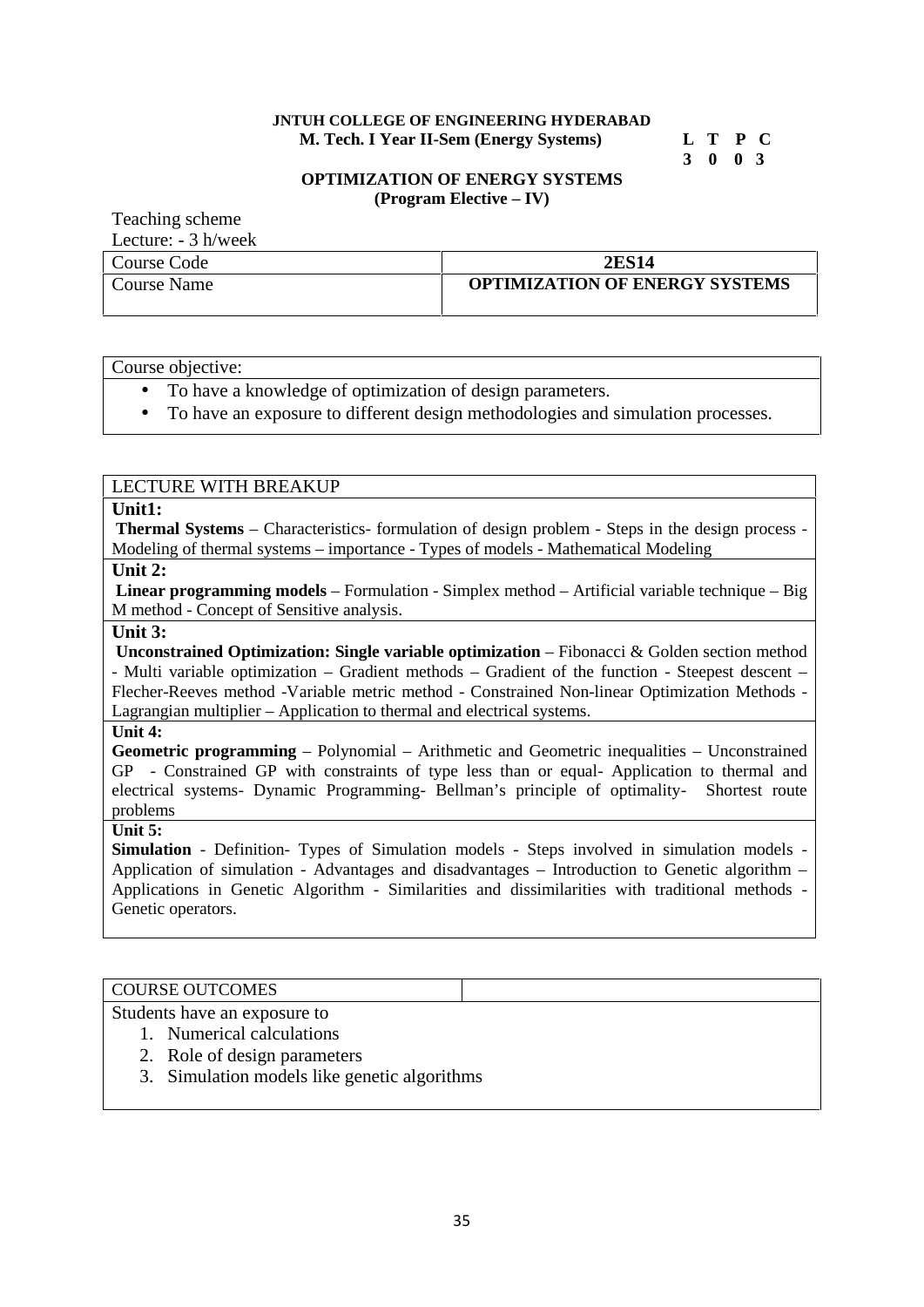**JNTUH COLLEGE OF ENGINEERING HYDERABAD**

**M. Tech. I Year II-Sem (Energy Systems)**

| L | T | P | C |
|---|---|---|---|
| 3 | 0 | 0 | 3 |

## OPTIMIZATION OF ENERGY SYSTEMS

**(Program Elective – IV)**

Teaching scheme

Lecture: - 3 h/week

| Course Code | **2ES14** |
|---|---|
| Course Name | **OPTIMIZATION OF ENERGY SYSTEMS** |

Course objective:

- To have a knowledge of optimization of design parameters.
- To have an exposure to different design methodologies and simulation processes.

LECTURE WITH BREAKUP

**Unit1:**

**Thermal Systems** – Characteristics- formulation of design problem - Steps in the design process - Modeling of thermal systems – importance - Types of models - Mathematical Modeling

**Unit 2:**

**Linear programming models** – Formulation - Simplex method – Artificial variable technique – Big M method - Concept of Sensitive analysis.

**Unit 3:**

**Unconstrained Optimization: Single variable optimization** – Fibonacci & Golden section method - Multi variable optimization – Gradient methods – Gradient of the function - Steepest descent – Flecher-Reeves method -Variable metric method - Constrained Non-linear Optimization Methods - Lagrangian multiplier – Application to thermal and electrical systems.

**Unit 4:**

**Geometric programming** – Polynomial – Arithmetic and Geometric inequalities – Unconstrained GP - Constrained GP with constraints of type less than or equal- Application to thermal and electrical systems- Dynamic Programming- Bellman's principle of optimality- Shortest route problems

**Unit 5:**

**Simulation** - Definition- Types of Simulation models - Steps involved in simulation models - Application of simulation - Advantages and disadvantages – Introduction to Genetic algorithm – Applications in Genetic Algorithm - Similarities and dissimilarities with traditional methods - Genetic operators.

COURSE OUTCOMES

Students have an exposure to

1. Numerical calculations
2. Role of design parameters
3. Simulation models like genetic algorithms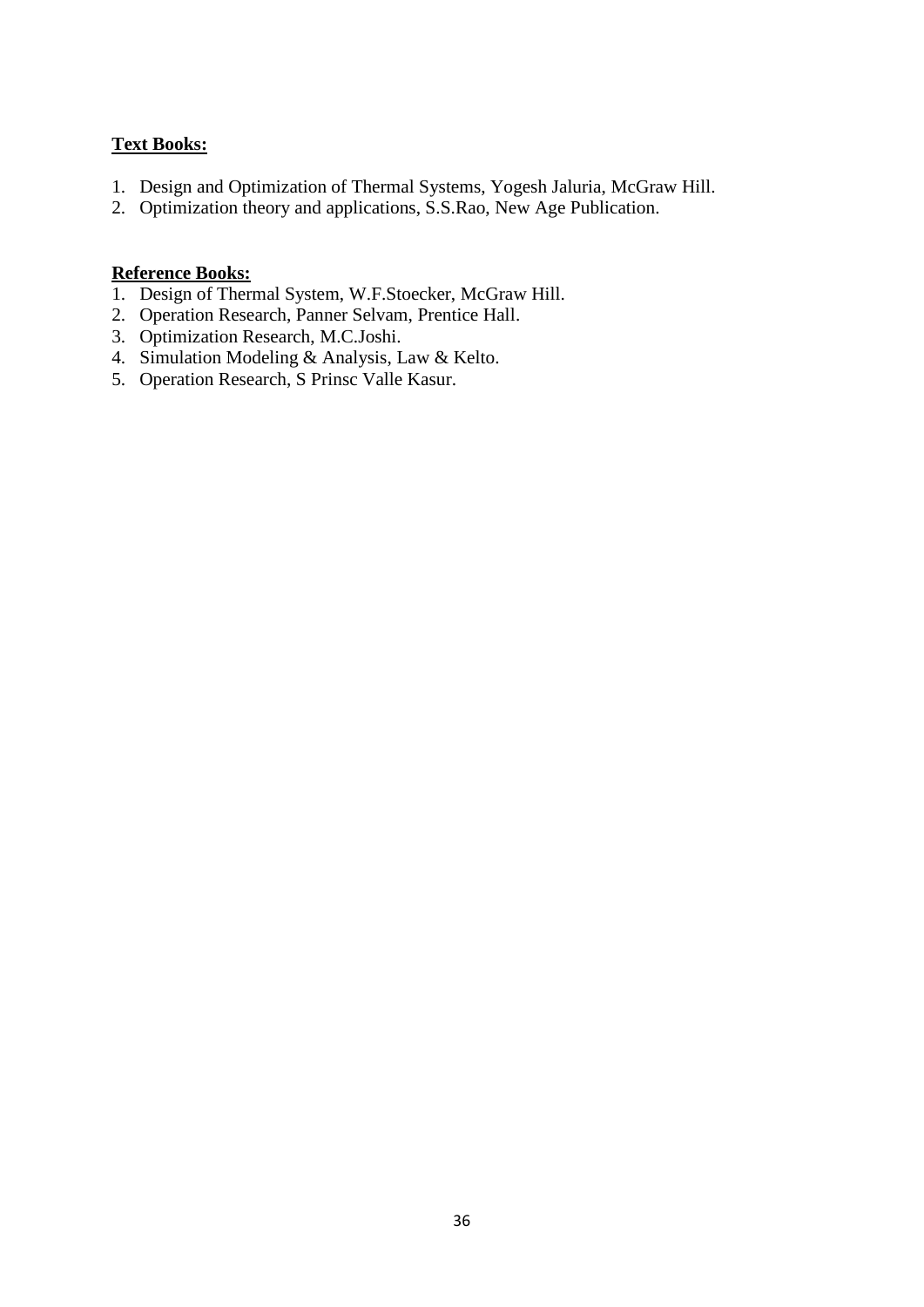**Text Books:**

1. Design and Optimization of Thermal Systems, Yogesh Jaluria, McGraw Hill.
2. Optimization theory and applications, S.S.Rao, New Age Publication.

**Reference Books:**

1. Design of Thermal System, W.F.Stoecker, McGraw Hill.
2. Operation Research, Panner Selvam, Prentice Hall.
3. Optimization Research, M.C.Joshi.
4. Simulation Modeling & Analysis, Law & Kelto.
5. Operation Research, S Prinsc Valle Kasur.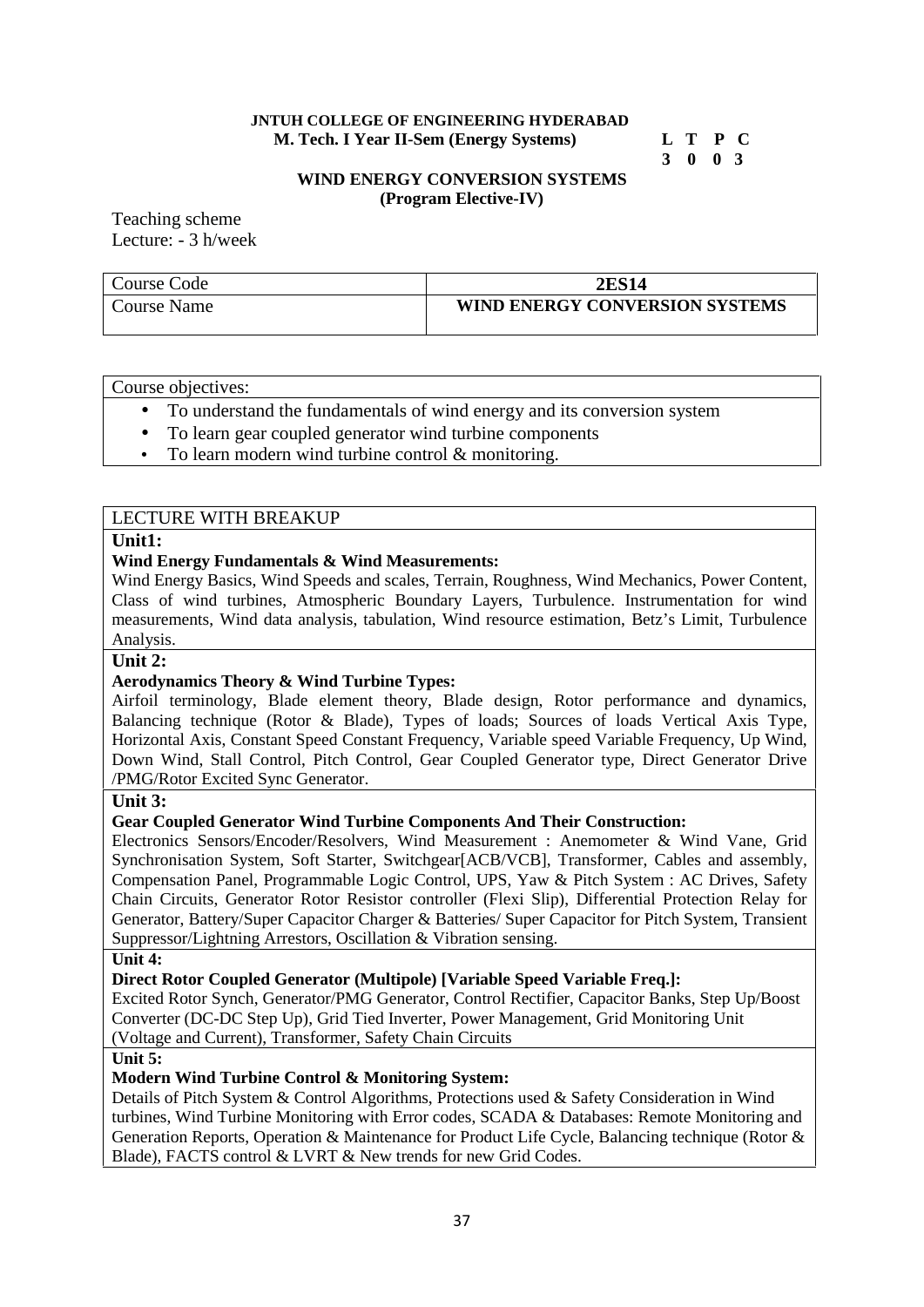**JNTUH COLLEGE OF ENGINEERING HYDERABAD**
**M. Tech. I Year II-Sem (Energy Systems)**

| L | T | P | C |
|---|---|---|---|
| 3 | 0 | 0 | 3 |

**WIND ENERGY CONVERSION SYSTEMS**
**(Program Elective-IV)**

Teaching scheme
Lecture: - 3 h/week

| Course Code | **2ES14** |
|---|---|
| Course Name | **WIND ENERGY CONVERSION SYSTEMS** |

Course objectives:

- To understand the fundamentals of wind energy and its conversion system
- To learn gear coupled generator wind turbine components
- To learn modern wind turbine control & monitoring.

LECTURE WITH BREAKUP

**Unit1:**

**Wind Energy Fundamentals & Wind Measurements:**
Wind Energy Basics, Wind Speeds and scales, Terrain, Roughness, Wind Mechanics, Power Content, Class of wind turbines, Atmospheric Boundary Layers, Turbulence. Instrumentation for wind measurements, Wind data analysis, tabulation, Wind resource estimation, Betz's Limit, Turbulence Analysis.

**Unit 2:**

**Aerodynamics Theory & Wind Turbine Types:**
Airfoil terminology, Blade element theory, Blade design, Rotor performance and dynamics, Balancing technique (Rotor & Blade), Types of loads; Sources of loads Vertical Axis Type, Horizontal Axis, Constant Speed Constant Frequency, Variable speed Variable Frequency, Up Wind, Down Wind, Stall Control, Pitch Control, Gear Coupled Generator type, Direct Generator Drive /PMG/Rotor Excited Sync Generator.

**Unit 3:**

**Gear Coupled Generator Wind Turbine Components And Their Construction:**
Electronics Sensors/Encoder/Resolvers, Wind Measurement : Anemometer & Wind Vane, Grid Synchronisation System, Soft Starter, Switchgear[ACB/VCB], Transformer, Cables and assembly, Compensation Panel, Programmable Logic Control, UPS, Yaw & Pitch System : AC Drives, Safety Chain Circuits, Generator Rotor Resistor controller (Flexi Slip), Differential Protection Relay for Generator, Battery/Super Capacitor Charger & Batteries/ Super Capacitor for Pitch System, Transient Suppressor/Lightning Arrestors, Oscillation & Vibration sensing.

**Unit 4:**

**Direct Rotor Coupled Generator (Multipole) [Variable Speed Variable Freq.]:**
Excited Rotor Synch, Generator/PMG Generator, Control Rectifier, Capacitor Banks, Step Up/Boost Converter (DC-DC Step Up), Grid Tied Inverter, Power Management, Grid Monitoring Unit (Voltage and Current), Transformer, Safety Chain Circuits

**Unit 5:**

**Modern Wind Turbine Control & Monitoring System:**
Details of Pitch System & Control Algorithms, Protections used & Safety Consideration in Wind turbines, Wind Turbine Monitoring with Error codes, SCADA & Databases: Remote Monitoring and Generation Reports, Operation & Maintenance for Product Life Cycle, Balancing technique (Rotor & Blade), FACTS control & LVRT & New trends for new Grid Codes.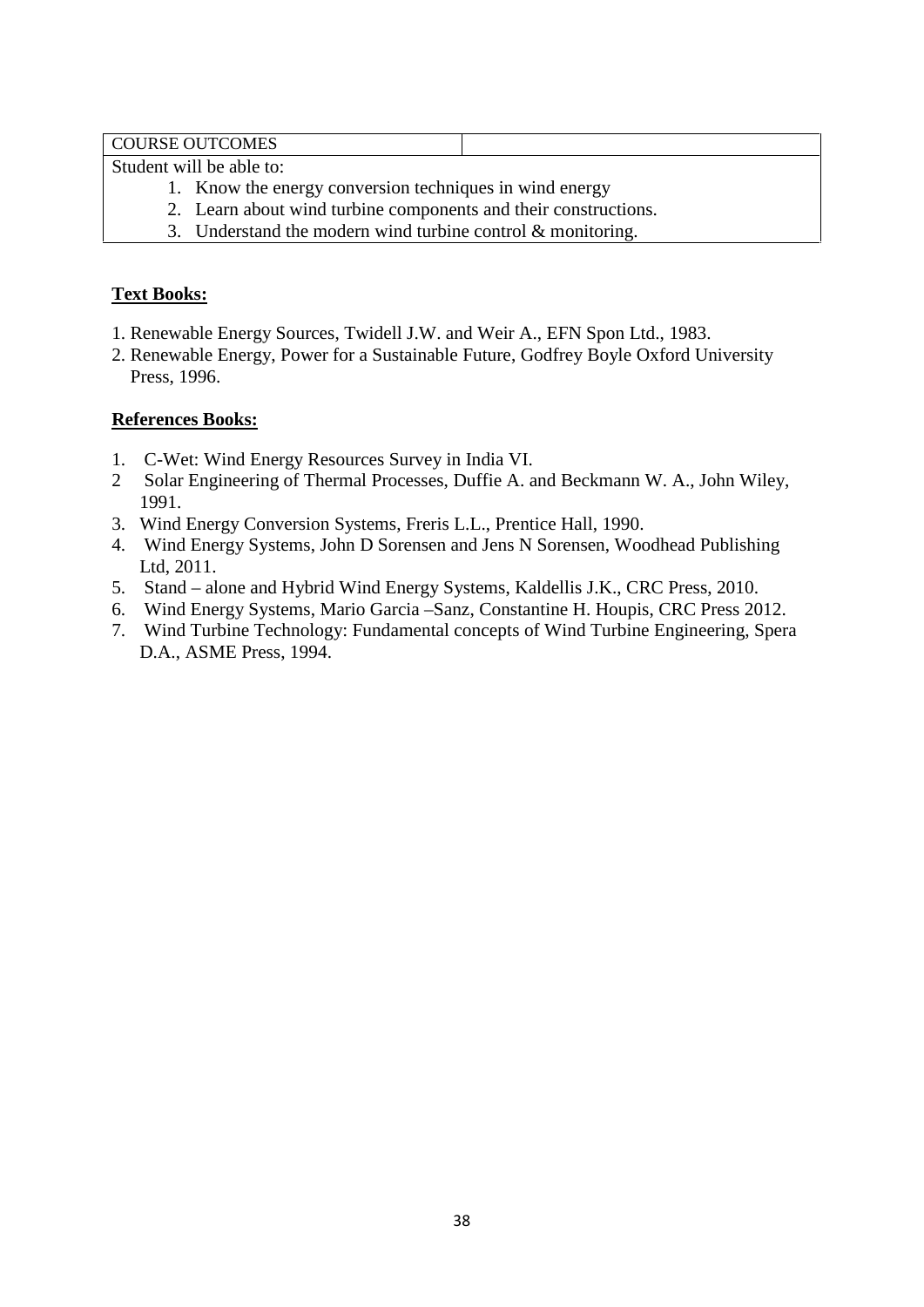| COURSE OUTCOMES | |
|---|---|

Student will be able to:

1. Know the energy conversion techniques in wind energy
2. Learn about wind turbine components and their constructions.
3. Understand the modern wind turbine control & monitoring.

**Text Books:**

1. Renewable Energy Sources, Twidell J.W. and Weir A., EFN Spon Ltd., 1983.
2. Renewable Energy, Power for a Sustainable Future, Godfrey Boyle Oxford University Press, 1996.

**References Books:**

1. C-Wet: Wind Energy Resources Survey in India VI.
2. Solar Engineering of Thermal Processes, Duffie A. and Beckmann W. A., John Wiley, 1991.
3. Wind Energy Conversion Systems, Freris L.L., Prentice Hall, 1990.
4. Wind Energy Systems, John D Sorensen and Jens N Sorensen, Woodhead Publishing Ltd, 2011.
5. Stand – alone and Hybrid Wind Energy Systems, Kaldellis J.K., CRC Press, 2010.
6. Wind Energy Systems, Mario Garcia –Sanz, Constantine H. Houpis, CRC Press 2012.
7. Wind Turbine Technology: Fundamental concepts of Wind Turbine Engineering, Spera D.A., ASME Press, 1994.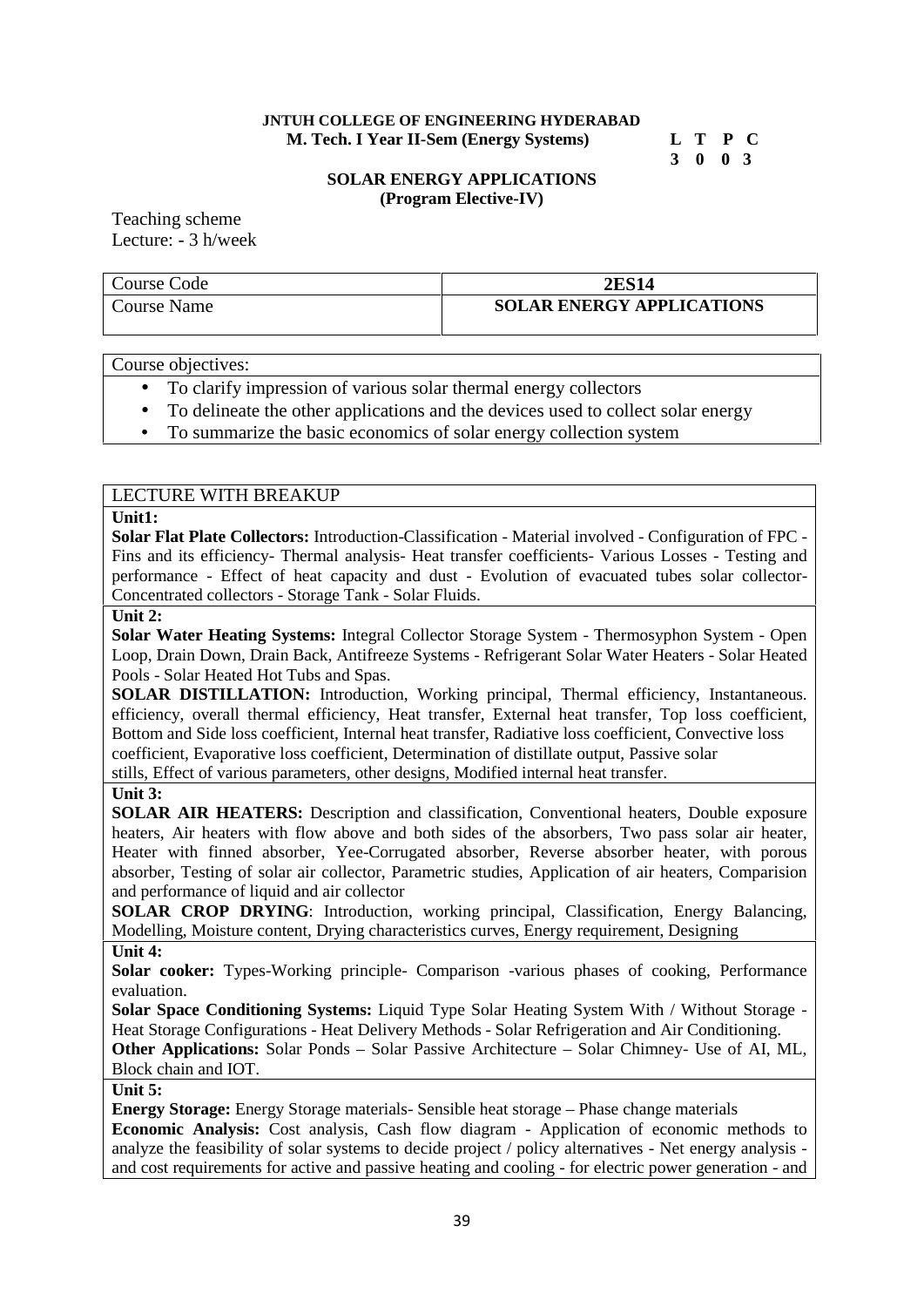**JNTUH COLLEGE OF ENGINEERING HYDERABAD**
**M. Tech. I Year II-Sem (Energy Systems)**

| L | T | P | C |
|---|---|---|---|
| 3 | 0 | 0 | 3 |

**SOLAR ENERGY APPLICATIONS**
**(Program Elective-IV)**

Teaching scheme
Lecture: - 3 h/week

| Course Code | **2ES14** |
|---|---|
| Course Name | **SOLAR ENERGY APPLICATIONS** |

Course objectives:

- To clarify impression of various solar thermal energy collectors
- To delineate the other applications and the devices used to collect solar energy
- To summarize the basic economics of solar energy collection system

LECTURE WITH BREAKUP

**Unit1:**

**Solar Flat Plate Collectors:** Introduction-Classification - Material involved - Configuration of FPC - Fins and its efficiency- Thermal analysis- Heat transfer coefficients- Various Losses - Testing and performance - Effect of heat capacity and dust - Evolution of evacuated tubes solar collector- Concentrated collectors - Storage Tank - Solar Fluids.

**Unit 2:**

**Solar Water Heating Systems:** Integral Collector Storage System - Thermosyphon System - Open Loop, Drain Down, Drain Back, Antifreeze Systems - Refrigerant Solar Water Heaters - Solar Heated Pools - Solar Heated Hot Tubs and Spas.

**SOLAR DISTILLATION:** Introduction, Working principal, Thermal efficiency, Instantaneous. efficiency, overall thermal efficiency, Heat transfer, External heat transfer, Top loss coefficient, Bottom and Side loss coefficient, Internal heat transfer, Radiative loss coefficient, Convective loss coefficient, Evaporative loss coefficient, Determination of distillate output, Passive solar stills, Effect of various parameters, other designs, Modified internal heat transfer.

**Unit 3:**

**SOLAR AIR HEATERS:** Description and classification, Conventional heaters, Double exposure heaters, Air heaters with flow above and both sides of the absorbers, Two pass solar air heater, Heater with finned absorber, Yee-Corrugated absorber, Reverse absorber heater, with porous absorber, Testing of solar air collector, Parametric studies, Application of air heaters, Comparision and performance of liquid and air collector

**SOLAR CROP DRYING**: Introduction, working principal, Classification, Energy Balancing, Modelling, Moisture content, Drying characteristics curves, Energy requirement, Designing

**Unit 4:**

**Solar cooker:** Types-Working principle- Comparison -various phases of cooking, Performance evaluation.

**Solar Space Conditioning Systems:** Liquid Type Solar Heating System With / Without Storage - Heat Storage Configurations - Heat Delivery Methods - Solar Refrigeration and Air Conditioning.

**Other Applications:** Solar Ponds – Solar Passive Architecture – Solar Chimney- Use of AI, ML, Block chain and IOT.

**Unit 5:**

**Energy Storage:** Energy Storage materials- Sensible heat storage – Phase change materials

**Economic Analysis:** Cost analysis, Cash flow diagram - Application of economic methods to analyze the feasibility of solar systems to decide project / policy alternatives - Net energy analysis - and cost requirements for active and passive heating and cooling - for electric power generation - and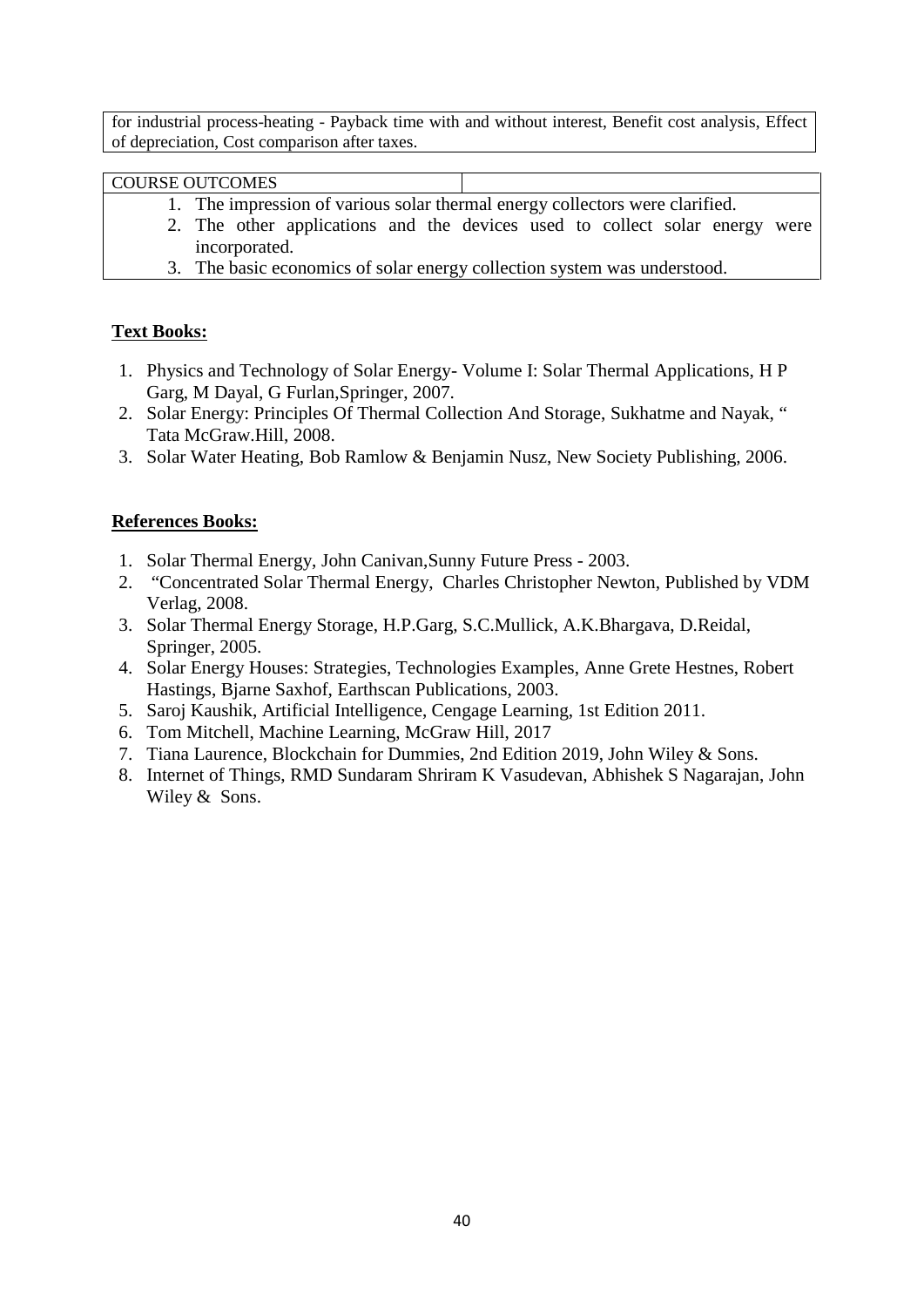for industrial process-heating - Payback time with and without interest, Benefit cost analysis, Effect of depreciation, Cost comparison after taxes.

| COURSE OUTCOMES | |
|---|---|

1. The impression of various solar thermal energy collectors were clarified.
2. The other applications and the devices used to collect solar energy were incorporated.
3. The basic economics of solar energy collection system was understood.

**Text Books:**

1. Physics and Technology of Solar Energy- Volume I: Solar Thermal Applications, H P Garg, M Dayal, G Furlan,Springer, 2007.
2. Solar Energy: Principles Of Thermal Collection And Storage, Sukhatme and Nayak, " Tata McGraw.Hill, 2008.
3. Solar Water Heating, Bob Ramlow & Benjamin Nusz, New Society Publishing, 2006.

**References Books:**

1. Solar Thermal Energy, John Canivan,Sunny Future Press - 2003.
2. "Concentrated Solar Thermal Energy, Charles Christopher Newton, Published by VDM Verlag, 2008.
3. Solar Thermal Energy Storage, H.P.Garg, S.C.Mullick, A.K.Bhargava, D.Reidal, Springer, 2005.
4. Solar Energy Houses: Strategies, Technologies Examples, Anne Grete Hestnes, Robert Hastings, Bjarne Saxhof, Earthscan Publications, 2003.
5. Saroj Kaushik, Artificial Intelligence, Cengage Learning, 1st Edition 2011.
6. Tom Mitchell, Machine Learning, McGraw Hill, 2017
7. Tiana Laurence, Blockchain for Dummies, 2nd Edition 2019, John Wiley & Sons.
8. Internet of Things, RMD Sundaram Shriram K Vasudevan, Abhishek S Nagarajan, John Wiley & Sons.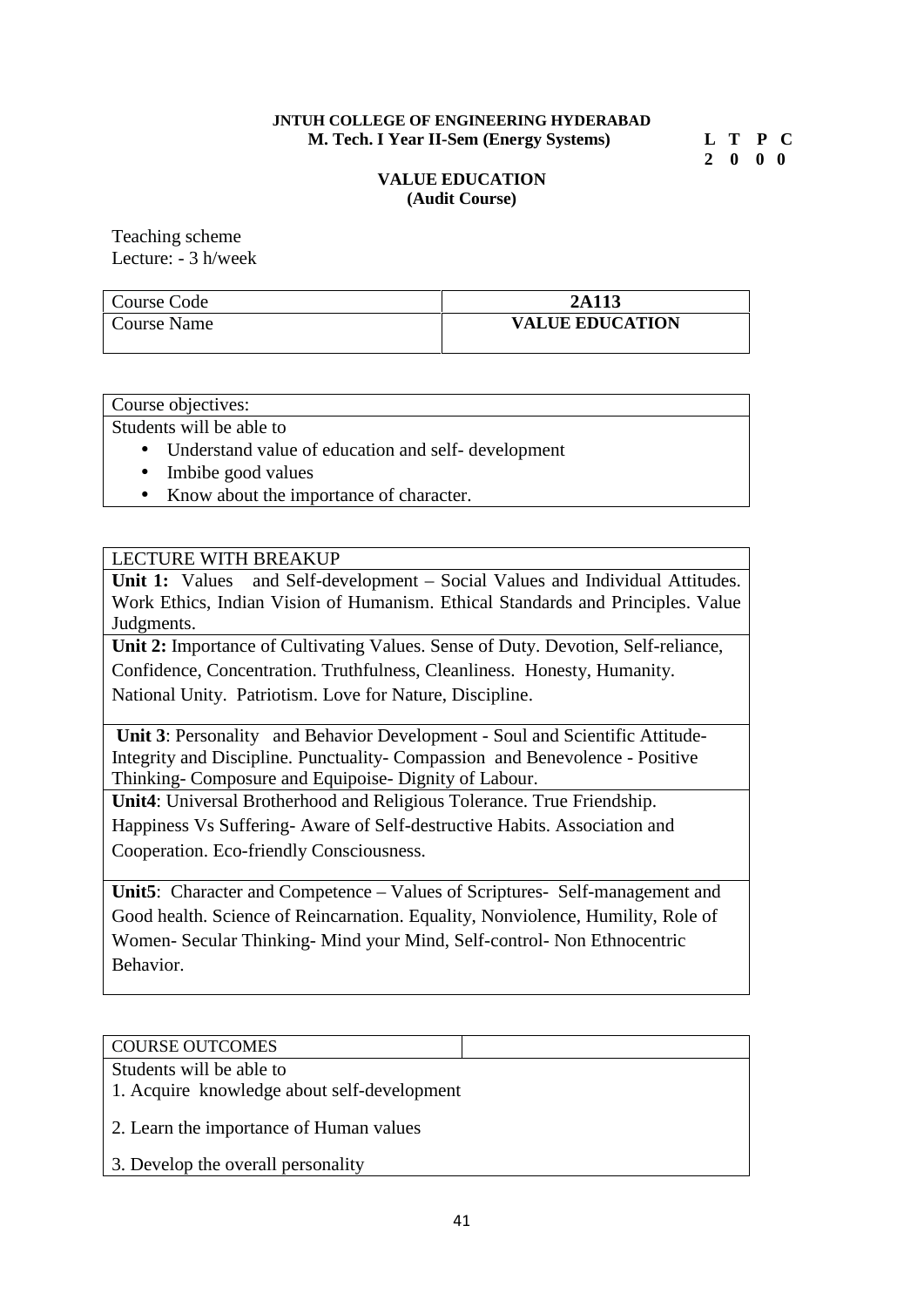**JNTUH COLLEGE OF ENGINEERING HYDERABAD**
**M. Tech. I Year II-Sem (Energy Systems)**

| L | T | P | C |
|---|---|---|---|
| 2 | 0 | 0 | 0 |

## VALUE EDUCATION
**(Audit Course)**

Teaching scheme
Lecture: - 3 h/week

| Course Code | **2A113** |
|---|---|
| Course Name | **VALUE EDUCATION** |

| Course objectives: |
|---|
| Students will be able to<br>• Understand value of education and self- development<br>• Imbibe good values<br>• Know about the importance of character. |

| LECTURE WITH BREAKUP |
|---|
| **Unit 1:** Values and Self-development – Social Values and Individual Attitudes. Work Ethics, Indian Vision of Humanism. Ethical Standards and Principles. Value Judgments. |
| **Unit 2:** Importance of Cultivating Values. Sense of Duty. Devotion, Self-reliance, Confidence, Concentration. Truthfulness, Cleanliness. Honesty, Humanity. National Unity. Patriotism. Love for Nature, Discipline. |
| **Unit 3**: Personality and Behavior Development - Soul and Scientific Attitude- Integrity and Discipline. Punctuality- Compassion and Benevolence - Positive Thinking- Composure and Equipoise- Dignity of Labour. |
| **Unit4**: Universal Brotherhood and Religious Tolerance. True Friendship. Happiness Vs Suffering- Aware of Self-destructive Habits. Association and Cooperation. Eco-friendly Consciousness. |
| **Unit5**: Character and Competence – Values of Scriptures- Self-management and Good health. Science of Reincarnation. Equality, Nonviolence, Humility, Role of Women- Secular Thinking- Mind your Mind, Self-control- Non Ethnocentric Behavior. |

| COURSE OUTCOMES | |
|---|---|
| Students will be able to<br>1. Acquire knowledge about self-development<br>2. Learn the importance of Human values<br>3. Develop the overall personality | |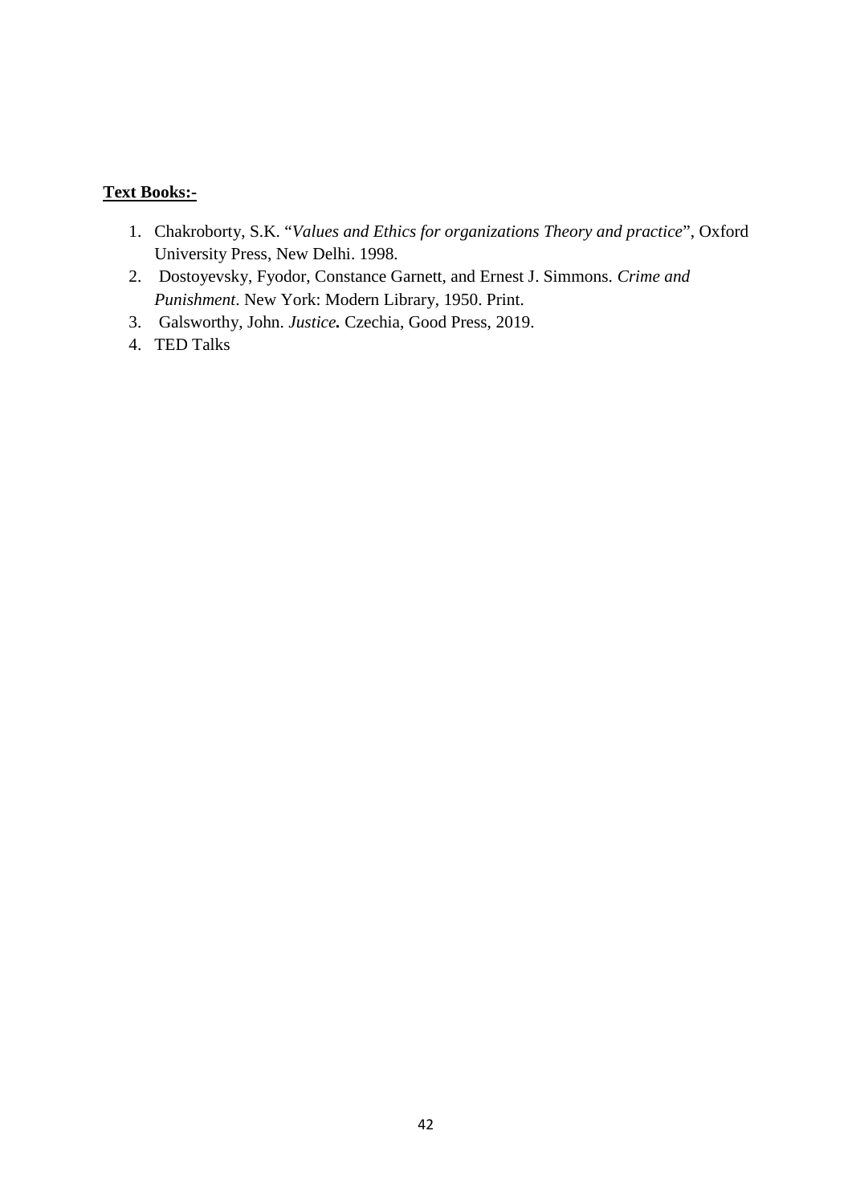**Text Books:-**

1. Chakroborty, S.K. "*Values and Ethics for organizations Theory and practice*", Oxford University Press, New Delhi. 1998.
2. Dostoyevsky, Fyodor, Constance Garnett, and Ernest J. Simmons. *Crime and Punishment*. New York: Modern Library, 1950. Print.
3. Galsworthy, John. ***Justice.*** Czechia, Good Press, 2019.
4. TED Talks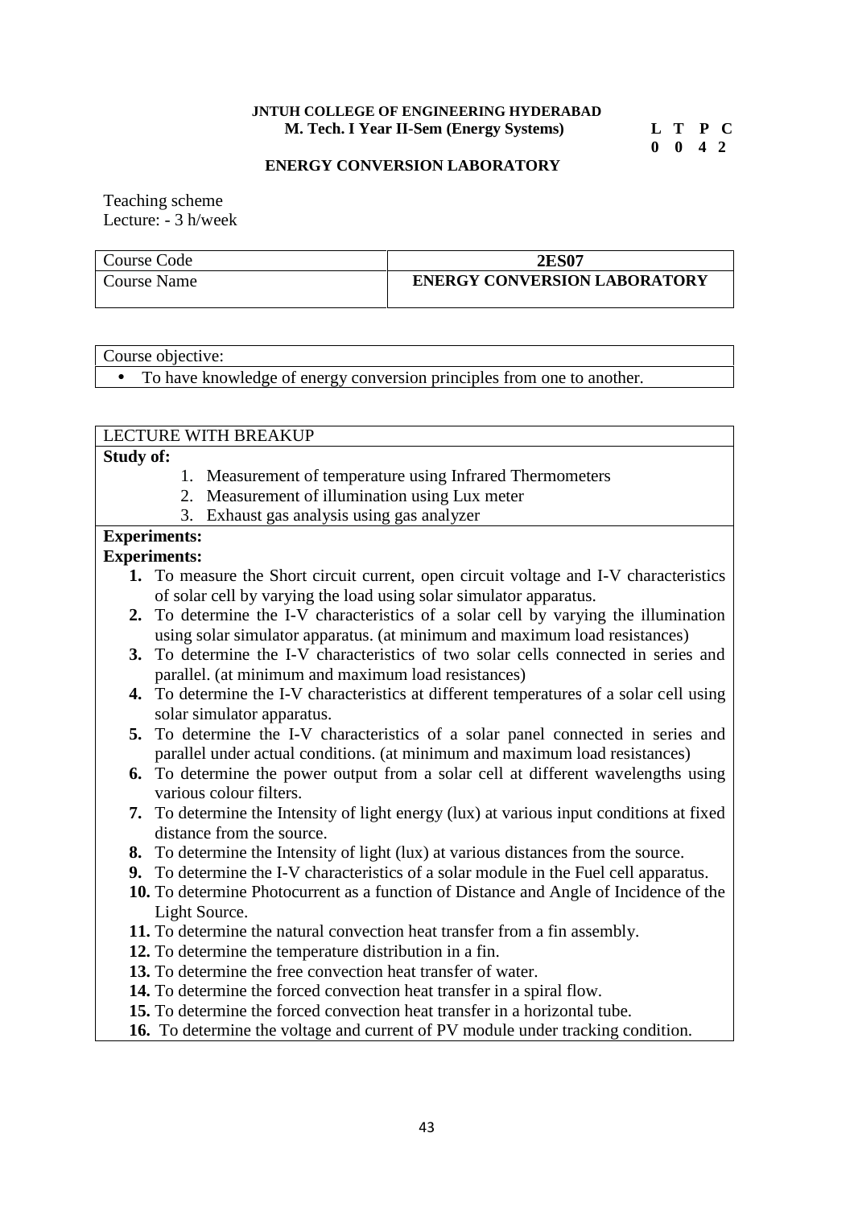**JNTUH COLLEGE OF ENGINEERING HYDERABAD**
**M. Tech. I Year II-Sem (Energy Systems)**

| L | T | P | C |
|---|---|---|---|
| 0 | 0 | 4 | 2 |

## ENERGY CONVERSION LABORATORY

Teaching scheme
Lecture: - 3 h/week

| Course Code | **2ES07** |
|---|---|
| Course Name | **ENERGY CONVERSION LABORATORY** |

| Course objective: |
|---|
| • To have knowledge of energy conversion principles from one to another. |

**LECTURE WITH BREAKUP**

**Study of:**

1. Measurement of temperature using Infrared Thermometers
2. Measurement of illumination using Lux meter
3. Exhaust gas analysis using gas analyzer

**Experiments:**

**Experiments:**

1. To measure the Short circuit current, open circuit voltage and I-V characteristics of solar cell by varying the load using solar simulator apparatus.
2. To determine the I-V characteristics of a solar cell by varying the illumination using solar simulator apparatus. (at minimum and maximum load resistances)
3. To determine the I-V characteristics of two solar cells connected in series and parallel. (at minimum and maximum load resistances)
4. To determine the I-V characteristics at different temperatures of a solar cell using solar simulator apparatus.
5. To determine the I-V characteristics of a solar panel connected in series and parallel under actual conditions. (at minimum and maximum load resistances)
6. To determine the power output from a solar cell at different wavelengths using various colour filters.
7. To determine the Intensity of light energy (lux) at various input conditions at fixed distance from the source.
8. To determine the Intensity of light (lux) at various distances from the source.
9. To determine the I-V characteristics of a solar module in the Fuel cell apparatus.
10. To determine Photocurrent as a function of Distance and Angle of Incidence of the Light Source.
11. To determine the natural convection heat transfer from a fin assembly.
12. To determine the temperature distribution in a fin.
13. To determine the free convection heat transfer of water.
14. To determine the forced convection heat transfer in a spiral flow.
15. To determine the forced convection heat transfer in a horizontal tube.
16. To determine the voltage and current of PV module under tracking condition.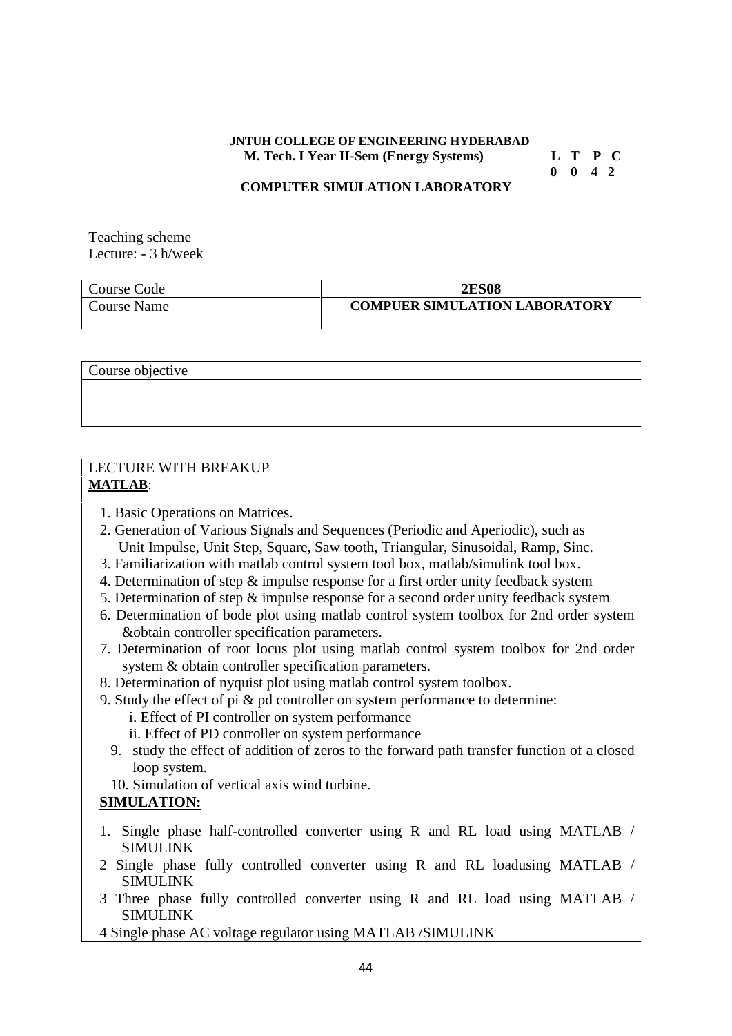**JNTUH COLLEGE OF ENGINEERING HYDERABAD**
**M. Tech. I Year II-Sem (Energy Systems)**

| L | T | P | C |
|---|---|---|---|
| 0 | 0 | 4 | 2 |

**COMPUTER SIMULATION LABORATORY**

Teaching scheme
Lecture: - 3 h/week

| Course Code | **2ES08** |
|---|---|
| Course Name | **COMPUER SIMULATION LABORATORY** |

| Course objective |
|---|
| |

LECTURE WITH BREAKUP

**MATLAB**:

1. Basic Operations on Matrices.
2. Generation of Various Signals and Sequences (Periodic and Aperiodic), such as Unit Impulse, Unit Step, Square, Saw tooth, Triangular, Sinusoidal, Ramp, Sinc.
3. Familiarization with matlab control system tool box, matlab/simulink tool box.
4. Determination of step & impulse response for a first order unity feedback system
5. Determination of step & impulse response for a second order unity feedback system
6. Determination of bode plot using matlab control system toolbox for 2nd order system &obtain controller specification parameters.
7. Determination of root locus plot using matlab control system toolbox for 2nd order system & obtain controller specification parameters.
8. Determination of nyquist plot using matlab control system toolbox.
9. Study the effect of pi & pd controller on system performance to determine:
   i. Effect of PI controller on system performance
   ii. Effect of PD controller on system performance
9. study the effect of addition of zeros to the forward path transfer function of a closed loop system.
10. Simulation of vertical axis wind turbine.

**SIMULATION:**

1. Single phase half-controlled converter using R and RL load using MATLAB / SIMULINK
2 Single phase fully controlled converter using R and RL loadusing MATLAB / SIMULINK
3 Three phase fully controlled converter using R and RL load using MATLAB / SIMULINK
4 Single phase AC voltage regulator using MATLAB /SIMULINK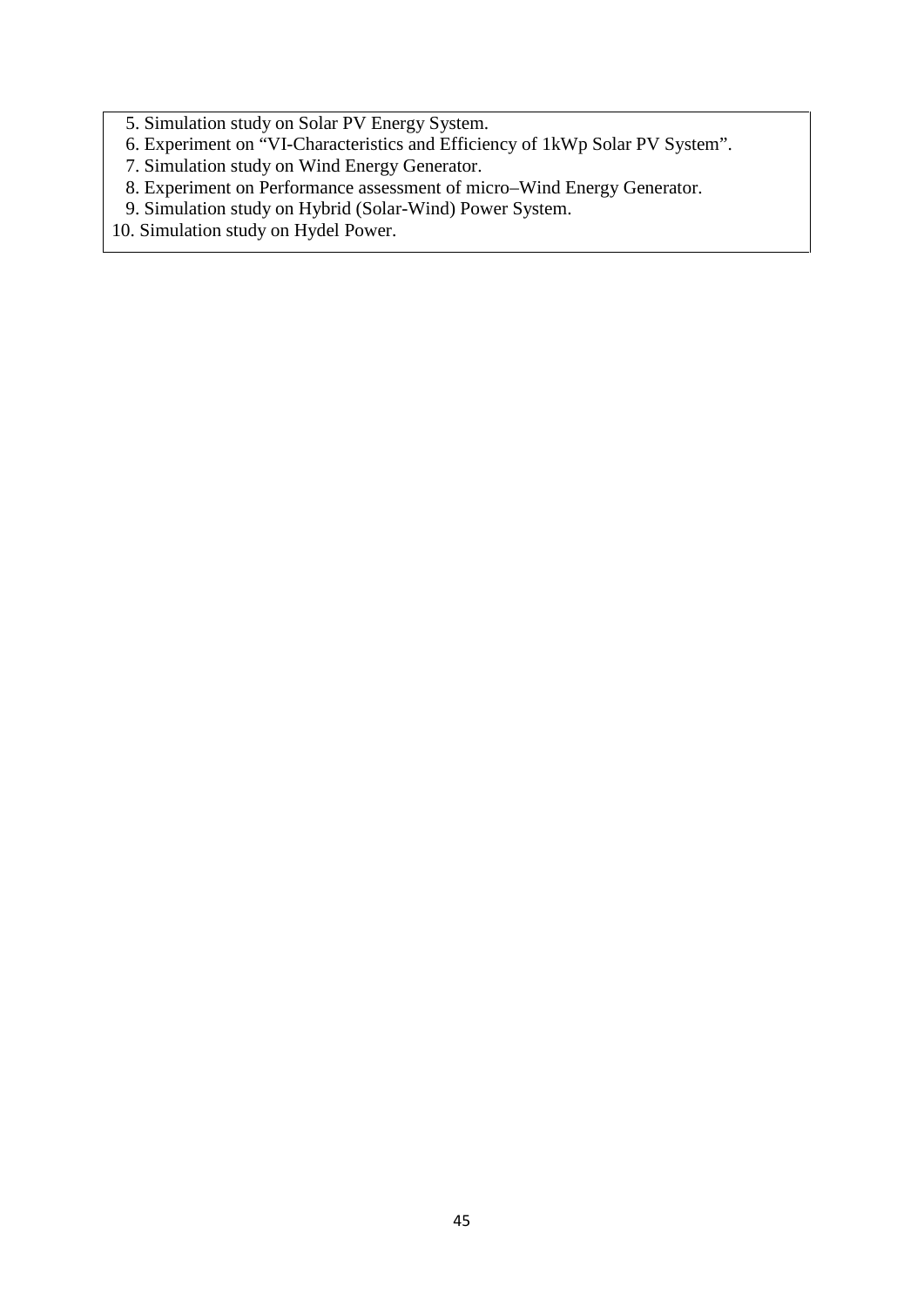5. Simulation study on Solar PV Energy System.
6. Experiment on “VI-Characteristics and Efficiency of 1kWp Solar PV System”.
7. Simulation study on Wind Energy Generator.
8. Experiment on Performance assessment of micro–Wind Energy Generator.
9. Simulation study on Hybrid (Solar-Wind) Power System.
10. Simulation study on Hydel Power.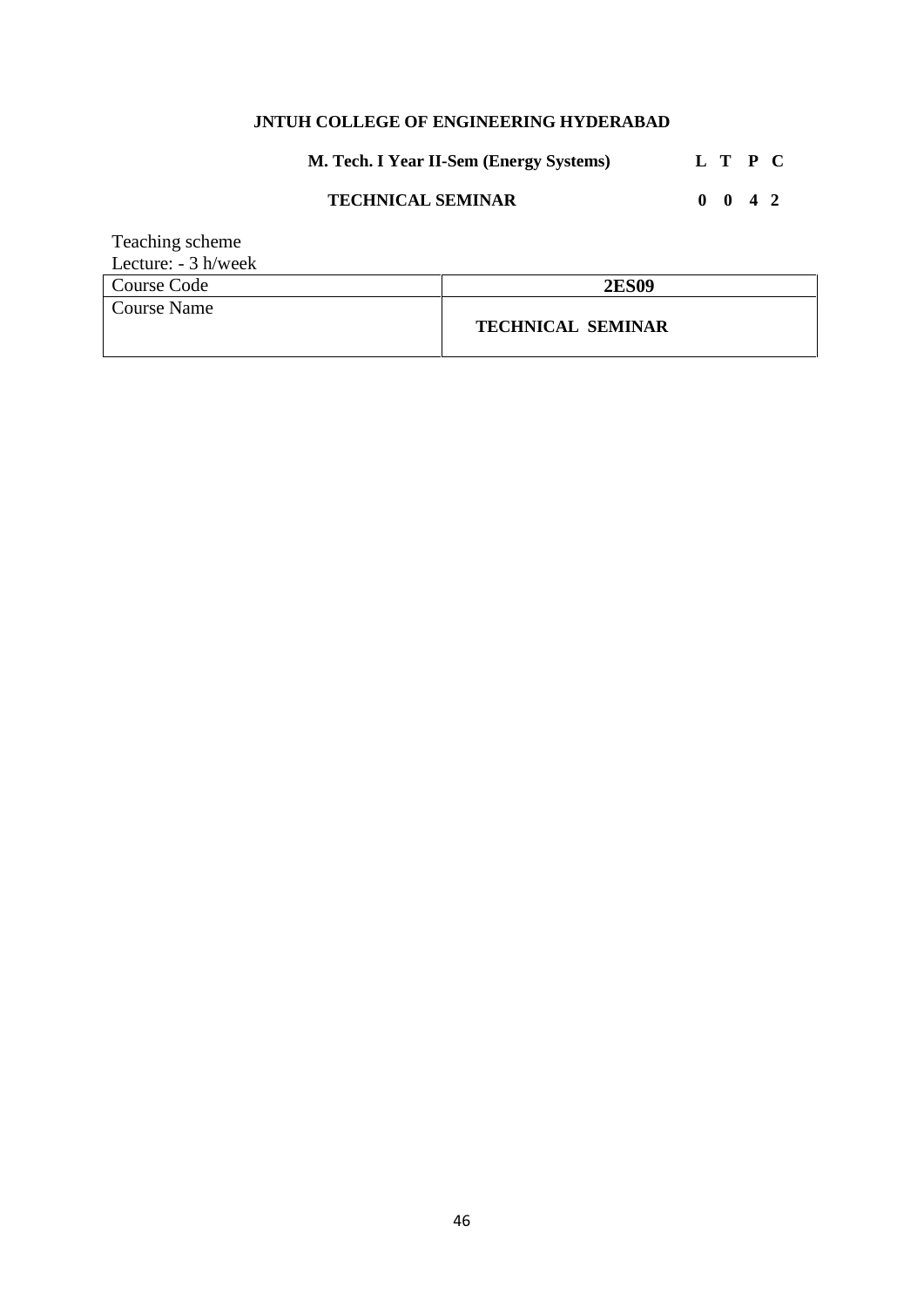**JNTUH COLLEGE OF ENGINEERING HYDERABAD**

**M. Tech. I Year II-Sem (Energy Systems)** **L T P C**

**TECHNICAL SEMINAR** **0 0 4 2**

Teaching scheme
Lecture: - 3 h/week

| Course Code | **2ES09** |
|---|---|
| Course Name | **TECHNICAL SEMINAR** |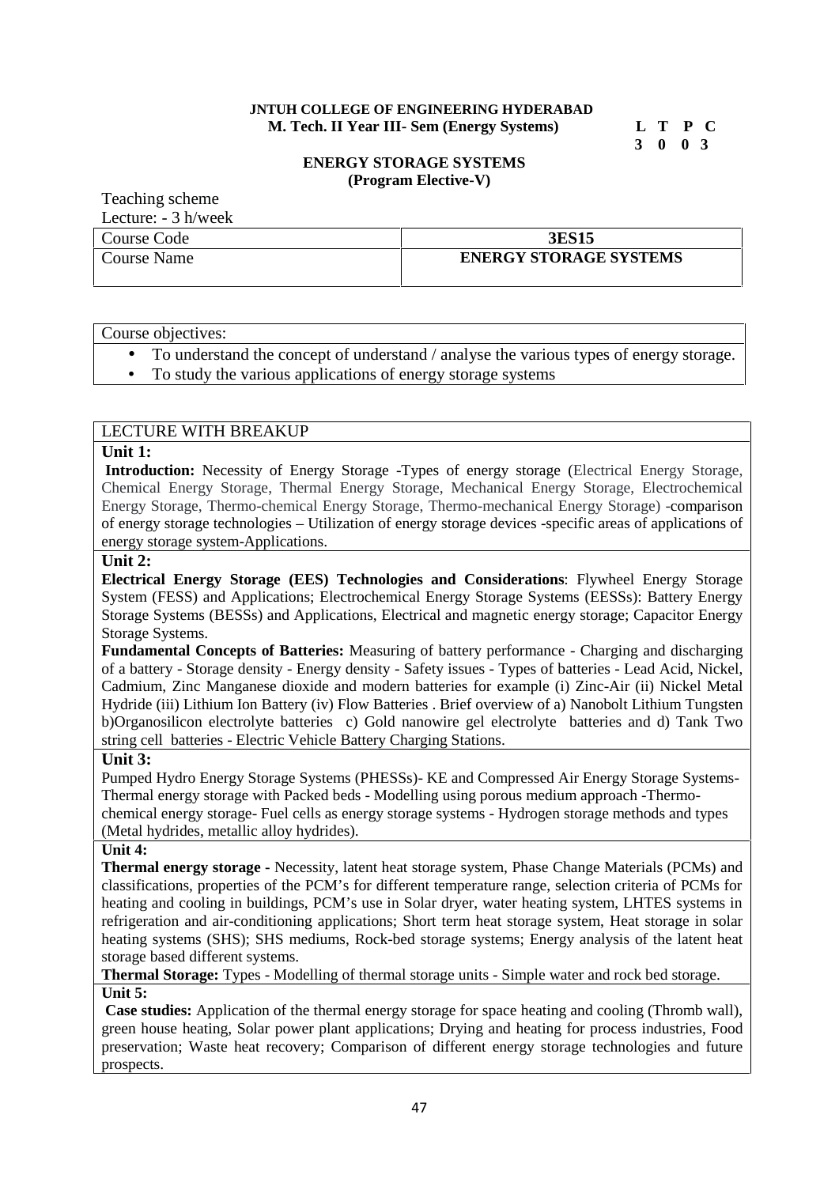**JNTUH COLLEGE OF ENGINEERING HYDERABAD**
**M. Tech. II Year III- Sem (Energy Systems)**

| L | T | P | C |
|---|---|---|---|
| 3 | 0 | 0 | 3 |

## ENERGY STORAGE SYSTEMS
**(Program Elective-V)**

Teaching scheme
Lecture: - 3 h/week

| Course Code | 3ES15 |
|---|---|
| Course Name | ENERGY STORAGE SYSTEMS |

Course objectives:

- To understand the concept of understand / analyse the various types of energy storage.
- To study the various applications of energy storage systems

LECTURE WITH BREAKUP

**Unit 1:**

**Introduction:** Necessity of Energy Storage -Types of energy storage (Electrical Energy Storage, Chemical Energy Storage, Thermal Energy Storage, Mechanical Energy Storage, Electrochemical Energy Storage, Thermo-chemical Energy Storage, Thermo-mechanical Energy Storage) -comparison of energy storage technologies – Utilization of energy storage devices -specific areas of applications of energy storage system-Applications.

**Unit 2:**

**Electrical Energy Storage (EES) Technologies and Considerations**: Flywheel Energy Storage System (FESS) and Applications; Electrochemical Energy Storage Systems (EESSs): Battery Energy Storage Systems (BESSs) and Applications, Electrical and magnetic energy storage; Capacitor Energy Storage Systems.

**Fundamental Concepts of Batteries:** Measuring of battery performance - Charging and discharging of a battery - Storage density - Energy density - Safety issues - Types of batteries - Lead Acid, Nickel, Cadmium, Zinc Manganese dioxide and modern batteries for example (i) Zinc-Air (ii) Nickel Metal Hydride (iii) Lithium Ion Battery (iv) Flow Batteries . Brief overview of a) Nanobolt Lithium Tungsten b)Organosilicon electrolyte batteries c) Gold nanowire gel electrolyte batteries and d) Tank Two string cell batteries - Electric Vehicle Battery Charging Stations.

**Unit 3:**

Pumped Hydro Energy Storage Systems (PHESSs)- KE and Compressed Air Energy Storage Systems-Thermal energy storage with Packed beds - Modelling using porous medium approach -Thermo-chemical energy storage- Fuel cells as energy storage systems - Hydrogen storage methods and types (Metal hydrides, metallic alloy hydrides).

**Unit 4:**

**Thermal energy storage -** Necessity, latent heat storage system, Phase Change Materials (PCMs) and classifications, properties of the PCM's for different temperature range, selection criteria of PCMs for heating and cooling in buildings, PCM's use in Solar dryer, water heating system, LHTES systems in refrigeration and air-conditioning applications; Short term heat storage system, Heat storage in solar heating systems (SHS); SHS mediums, Rock-bed storage systems; Energy analysis of the latent heat storage based different systems.

**Thermal Storage:** Types - Modelling of thermal storage units - Simple water and rock bed storage.

**Unit 5:**

**Case studies:** Application of the thermal energy storage for space heating and cooling (Thromb wall), green house heating, Solar power plant applications; Drying and heating for process industries, Food preservation; Waste heat recovery; Comparison of different energy storage technologies and future prospects.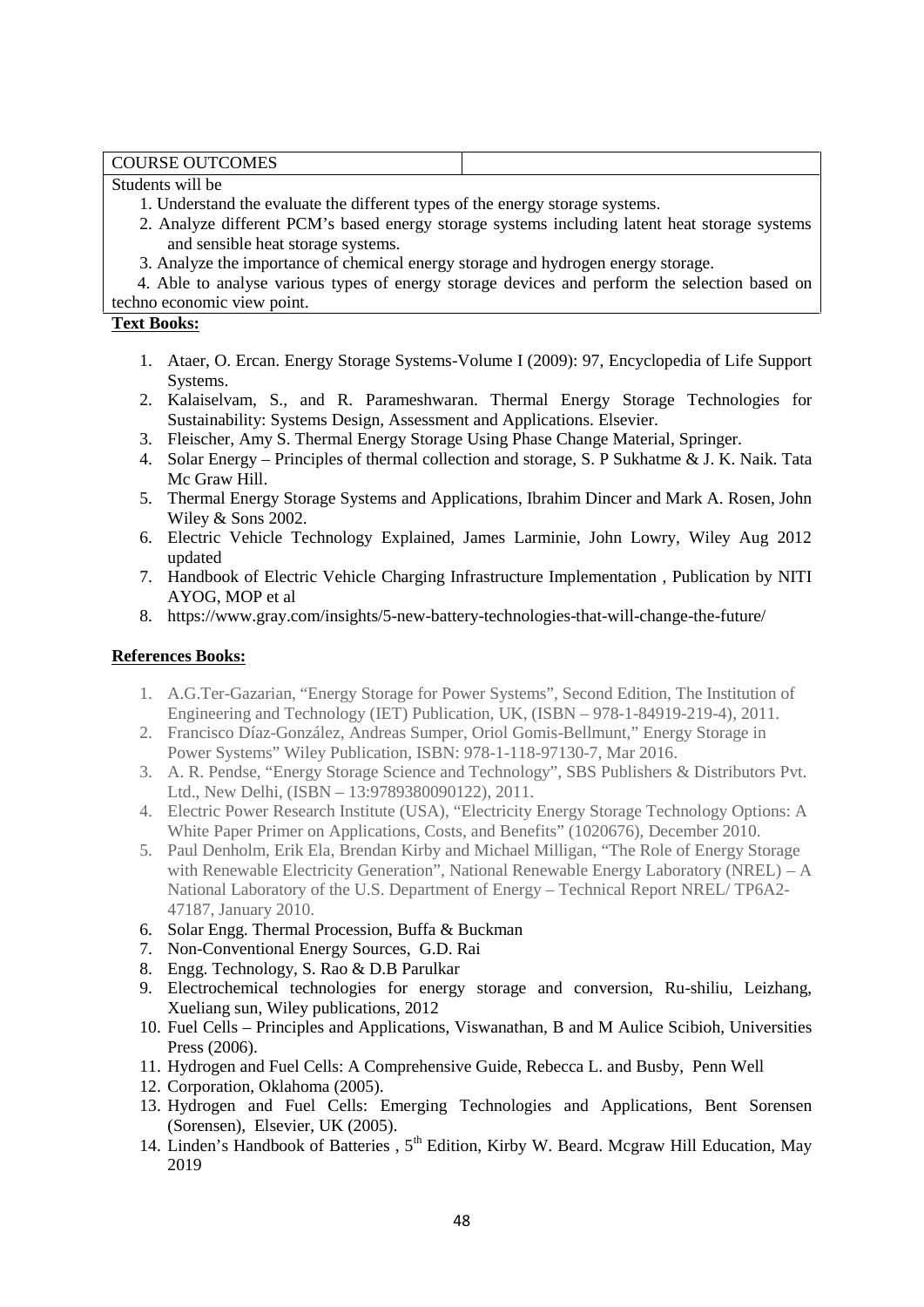| COURSE OUTCOMES | |
| --- | --- |

Students will be

1. Understand the evaluate the different types of the energy storage systems.
2. Analyze different PCM's based energy storage systems including latent heat storage systems and sensible heat storage systems.
3. Analyze the importance of chemical energy storage and hydrogen energy storage.
4. Able to analyse various types of energy storage devices and perform the selection based on techno economic view point.

**Text Books:**

1. Ataer, O. Ercan. Energy Storage Systems-Volume I (2009): 97, Encyclopedia of Life Support Systems.
2. Kalaiselvam, S., and R. Parameshwaran. Thermal Energy Storage Technologies for Sustainability: Systems Design, Assessment and Applications. Elsevier.
3. Fleischer, Amy S. Thermal Energy Storage Using Phase Change Material, Springer.
4. Solar Energy – Principles of thermal collection and storage, S. P Sukhatme & J. K. Naik. Tata Mc Graw Hill.
5. Thermal Energy Storage Systems and Applications, Ibrahim Dincer and Mark A. Rosen, John Wiley & Sons 2002.
6. Electric Vehicle Technology Explained, James Larminie, John Lowry, Wiley Aug 2012 updated
7. Handbook of Electric Vehicle Charging Infrastructure Implementation , Publication by NITI AYOG, MOP et al
8. https://www.gray.com/insights/5-new-battery-technologies-that-will-change-the-future/

**References Books:**

1. A.G.Ter-Gazarian, "Energy Storage for Power Systems", Second Edition, The Institution of Engineering and Technology (IET) Publication, UK, (ISBN – 978-1-84919-219-4), 2011.
2. Francisco Díaz-González, Andreas Sumper, Oriol Gomis-Bellmunt," Energy Storage in Power Systems" Wiley Publication, ISBN: 978-1-118-97130-7, Mar 2016.
3. A. R. Pendse, "Energy Storage Science and Technology", SBS Publishers & Distributors Pvt. Ltd., New Delhi, (ISBN – 13:9789380090122), 2011.
4. Electric Power Research Institute (USA), "Electricity Energy Storage Technology Options: A White Paper Primer on Applications, Costs, and Benefits" (1020676), December 2010.
5. Paul Denholm, Erik Ela, Brendan Kirby and Michael Milligan, "The Role of Energy Storage with Renewable Electricity Generation", National Renewable Energy Laboratory (NREL) – A National Laboratory of the U.S. Department of Energy – Technical Report NREL/ TP6A2-47187, January 2010.
6. Solar Engg. Thermal Procession, Buffa & Buckman
7. Non-Conventional Energy Sources, G.D. Rai
8. Engg. Technology, S. Rao & D.B Parulkar
9. Electrochemical technologies for energy storage and conversion, Ru-shiliu, Leizhang, Xueliang sun, Wiley publications, 2012
10. Fuel Cells – Principles and Applications, Viswanathan, B and M Aulice Scibioh, Universities Press (2006).
11. Hydrogen and Fuel Cells: A Comprehensive Guide, Rebecca L. and Busby, Penn Well
12. Corporation, Oklahoma (2005).
13. Hydrogen and Fuel Cells: Emerging Technologies and Applications, Bent Sorensen (Sorensen), Elsevier, UK (2005).
14. Linden's Handbook of Batteries , 5th Edition, Kirby W. Beard. Mcgraw Hill Education, May 2019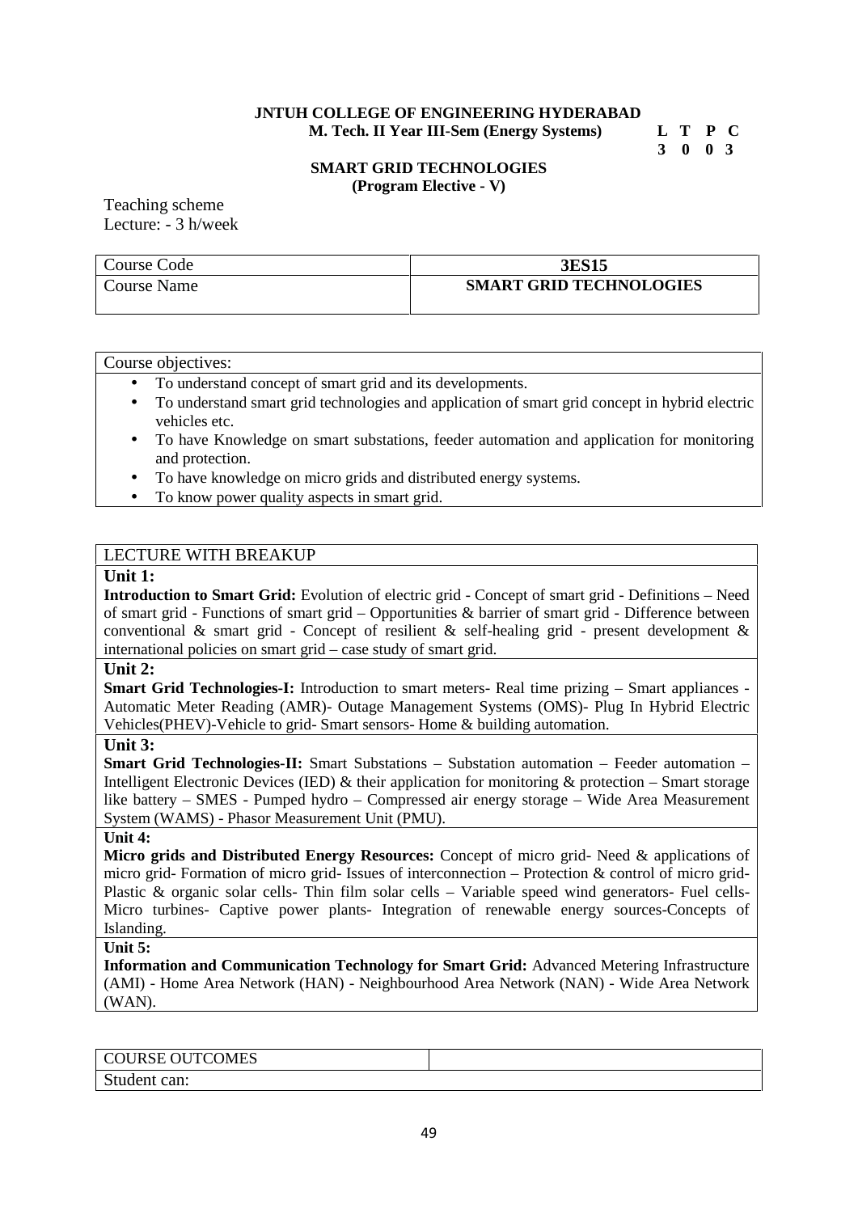**JNTUH COLLEGE OF ENGINEERING HYDERABAD**
**M. Tech. II Year III-Sem (Energy Systems)**

| L | T | P | C |
|---|---|---|---|
| 3 | 0 | 0 | 3 |

## SMART GRID TECHNOLOGIES
**(Program Elective - V)**

Teaching scheme
Lecture: - 3 h/week

| Course Code | **3ES15** |
|---|---|
| Course Name | **SMART GRID TECHNOLOGIES** |

Course objectives:

- To understand concept of smart grid and its developments.
- To understand smart grid technologies and application of smart grid concept in hybrid electric vehicles etc.
- To have Knowledge on smart substations, feeder automation and application for monitoring and protection.
- To have knowledge on micro grids and distributed energy systems.
- To know power quality aspects in smart grid.

LECTURE WITH BREAKUP

**Unit 1:**
**Introduction to Smart Grid:** Evolution of electric grid - Concept of smart grid - Definitions – Need of smart grid - Functions of smart grid – Opportunities & barrier of smart grid - Difference between conventional & smart grid - Concept of resilient & self-healing grid - present development & international policies on smart grid – case study of smart grid.

**Unit 2:**
**Smart Grid Technologies-I:** Introduction to smart meters- Real time prizing – Smart appliances - Automatic Meter Reading (AMR)- Outage Management Systems (OMS)- Plug In Hybrid Electric Vehicles(PHEV)-Vehicle to grid- Smart sensors- Home & building automation.

**Unit 3:**
**Smart Grid Technologies-II:** Smart Substations – Substation automation – Feeder automation – Intelligent Electronic Devices (IED) & their application for monitoring & protection – Smart storage like battery – SMES - Pumped hydro – Compressed air energy storage – Wide Area Measurement System (WAMS) - Phasor Measurement Unit (PMU).

**Unit 4:**
**Micro grids and Distributed Energy Resources:** Concept of micro grid- Need & applications of micro grid- Formation of micro grid- Issues of interconnection – Protection & control of micro grid- Plastic & organic solar cells- Thin film solar cells – Variable speed wind generators- Fuel cells- Micro turbines- Captive power plants- Integration of renewable energy sources-Concepts of Islanding.

**Unit 5:**
**Information and Communication Technology for Smart Grid:** Advanced Metering Infrastructure (AMI) - Home Area Network (HAN) - Neighbourhood Area Network (NAN) - Wide Area Network (WAN).

| COURSE OUTCOMES | |
|---|---|
| Student can: | |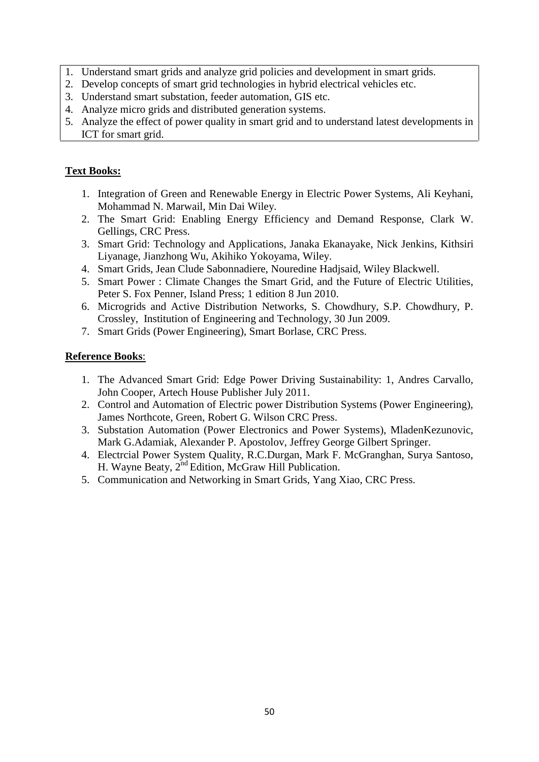1. Understand smart grids and analyze grid policies and development in smart grids.
2. Develop concepts of smart grid technologies in hybrid electrical vehicles etc.
3. Understand smart substation, feeder automation, GIS etc.
4. Analyze micro grids and distributed generation systems.
5. Analyze the effect of power quality in smart grid and to understand latest developments in ICT for smart grid.

**Text Books:**

1. Integration of Green and Renewable Energy in Electric Power Systems, Ali Keyhani, Mohammad N. Marwail, Min Dai Wiley.
2. The Smart Grid: Enabling Energy Efficiency and Demand Response, Clark W. Gellings, CRC Press.
3. Smart Grid: Technology and Applications, Janaka Ekanayake, Nick Jenkins, Kithsiri Liyanage, Jianzhong Wu, Akihiko Yokoyama, Wiley.
4. Smart Grids, Jean Clude Sabonnadiere, Nouredine Hadjsaid, Wiley Blackwell.
5. Smart Power : Climate Changes the Smart Grid, and the Future of Electric Utilities, Peter S. Fox Penner, Island Press; 1 edition 8 Jun 2010.
6. Microgrids and Active Distribution Networks, S. Chowdhury, S.P. Chowdhury, P. Crossley, Institution of Engineering and Technology, 30 Jun 2009.
7. Smart Grids (Power Engineering), Smart Borlase, CRC Press.

**Reference Books**:

1. The Advanced Smart Grid: Edge Power Driving Sustainability: 1, Andres Carvallo, John Cooper, Artech House Publisher July 2011.
2. Control and Automation of Electric power Distribution Systems (Power Engineering), James Northcote, Green, Robert G. Wilson CRC Press.
3. Substation Automation (Power Electronics and Power Systems), MladenKezunovic, Mark G.Adamiak, Alexander P. Apostolov, Jeffrey George Gilbert Springer.
4. Electrcial Power System Quality, R.C.Durgan, Mark F. McGranghan, Surya Santoso, H. Wayne Beaty, 2nd Edition, McGraw Hill Publication.
5. Communication and Networking in Smart Grids, Yang Xiao, CRC Press.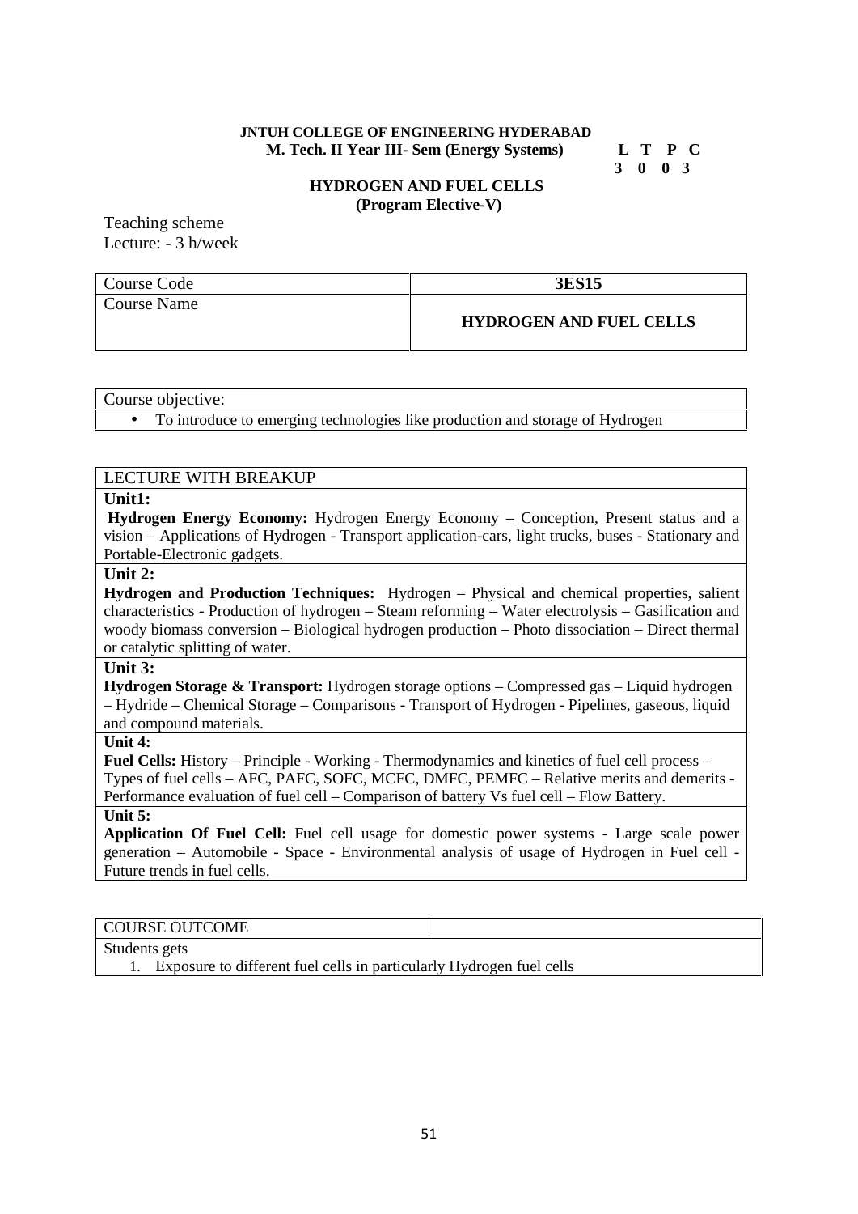**JNTUH COLLEGE OF ENGINEERING HYDERABAD**

**M. Tech. II Year III- Sem (Energy Systems)**

| L | T | P | C |
|---|---|---|---|
| 3 | 0 | 0 | 3 |

## HYDROGEN AND FUEL CELLS
### (Program Elective-V)

Teaching scheme
Lecture: - 3 h/week

| Course Code | **3ES15** |
|---|---|
| Course Name | **HYDROGEN AND FUEL CELLS** |

| Course objective: |
|---|
| • To introduce to emerging technologies like production and storage of Hydrogen |

| LECTURE WITH BREAKUP |
|---|
| **Unit1:** |
| **Hydrogen Energy Economy:** Hydrogen Energy Economy – Conception, Present status and a vision – Applications of Hydrogen - Transport application-cars, light trucks, buses - Stationary and Portable-Electronic gadgets. |
| **Unit 2:** |
| **Hydrogen and Production Techniques:** Hydrogen – Physical and chemical properties, salient characteristics - Production of hydrogen – Steam reforming – Water electrolysis – Gasification and woody biomass conversion – Biological hydrogen production – Photo dissociation – Direct thermal or catalytic splitting of water. |
| **Unit 3:** |
| **Hydrogen Storage & Transport:** Hydrogen storage options – Compressed gas – Liquid hydrogen – Hydride – Chemical Storage – Comparisons - Transport of Hydrogen - Pipelines, gaseous, liquid and compound materials. |
| **Unit 4:** |
| **Fuel Cells:** History – Principle - Working - Thermodynamics and kinetics of fuel cell process – Types of fuel cells – AFC, PAFC, SOFC, MCFC, DMFC, PEMFC – Relative merits and demerits - Performance evaluation of fuel cell – Comparison of battery Vs fuel cell – Flow Battery. |
| **Unit 5:** |
| **Application Of Fuel Cell:** Fuel cell usage for domestic power systems - Large scale power generation – Automobile - Space - Environmental analysis of usage of Hydrogen in Fuel cell - Future trends in fuel cells. |

| COURSE OUTCOME | |
|---|---|
| Students gets | |
| 1. Exposure to different fuel cells in particularly Hydrogen fuel cells | |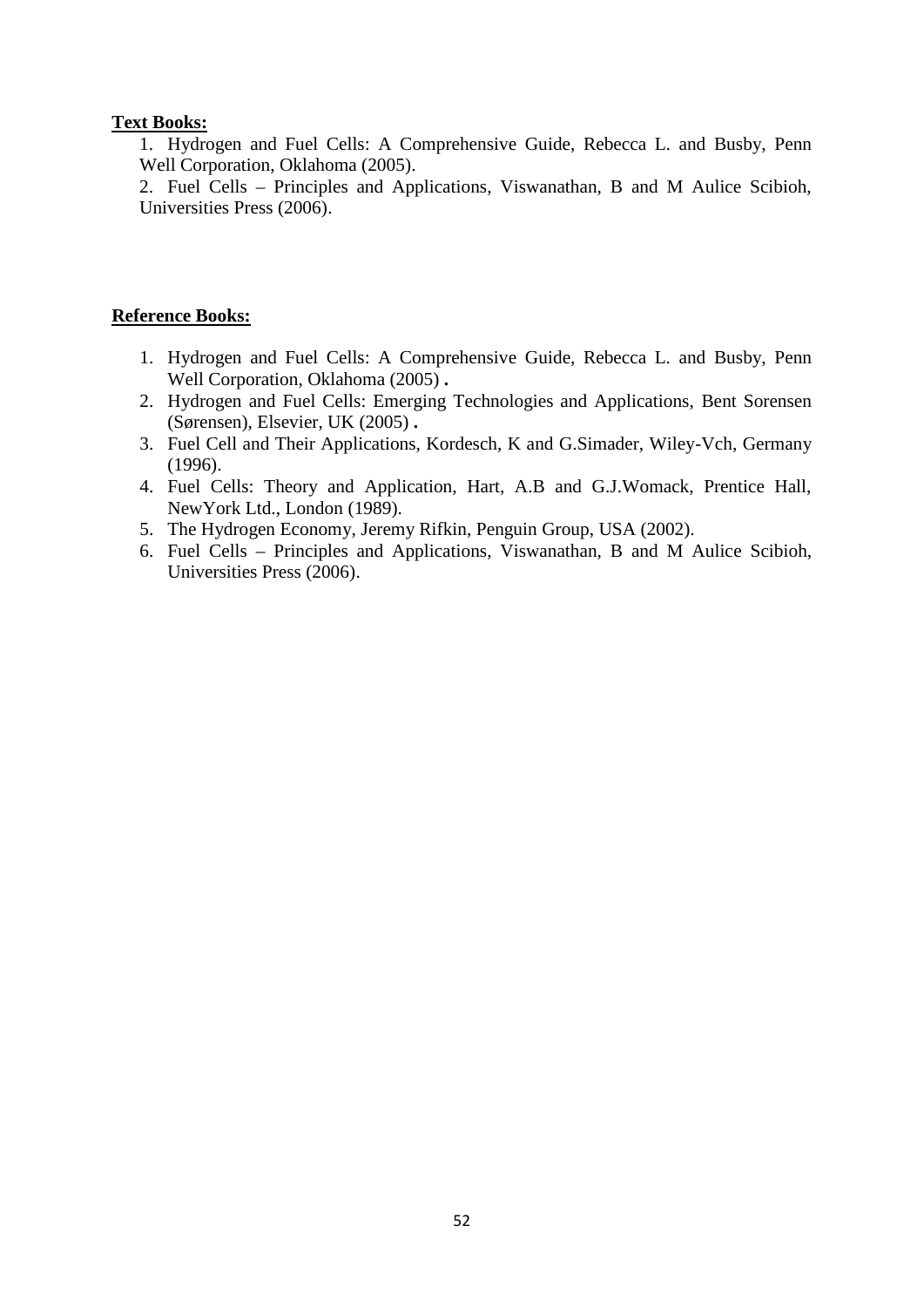**Text Books:**

1. Hydrogen and Fuel Cells: A Comprehensive Guide, Rebecca L. and Busby, Penn Well Corporation, Oklahoma (2005).
2. Fuel Cells – Principles and Applications, Viswanathan, B and M Aulice Scibioh, Universities Press (2006).

**Reference Books:**

1. Hydrogen and Fuel Cells: A Comprehensive Guide, Rebecca L. and Busby, Penn Well Corporation, Oklahoma (2005) **.**
2. Hydrogen and Fuel Cells: Emerging Technologies and Applications, Bent Sorensen (Sørensen), Elsevier, UK (2005) **.**
3. Fuel Cell and Their Applications, Kordesch, K and G.Simader, Wiley-Vch, Germany (1996).
4. Fuel Cells: Theory and Application, Hart, A.B and G.J.Womack, Prentice Hall, NewYork Ltd., London (1989).
5. The Hydrogen Economy, Jeremy Rifkin, Penguin Group, USA (2002).
6. Fuel Cells – Principles and Applications, Viswanathan, B and M Aulice Scibioh, Universities Press (2006).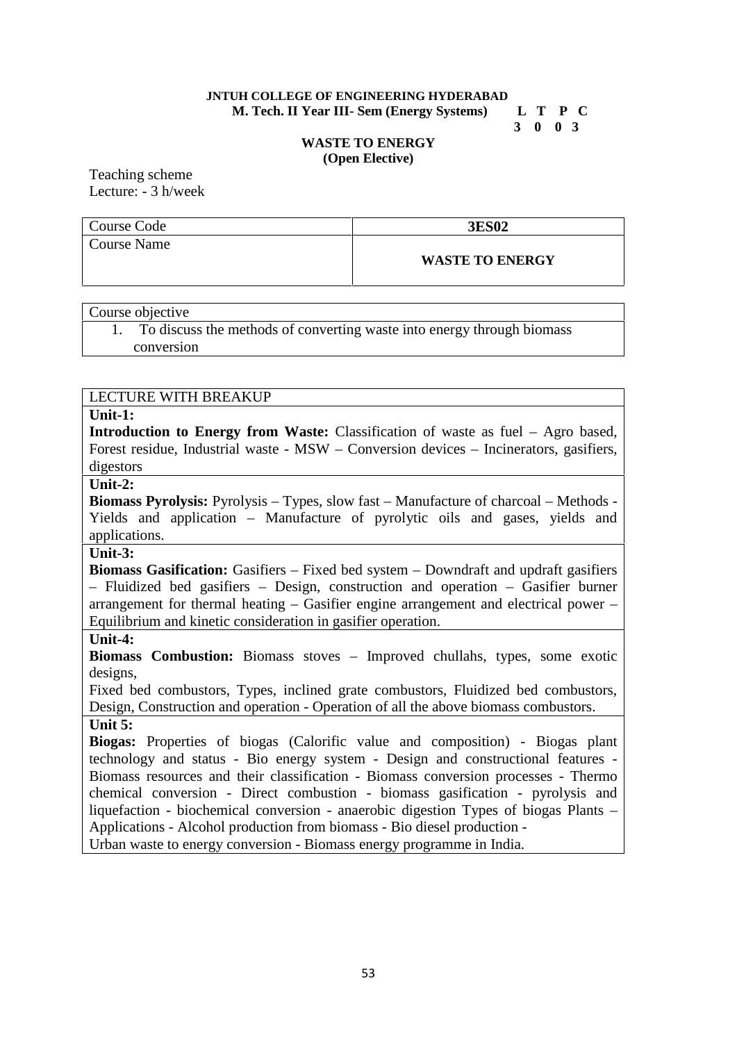**JNTUH COLLEGE OF ENGINEERING HYDERABAD**
**M. Tech. II Year III- Sem (Energy Systems)**

| L | T | P | C |
|---|---|---|---|
| 3 | 0 | 0 | 3 |

## WASTE TO ENERGY
### (Open Elective)

Teaching scheme
Lecture: - 3 h/week

| Course Code | **3ES02** |
|---|---|
| Course Name | **WASTE TO ENERGY** |

| Course objective |
|---|
| 1. To discuss the methods of converting waste into energy through biomass conversion |

| LECTURE WITH BREAKUP |
|---|
| **Unit-1:** **Introduction to Energy from Waste:** Classification of waste as fuel – Agro based, Forest residue, Industrial waste - MSW – Conversion devices – Incinerators, gasifiers, digestors |
| **Unit-2:** **Biomass Pyrolysis:** Pyrolysis – Types, slow fast – Manufacture of charcoal – Methods - Yields and application – Manufacture of pyrolytic oils and gases, yields and applications. |
| **Unit-3:** **Biomass Gasification:** Gasifiers – Fixed bed system – Downdraft and updraft gasifiers – Fluidized bed gasifiers – Design, construction and operation – Gasifier burner arrangement for thermal heating – Gasifier engine arrangement and electrical power – Equilibrium and kinetic consideration in gasifier operation. |
| **Unit-4:** **Biomass Combustion:** Biomass stoves – Improved chullahs, types, some exotic designs, Fixed bed combustors, Types, inclined grate combustors, Fluidized bed combustors, Design, Construction and operation - Operation of all the above biomass combustors. |
| **Unit 5:** **Biogas:** Properties of biogas (Calorific value and composition) - Biogas plant technology and status - Bio energy system - Design and constructional features - Biomass resources and their classification - Biomass conversion processes - Thermo chemical conversion - Direct combustion - biomass gasification - pyrolysis and liquefaction - biochemical conversion - anaerobic digestion Types of biogas Plants – Applications - Alcohol production from biomass - Bio diesel production - Urban waste to energy conversion - Biomass energy programme in India. |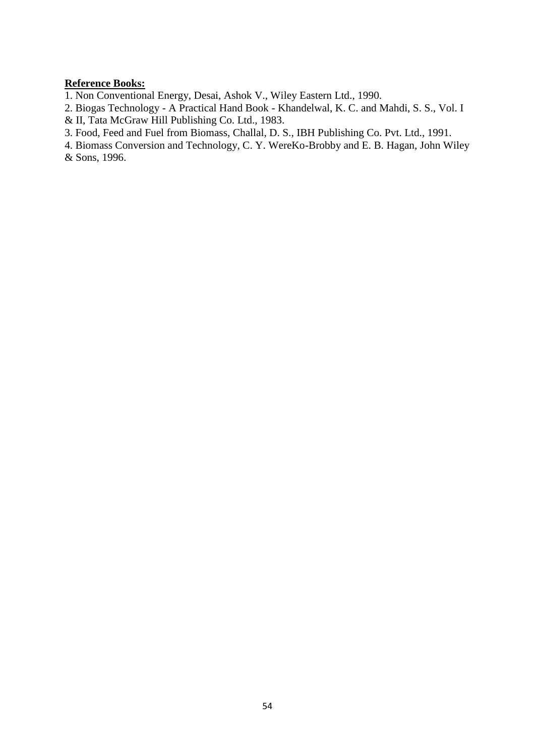**Reference Books:**

1. Non Conventional Energy, Desai, Ashok V., Wiley Eastern Ltd., 1990.
2. Biogas Technology - A Practical Hand Book - Khandelwal, K. C. and Mahdi, S. S., Vol. I & II, Tata McGraw Hill Publishing Co. Ltd., 1983.
3. Food, Feed and Fuel from Biomass, Challal, D. S., IBH Publishing Co. Pvt. Ltd., 1991.
4. Biomass Conversion and Technology, C. Y. WereKo-Brobby and E. B. Hagan, John Wiley & Sons, 1996.